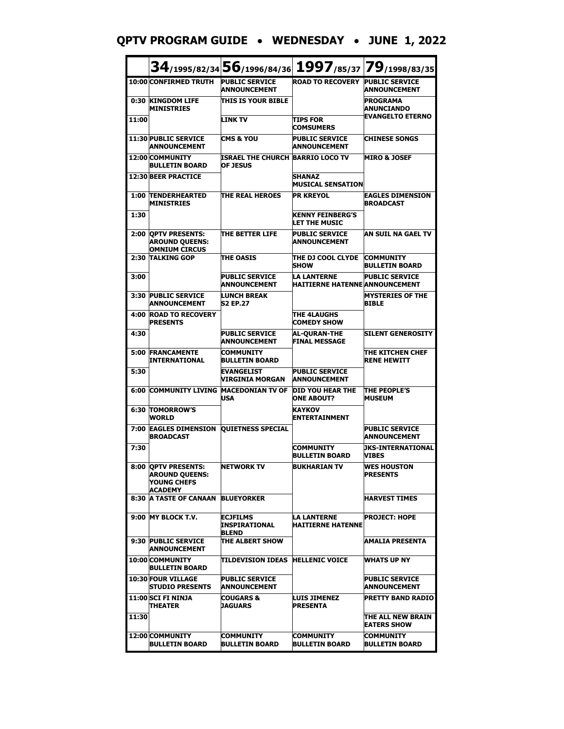# QPTV PROGRAM GUIDE • WEDNESDAY • JUNE 1, 2022

| | 34/1995/82/34 | 56/1996/84/36 | 1997/85/37 | 79/1998/83/35 |
|---|---|---|---|---|
| 10:00 | CONFIRMED TRUTH | PUBLIC SERVICE ANNOUNCEMENT | ROAD TO RECOVERY | PUBLIC SERVICE ANNOUNCEMENT |
| 0:30 | KINGDOM LIFE MINISTRIES | THIS IS YOUR BIBLE | | PROGRAMA ANUNCIANDO EVANGELTO ETERNO |
| 11:00 | | LINK TV | TIPS FOR COMSUMERS | |
| 11:30 | PUBLIC SERVICE ANNOUNCEMENT | CMS & YOU | PUBLIC SERVICE ANNOUNCEMENT | CHINESE SONGS |
| 12:00 | COMMUNITY BULLETIN BOARD | ISRAEL THE CHURCH OF JESUS | BARRIO LOCO TV | MIRO & JOSEF |
| 12:30 | BEER PRACTICE | | SHANAZ MUSICAL SENSATION | |
| 1:00 | TENDERHEARTED MINISTRIES | THE REAL HEROES | PR KREYOL | EAGLES DIMENSION BROADCAST |
| 1:30 | | | KENNY FEINBERG'S LET THE MUSIC | |
| 2:00 | QPTV PRESENTS: AROUND QUEENS: OMNIUM CIRCUS | THE BETTER LIFE | PUBLIC SERVICE ANNOUNCEMENT | AN SUIL NA GAEL TV |
| 2:30 | TALKING GOP | THE OASIS | THE DJ COOL CLYDE SHOW | COMMUNITY BULLETIN BOARD |
| 3:00 | | PUBLIC SERVICE ANNOUNCEMENT | LA LANTERNE HAITIERNE HATENNE | PUBLIC SERVICE ANNOUNCEMENT |
| 3:30 | PUBLIC SERVICE ANNOUNCEMENT | LUNCH BREAK S2 EP.27 | | MYSTERIES OF THE BIBLE |
| 4:00 | ROAD TO RECOVERY PRESENTS | | THE 4LAUGHS COMEDY SHOW | |
| 4:30 | | PUBLIC SERVICE ANNOUNCEMENT | AL-QURAN-THE FINAL MESSAGE | SILENT GENEROSITY |
| 5:00 | FRANCAMENTE INTERNATIONAL | COMMUNITY BULLETIN BOARD | | THE KITCHEN CHEF RENE HEWITT |
| 5:30 | | EVANGELIST VIRGINIA MORGAN | PUBLIC SERVICE ANNOUNCEMENT | |
| 6:00 | COMMUNITY LIVING | MACEDONIAN TV OF USA | DID YOU HEAR THE ONE ABOUT? | THE PEOPLE'S MUSEUM |
| 6:30 | TOMORROW'S WORLD | | KAYKOV ENTERTAINMENT | |
| 7:00 | EAGLES DIMENSION BROADCAST | QUIETNESS SPECIAL | | PUBLIC SERVICE ANNOUNCEMENT |
| 7:30 | | | COMMUNITY BULLETIN BOARD | JKS-INTERNATIONAL VIBES |
| 8:00 | QPTV PRESENTS: AROUND QUEENS: YOUNG CHEFS ACADEMY | NETWORK TV | BUKHARIAN TV | WES HOUSTON PRESENTS |
| 8:30 | A TASTE OF CANAAN | BLUEYORKER | | HARVEST TIMES |
| 9:00 | MY BLOCK T.V. | ECJFILMS INSPIRATIONAL BLEND | LA LANTERNE HAITIERNE HATENNE | PROJECT: HOPE |
| 9:30 | PUBLIC SERVICE ANNOUNCEMENT | THE ALBERT SHOW | | AMALIA PRESENTA |
| 10:00 | COMMUNITY BULLETIN BOARD | TILDEVISION IDEAS | HELLENIC VOICE | WHATS UP NY |
| 10:30 | FOUR VILLAGE STUDIO PRESENTS | PUBLIC SERVICE ANNOUNCEMENT | | PUBLIC SERVICE ANNOUNCEMENT |
| 11:00 | SCI FI NINJA THEATER | COUGARS & JAGUARS | LUIS JIMENEZ PRESENTA | PRETTY BAND RADIO |
| 11:30 | | | | THE ALL NEW BRAIN EATERS SHOW |
| 12:00 | COMMUNITY BULLETIN BOARD | COMMUNITY BULLETIN BOARD | COMMUNITY BULLETIN BOARD | COMMUNITY BULLETIN BOARD |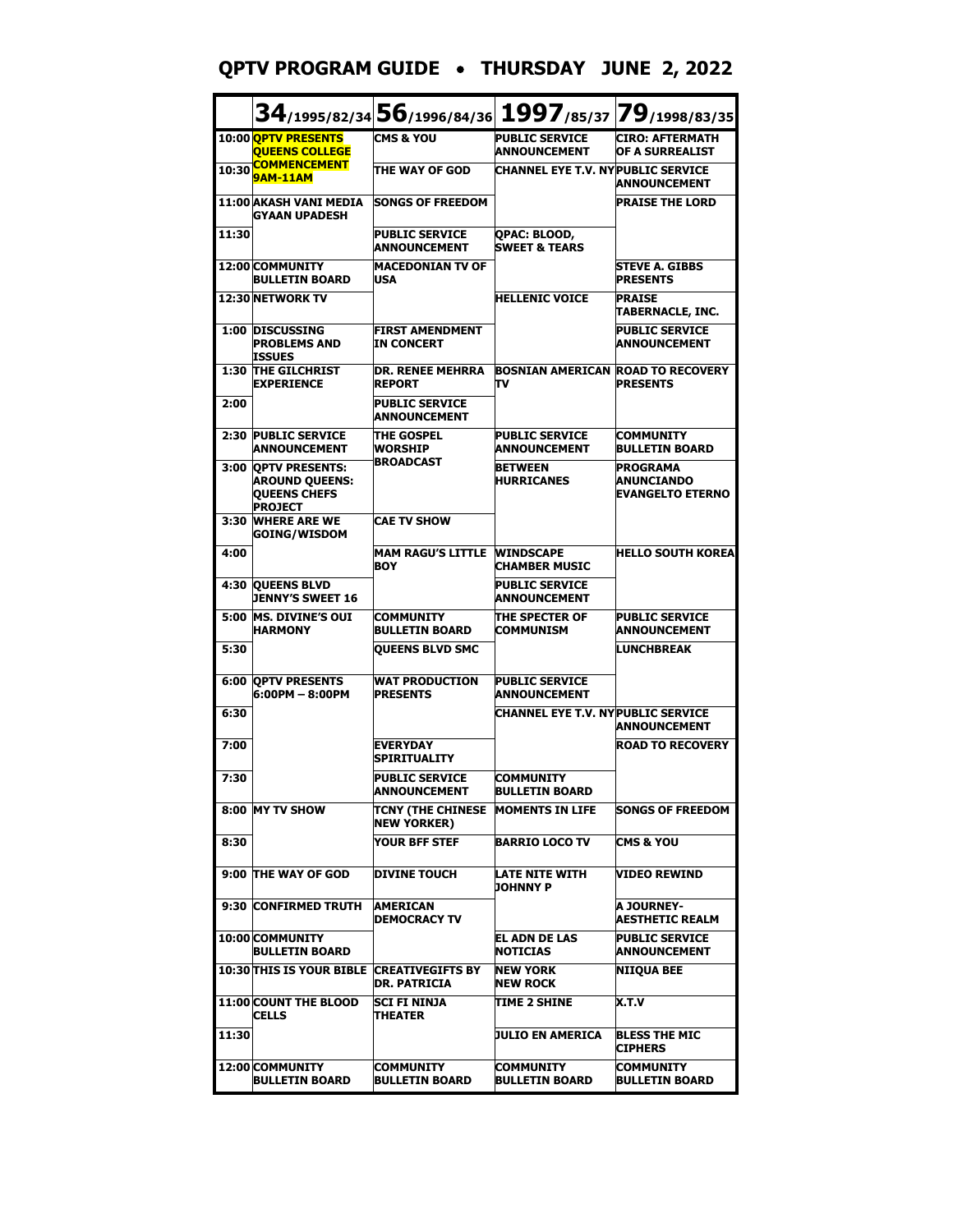# QPTV PROGRAM GUIDE • THURSDAY JUNE 2, 2022

| | 34/1995/82/34 | 56/1996/84/36 | 1997/85/37 | 79/1998/83/35 |
|---|---|---|---|---|
| 10:00 | QPTV PRESENTS QUEENS COLLEGE COMMENCEMENT 9AM-11AM | CMS & YOU | PUBLIC SERVICE ANNOUNCEMENT | CIRO: AFTERMATH OF A SURREALIST |
| 10:30 | | THE WAY OF GOD | CHANNEL EYE T.V. NY | PUBLIC SERVICE ANNOUNCEMENT |
| 11:00 | AKASH VANI MEDIA GYAAN UPADESH | SONGS OF FREEDOM | | PRAISE THE LORD |
| 11:30 | | PUBLIC SERVICE ANNOUNCEMENT | QPAC: BLOOD, SWEET & TEARS | |
| 12:00 | COMMUNITY BULLETIN BOARD | MACEDONIAN TV OF USA | | STEVE A. GIBBS PRESENTS |
| 12:30 | NETWORK TV | | HELLENIC VOICE | PRAISE TABERNACLE, INC. |
| 1:00 | DISCUSSING PROBLEMS AND ISSUES | FIRST AMENDMENT IN CONCERT | | PUBLIC SERVICE ANNOUNCEMENT |
| 1:30 | THE GILCHRIST EXPERIENCE | DR. RENEE MEHRRA REPORT | BOSNIAN AMERICAN TV | ROAD TO RECOVERY PRESENTS |
| 2:00 | | PUBLIC SERVICE ANNOUNCEMENT | | |
| 2:30 | PUBLIC SERVICE ANNOUNCEMENT | THE GOSPEL WORSHIP BROADCAST | PUBLIC SERVICE ANNOUNCEMENT | COMMUNITY BULLETIN BOARD |
| 3:00 | QPTV PRESENTS: AROUND QUEENS: QUEENS CHEFS PROJECT | | BETWEEN HURRICANES | PROGRAMA ANUNCIANDO EVANGELTO ETERNO |
| 3:30 | WHERE ARE WE GOING/WISDOM | CAE TV SHOW | | |
| 4:00 | | MAM RAGU'S LITTLE BOY | WINDSCAPE CHAMBER MUSIC | HELLO SOUTH KOREA |
| 4:30 | QUEENS BLVD JENNY'S SWEET 16 | | PUBLIC SERVICE ANNOUNCEMENT | |
| 5:00 | MS. DIVINE'S OUI HARMONY | COMMUNITY BULLETIN BOARD | THE SPECTER OF COMMUNISM | PUBLIC SERVICE ANNOUNCEMENT |
| 5:30 | | QUEENS BLVD SMC | | LUNCHBREAK |
| 6:00 | QPTV PRESENTS 6:00PM – 8:00PM | WAT PRODUCTION PRESENTS | PUBLIC SERVICE ANNOUNCEMENT | |
| 6:30 | | | CHANNEL EYE T.V. NY | PUBLIC SERVICE ANNOUNCEMENT |
| 7:00 | | EVERYDAY SPIRITUALITY | | ROAD TO RECOVERY |
| 7:30 | | PUBLIC SERVICE ANNOUNCEMENT | COMMUNITY BULLETIN BOARD | |
| 8:00 | MY TV SHOW | TCNY (THE CHINESE NEW YORKER) | MOMENTS IN LIFE | SONGS OF FREEDOM |
| 8:30 | | YOUR BFF STEF | BARRIO LOCO TV | CMS & YOU |
| 9:00 | THE WAY OF GOD | DIVINE TOUCH | LATE NITE WITH JOHNNY P | VIDEO REWIND |
| 9:30 | CONFIRMED TRUTH | AMERICAN DEMOCRACY TV | | A JOURNEY-AESTHETIC REALM |
| 10:00 | COMMUNITY BULLETIN BOARD | | EL ADN DE LAS NOTICIAS | PUBLIC SERVICE ANNOUNCEMENT |
| 10:30 | THIS IS YOUR BIBLE | CREATIVEGIFTS BY DR. PATRICIA | NEW YORK NEW ROCK | NIIQUA BEE |
| 11:00 | COUNT THE BLOOD CELLS | SCI FI NINJA THEATER | TIME 2 SHINE | X.T.V |
| 11:30 | | | JULIO EN AMERICA | BLESS THE MIC CIPHERS |
| 12:00 | COMMUNITY BULLETIN BOARD | COMMUNITY BULLETIN BOARD | COMMUNITY BULLETIN BOARD | COMMUNITY BULLETIN BOARD |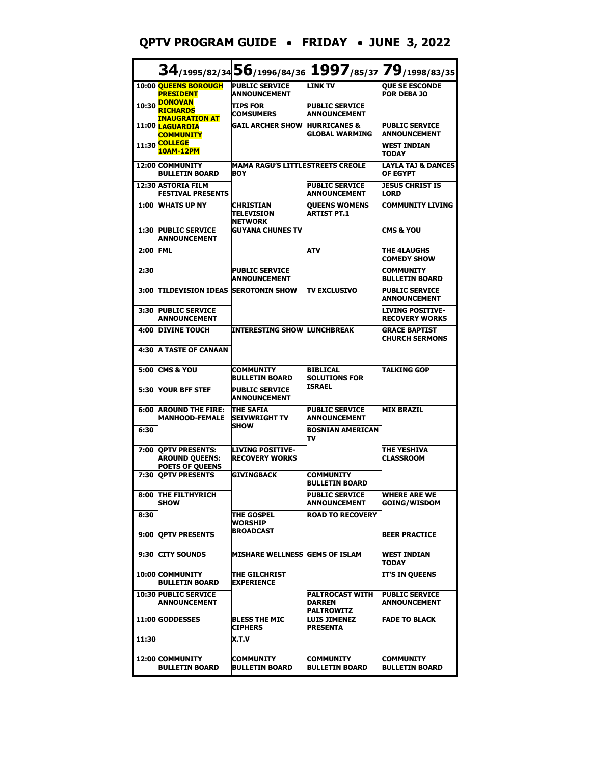# QPTV PROGRAM GUIDE • FRIDAY • JUNE 3, 2022

| | 34/1995/82/34 | 56/1996/84/36 | 1997/85/37 | 79/1998/83/35 |
|---|---|---|---|---|
| 10:00 | QUEENS BOROUGH PRESIDENT DONOVAN RICHARDS INAUGRATION AT LAGUARDIA COMMUNITY COLLEGE 10AM-12PM | PUBLIC SERVICE ANNOUNCEMENT | LINK TV | QUE SE ESCONDE POR DEBA JO |
| 10:30 | | TIPS FOR COMSUMERS | PUBLIC SERVICE ANNOUNCEMENT | |
| 11:00 | | GAIL ARCHER SHOW | HURRICANES & GLOBAL WARMING | PUBLIC SERVICE ANNOUNCEMENT |
| 11:30 | | | | WEST INDIAN TODAY |
| 12:00 | COMMUNITY BULLETIN BOARD | MAMA RAGU'S LITTLE BOY | STREETS CREOLE | LAYLA TAJ & DANCES OF EGYPT |
| 12:30 | ASTORIA FILM FESTIVAL PRESENTS | | PUBLIC SERVICE ANNOUNCEMENT | JESUS CHRIST IS LORD |
| 1:00 | WHATS UP NY | CHRISTIAN TELEVISION NETWORK | QUEENS WOMENS ARTIST PT.1 | COMMUNITY LIVING |
| 1:30 | PUBLIC SERVICE ANNOUNCEMENT | GUYANA CHUNES TV | | CMS & YOU |
| 2:00 | FML | | ATV | THE 4LAUGHS COMEDY SHOW |
| 2:30 | | PUBLIC SERVICE ANNOUNCEMENT | | COMMUNITY BULLETIN BOARD |
| 3:00 | TILDEVISION IDEAS | SEROTONIN SHOW | TV EXCLUSIVO | PUBLIC SERVICE ANNOUNCEMENT |
| 3:30 | PUBLIC SERVICE ANNOUNCEMENT | | | LIVING POSITIVE-RECOVERY WORKS |
| 4:00 | DIVINE TOUCH | INTERESTING SHOW | LUNCHBREAK | GRACE BAPTIST CHURCH SERMONS |
| 4:30 | A TASTE OF CANAAN | | | |
| 5:00 | CMS & YOU | COMMUNITY BULLETIN BOARD | BIBLICAL SOLUTIONS FOR ISRAEL | TALKING GOP |
| 5:30 | YOUR BFF STEF | PUBLIC SERVICE ANNOUNCEMENT | | |
| 6:00 | AROUND THE FIRE: MANHOOD-FEMALE | THE SAFIA SEIVWRIGHT TV SHOW | PUBLIC SERVICE ANNOUNCEMENT | MIX BRAZIL |
| 6:30 | | | BOSNIAN AMERICAN TV | |
| 7:00 | QPTV PRESENTS: AROUND QUEENS: POETS OF QUEENS | LIVING POSITIVE-RECOVERY WORKS | | THE YESHIVA CLASSROOM |
| 7:30 | QPTV PRESENTS | GIVINGBACK | COMMUNITY BULLETIN BOARD | |
| 8:00 | THE FILTHYRICH SHOW | | PUBLIC SERVICE ANNOUNCEMENT | WHERE ARE WE GOING/WISDOM |
| 8:30 | | THE GOSPEL WORSHIP BROADCAST | ROAD TO RECOVERY | |
| 9:00 | QPTV PRESENTS | | | BEER PRACTICE |
| 9:30 | CITY SOUNDS | MISHARE WELLNESS | GEMS OF ISLAM | WEST INDIAN TODAY |
| 10:00 | COMMUNITY BULLETIN BOARD | THE GILCHRIST EXPERIENCE | | IT'S IN QUEENS |
| 10:30 | PUBLIC SERVICE ANNOUNCEMENT | | PALTROCAST WITH DARREN PALTROWITZ | PUBLIC SERVICE ANNOUNCEMENT |
| 11:00 | GODDESSES | BLESS THE MIC CIPHERS | LUIS JIMENEZ PRESENTA | FADE TO BLACK |
| 11:30 | | X.T.V | | |
| 12:00 | COMMUNITY BULLETIN BOARD | COMMUNITY BULLETIN BOARD | COMMUNITY BULLETIN BOARD | COMMUNITY BULLETIN BOARD |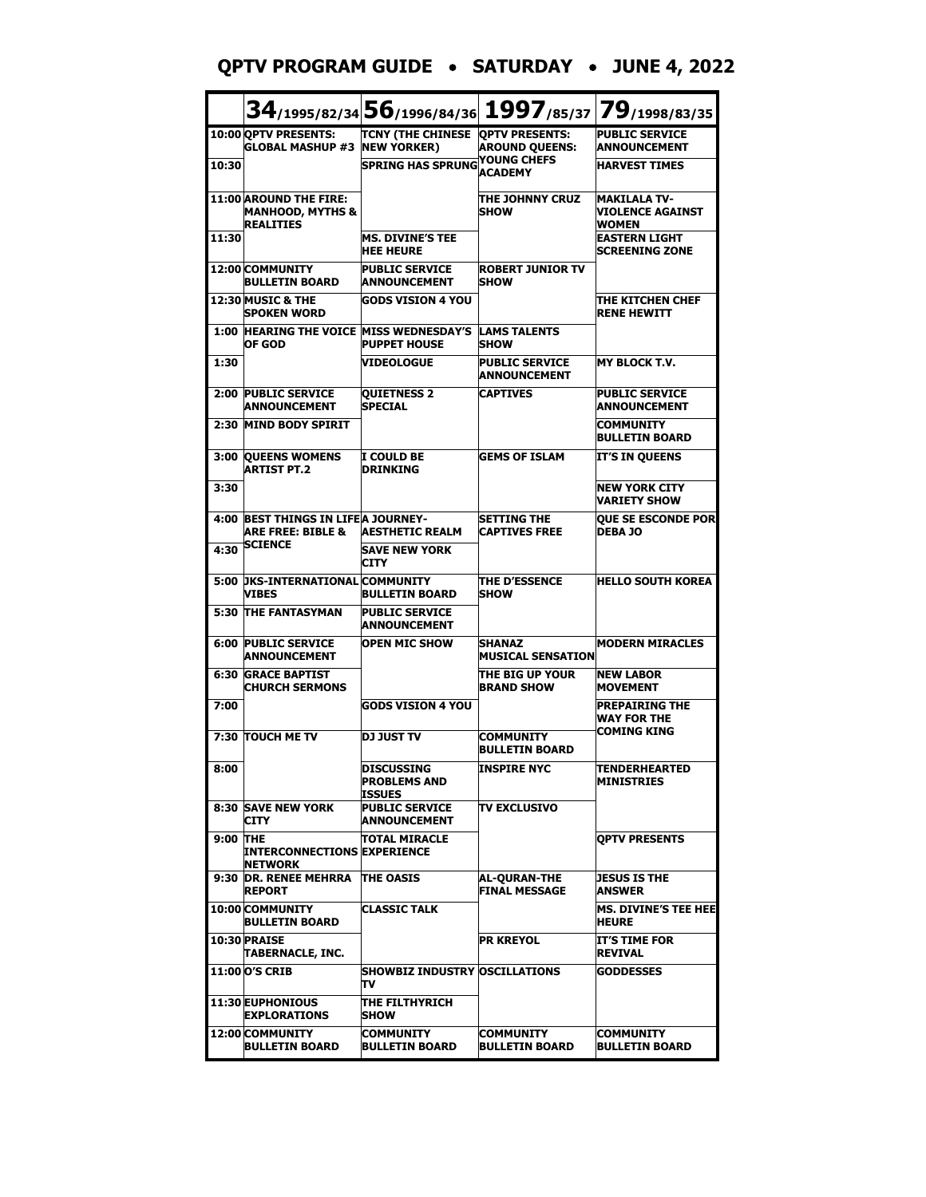# QPTV PROGRAM GUIDE • SATURDAY • JUNE 4, 2022

| | 34/1995/82/34 | 56/1996/84/36 | 1997/85/37 | 79/1998/83/35 |
|---|---|---|---|---|
| 10:00 | QPTV PRESENTS: GLOBAL MASHUP #3 | TCNY (THE CHINESE NEW YORKER) | QPTV PRESENTS: AROUND QUEENS: YOUNG CHEFS ACADEMY | PUBLIC SERVICE ANNOUNCEMENT |
| 10:30 | | SPRING HAS SPRUNG | | HARVEST TIMES |
| 11:00 | AROUND THE FIRE: MANHOOD, MYTHS & REALITIES | | THE JOHNNY CRUZ SHOW | MAKILALA TV- VIOLENCE AGAINST WOMEN |
| 11:30 | | MS. DIVINE'S TEE HEE HEURE | | EASTERN LIGHT SCREENING ZONE |
| 12:00 | COMMUNITY BULLETIN BOARD | PUBLIC SERVICE ANNOUNCEMENT | ROBERT JUNIOR TV SHOW | |
| 12:30 | MUSIC & THE SPOKEN WORD | GODS VISION 4 YOU | | THE KITCHEN CHEF RENE HEWITT |
| 1:00 | HEARING THE VOICE OF GOD | MISS WEDNESDAY'S PUPPET HOUSE | LAMS TALENTS SHOW | |
| 1:30 | | VIDEOLOGUE | PUBLIC SERVICE ANNOUNCEMENT | MY BLOCK T.V. |
| 2:00 | PUBLIC SERVICE ANNOUNCEMENT | QUIETNESS 2 SPECIAL | CAPTIVES | PUBLIC SERVICE ANNOUNCEMENT |
| 2:30 | MIND BODY SPIRIT | | | COMMUNITY BULLETIN BOARD |
| 3:00 | QUEENS WOMENS ARTIST PT.2 | I COULD BE DRINKING | GEMS OF ISLAM | IT'S IN QUEENS |
| 3:30 | | | | NEW YORK CITY VARIETY SHOW |
| 4:00 | BEST THINGS IN LIFE ARE FREE: BIBLE & SCIENCE | A JOURNEY- AESTHETIC REALM | SETTING THE CAPTIVES FREE | QUE SE ESCONDE POR DEBA JO |
| 4:30 | | SAVE NEW YORK CITY | | |
| 5:00 | JKS-INTERNATIONAL VIBES | COMMUNITY BULLETIN BOARD | THE D'ESSENCE SHOW | HELLO SOUTH KOREA |
| 5:30 | THE FANTASYMAN | PUBLIC SERVICE ANNOUNCEMENT | | |
| 6:00 | PUBLIC SERVICE ANNOUNCEMENT | OPEN MIC SHOW | SHANAZ MUSICAL SENSATION | MODERN MIRACLES |
| 6:30 | GRACE BAPTIST CHURCH SERMONS | | THE BIG UP YOUR BRAND SHOW | NEW LABOR MOVEMENT |
| 7:00 | | GODS VISION 4 YOU | | PREPAIRING THE WAY FOR THE COMING KING |
| 7:30 | TOUCH ME TV | DJ JUST TV | COMMUNITY BULLETIN BOARD | |
| 8:00 | | DISCUSSING PROBLEMS AND ISSUES | INSPIRE NYC | TENDERHEARTED MINISTRIES |
| 8:30 | SAVE NEW YORK CITY | PUBLIC SERVICE ANNOUNCEMENT | TV EXCLUSIVO | |
| 9:00 | THE INTERCONNECTIONS NETWORK | TOTAL MIRACLE EXPERIENCE | | QPTV PRESENTS |
| 9:30 | DR. RENEE MEHRRA REPORT | THE OASIS | AL-QURAN-THE FINAL MESSAGE | JESUS IS THE ANSWER |
| 10:00 | COMMUNITY BULLETIN BOARD | CLASSIC TALK | | MS. DIVINE'S TEE HEE HEURE |
| 10:30 | PRAISE TABERNACLE, INC. | | PR KREYOL | IT'S TIME FOR REVIVAL |
| 11:00 | O'S CRIB | SHOWBIZ INDUSTRY TV | OSCILLATIONS | GODDESSES |
| 11:30 | EUPHONIOUS EXPLORATIONS | THE FILTHYRICH SHOW | | |
| 12:00 | COMMUNITY BULLETIN BOARD | COMMUNITY BULLETIN BOARD | COMMUNITY BULLETIN BOARD | COMMUNITY BULLETIN BOARD |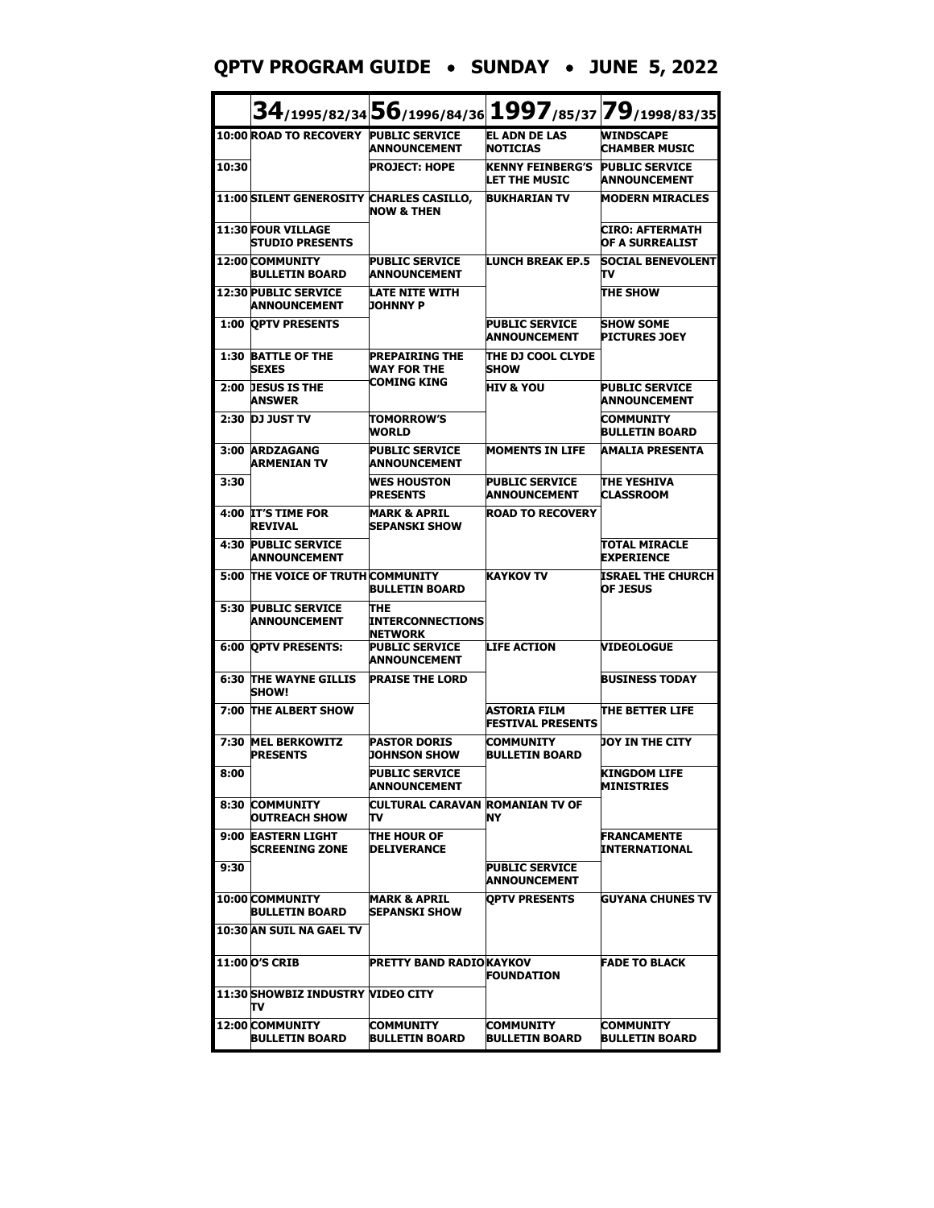# QPTV PROGRAM GUIDE • SUNDAY • JUNE 5, 2022

| | 34/1995/82/34 | 56/1996/84/36 | 1997/85/37 | 79/1998/83/35 |
|---|---|---|---|---|
| 10:00 | ROAD TO RECOVERY | PUBLIC SERVICE ANNOUNCEMENT | EL ADN DE LAS NOTICIAS | WINDSCAPE CHAMBER MUSIC |
| 10:30 | | PROJECT: HOPE | KENNY FEINBERG'S LET THE MUSIC | PUBLIC SERVICE ANNOUNCEMENT |
| 11:00 | SILENT GENEROSITY | CHARLES CASILLO, NOW & THEN | BUKHARIAN TV | MODERN MIRACLES |
| 11:30 | FOUR VILLAGE STUDIO PRESENTS | | | CIRO: AFTERMATH OF A SURREALIST |
| 12:00 | COMMUNITY BULLETIN BOARD | PUBLIC SERVICE ANNOUNCEMENT | LUNCH BREAK EP.5 | SOCIAL BENEVOLENT TV |
| 12:30 | PUBLIC SERVICE ANNOUNCEMENT | LATE NITE WITH JOHNNY P | | THE SHOW |
| 1:00 | QPTV PRESENTS | | PUBLIC SERVICE ANNOUNCEMENT | SHOW SOME PICTURES JOEY |
| 1:30 | BATTLE OF THE SEXES | PREPAIRING THE WAY FOR THE COMING KING | THE DJ COOL CLYDE SHOW | |
| 2:00 | JESUS IS THE ANSWER | | HIV & YOU | PUBLIC SERVICE ANNOUNCEMENT |
| 2:30 | DJ JUST TV | TOMORROW'S WORLD | | COMMUNITY BULLETIN BOARD |
| 3:00 | ARDZAGANG ARMENIAN TV | PUBLIC SERVICE ANNOUNCEMENT | MOMENTS IN LIFE | AMALIA PRESENTA |
| 3:30 | | WES HOUSTON PRESENTS | PUBLIC SERVICE ANNOUNCEMENT | THE YESHIVA CLASSROOM |
| 4:00 | IT'S TIME FOR REVIVAL | MARK & APRIL SEPANSKI SHOW | ROAD TO RECOVERY | |
| 4:30 | PUBLIC SERVICE ANNOUNCEMENT | | | TOTAL MIRACLE EXPERIENCE |
| 5:00 | THE VOICE OF TRUTH | COMMUNITY BULLETIN BOARD | KAYKOV TV | ISRAEL THE CHURCH OF JESUS |
| 5:30 | PUBLIC SERVICE ANNOUNCEMENT | THE INTERCONNECTIONS NETWORK | | |
| 6:00 | QPTV PRESENTS: | PUBLIC SERVICE ANNOUNCEMENT | LIFE ACTION | VIDEOLOGUE |
| 6:30 | THE WAYNE GILLIS SHOW! | PRAISE THE LORD | | BUSINESS TODAY |
| 7:00 | THE ALBERT SHOW | | ASTORIA FILM FESTIVAL PRESENTS | THE BETTER LIFE |
| 7:30 | MEL BERKOWITZ PRESENTS | PASTOR DORIS JOHNSON SHOW | COMMUNITY BULLETIN BOARD | JOY IN THE CITY |
| 8:00 | | PUBLIC SERVICE ANNOUNCEMENT | | KINGDOM LIFE MINISTRIES |
| 8:30 | COMMUNITY OUTREACH SHOW | CULTURAL CARAVAN TV | ROMANIAN TV OF NY | |
| 9:00 | EASTERN LIGHT SCREENING ZONE | THE HOUR OF DELIVERANCE | | FRANCAMENTE INTERNATIONAL |
| 9:30 | | | PUBLIC SERVICE ANNOUNCEMENT | |
| 10:00 | COMMUNITY BULLETIN BOARD | MARK & APRIL SEPANSKI SHOW | QPTV PRESENTS | GUYANA CHUNES TV |
| 10:30 | AN SUIL NA GAEL TV | | | |
| 11:00 | O'S CRIB | PRETTY BAND RADIO | KAYKOV FOUNDATION | FADE TO BLACK |
| 11:30 | SHOWBIZ INDUSTRY TV | VIDEO CITY | | |
| 12:00 | COMMUNITY BULLETIN BOARD | COMMUNITY BULLETIN BOARD | COMMUNITY BULLETIN BOARD | COMMUNITY BULLETIN BOARD |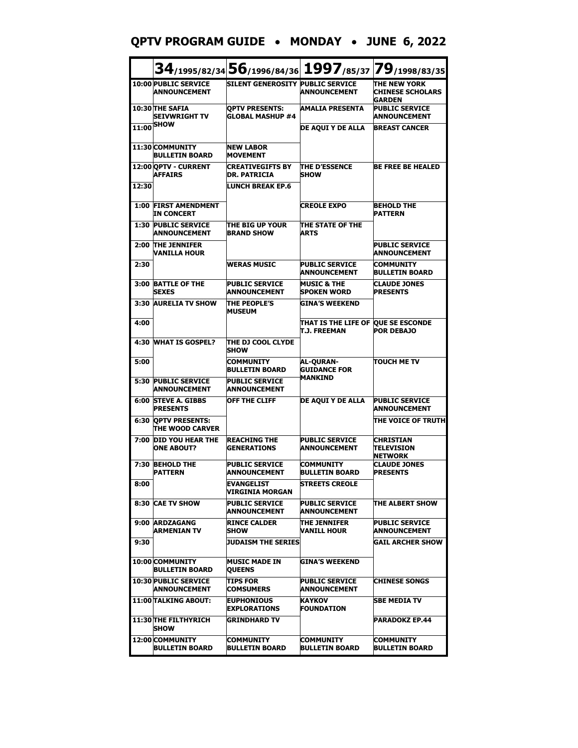# QPTV PROGRAM GUIDE • MONDAY • JUNE 6, 2022

| | 34/1995/82/34 | 56/1996/84/36 | 1997/85/37 | 79/1998/83/35 |
|---|---|---|---|---|
| 10:00 | PUBLIC SERVICE ANNOUNCEMENT | SILENT GENEROSITY | PUBLIC SERVICE ANNOUNCEMENT | THE NEW YORK CHINESE SCHOLARS GARDEN |
| 10:30 | THE SAFIA SEIVWRIGHT TV SHOW | QPTV PRESENTS: GLOBAL MASHUP #4 | AMALIA PRESENTA | PUBLIC SERVICE ANNOUNCEMENT |
| 11:00 | | | DE AQUI Y DE ALLA | BREAST CANCER |
| 11:30 | COMMUNITY BULLETIN BOARD | NEW LABOR MOVEMENT | | |
| 12:00 | QPTV - CURRENT AFFAIRS | CREATIVEGIFTS BY DR. PATRICIA | THE D'ESSENCE SHOW | BE FREE BE HEALED |
| 12:30 | | LUNCH BREAK EP.6 | | |
| 1:00 | FIRST AMENDMENT IN CONCERT | | CREOLE EXPO | BEHOLD THE PATTERN |
| 1:30 | PUBLIC SERVICE ANNOUNCEMENT | THE BIG UP YOUR BRAND SHOW | THE STATE OF THE ARTS | |
| 2:00 | THE JENNIFER VANILLA HOUR | | | PUBLIC SERVICE ANNOUNCEMENT |
| 2:30 | | WERAS MUSIC | PUBLIC SERVICE ANNOUNCEMENT | COMMUNITY BULLETIN BOARD |
| 3:00 | BATTLE OF THE SEXES | PUBLIC SERVICE ANNOUNCEMENT | MUSIC & THE SPOKEN WORD | CLAUDE JONES PRESENTS |
| 3:30 | AURELIA TV SHOW | THE PEOPLE'S MUSEUM | GINA'S WEEKEND | |
| 4:00 | | | THAT IS THE LIFE OF T.J. FREEMAN | QUE SE ESCONDE POR DEBAJO |
| 4:30 | WHAT IS GOSPEL? | THE DJ COOL CLYDE SHOW | | |
| 5:00 | | COMMUNITY BULLETIN BOARD | AL-QURAN- GUIDANCE FOR MANKIND | TOUCH ME TV |
| 5:30 | PUBLIC SERVICE ANNOUNCEMENT | PUBLIC SERVICE ANNOUNCEMENT | | |
| 6:00 | STEVE A. GIBBS PRESENTS | OFF THE CLIFF | DE AQUI Y DE ALLA | PUBLIC SERVICE ANNOUNCEMENT |
| 6:30 | QPTV PRESENTS: THE WOOD CARVER | | | THE VOICE OF TRUTH |
| 7:00 | DID YOU HEAR THE ONE ABOUT? | REACHING THE GENERATIONS | PUBLIC SERVICE ANNOUNCEMENT | CHRISTIAN TELEVISION NETWORK |
| 7:30 | BEHOLD THE PATTERN | PUBLIC SERVICE ANNOUNCEMENT | COMMUNITY BULLETIN BOARD | CLAUDE JONES PRESENTS |
| 8:00 | | EVANGELIST VIRGINIA MORGAN | STREETS CREOLE | |
| 8:30 | CAE TV SHOW | PUBLIC SERVICE ANNOUNCEMENT | PUBLIC SERVICE ANNOUNCEMENT | THE ALBERT SHOW |
| 9:00 | ARDZAGANG ARMENIAN TV | RINCE CALDER SHOW | THE JENNIFER VANILL HOUR | PUBLIC SERVICE ANNOUNCEMENT |
| 9:30 | | JUDAISM THE SERIES | | GAIL ARCHER SHOW |
| 10:00 | COMMUNITY BULLETIN BOARD | MUSIC MADE IN QUEENS | GINA'S WEEKEND | |
| 10:30 | PUBLIC SERVICE ANNOUNCEMENT | TIPS FOR COMSUMERS | PUBLIC SERVICE ANNOUNCEMENT | CHINESE SONGS |
| 11:00 | TALKING ABOUT: | EUPHONIOUS EXPLORATIONS | KAYKOV FOUNDATION | SBE MEDIA TV |
| 11:30 | THE FILTHYRICH SHOW | GRINDHARD TV | | PARADOKZ EP.44 |
| 12:00 | COMMUNITY BULLETIN BOARD | COMMUNITY BULLETIN BOARD | COMMUNITY BULLETIN BOARD | COMMUNITY BULLETIN BOARD |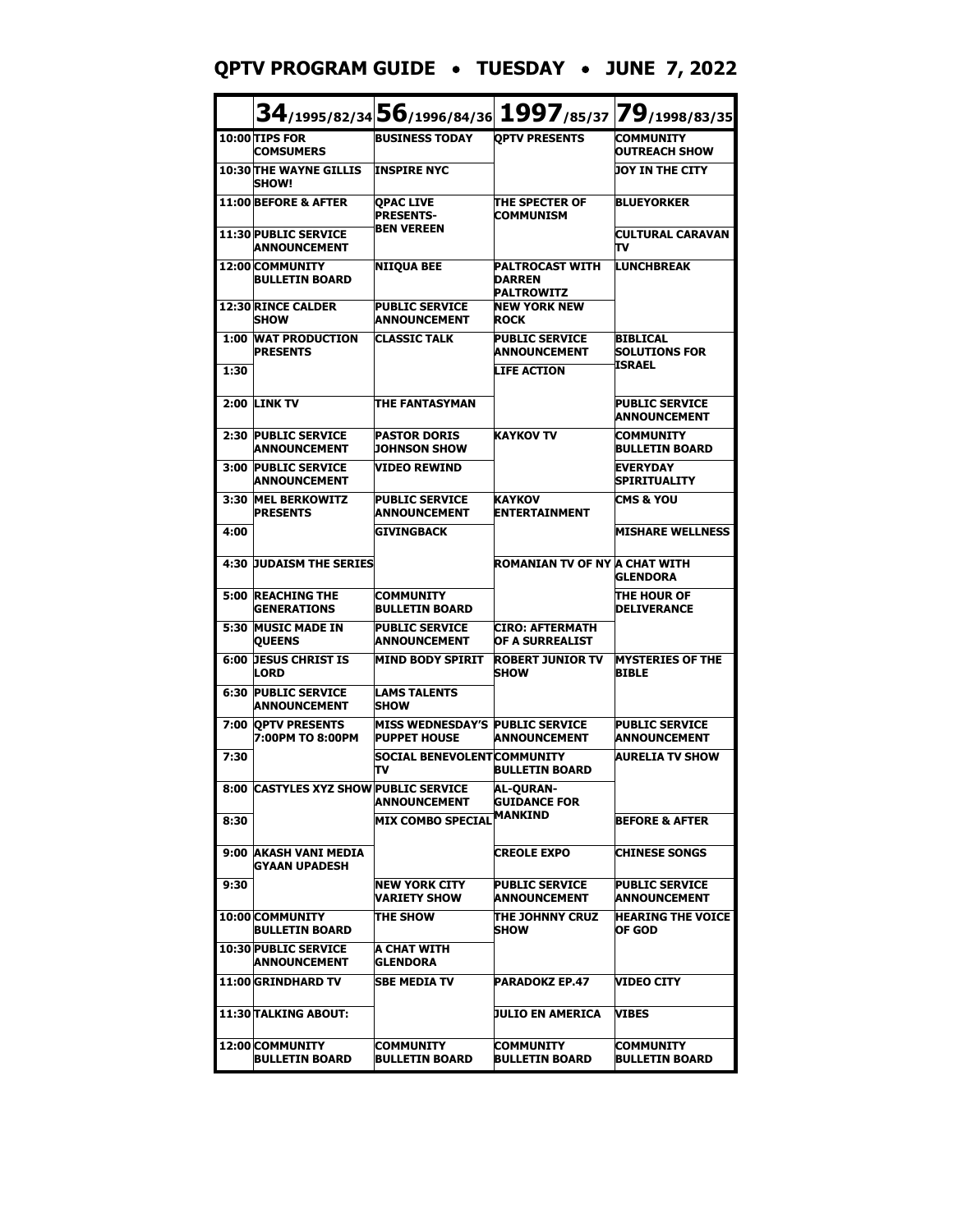# QPTV PROGRAM GUIDE • TUESDAY • JUNE 7, 2022

| | 34/1995/82/34 | 56/1996/84/36 | 1997/85/37 | 79/1998/83/35 |
|---|---|---|---|---|
| 10:00 | TIPS FOR COMSUMERS | BUSINESS TODAY | QPTV PRESENTS | COMMUNITY OUTREACH SHOW |
| 10:30 | THE WAYNE GILLIS SHOW! | INSPIRE NYC | | JOY IN THE CITY |
| 11:00 | BEFORE & AFTER | QPAC LIVE PRESENTS- BEN VEREEN | THE SPECTER OF COMMUNISM | BLUEYORKER |
| 11:30 | PUBLIC SERVICE ANNOUNCEMENT | | | CULTURAL CARAVAN TV |
| 12:00 | COMMUNITY BULLETIN BOARD | NIIQUA BEE | PALTROCAST WITH DARREN PALTROWITZ | LUNCHBREAK |
| 12:30 | RINCE CALDER SHOW | PUBLIC SERVICE ANNOUNCEMENT | NEW YORK NEW ROCK | |
| 1:00 | WAT PRODUCTION PRESENTS | CLASSIC TALK | PUBLIC SERVICE ANNOUNCEMENT | BIBLICAL SOLUTIONS FOR ISRAEL |
| 1:30 | | | LIFE ACTION | |
| 2:00 | LINK TV | THE FANTASYMAN | | PUBLIC SERVICE ANNOUNCEMENT |
| 2:30 | PUBLIC SERVICE ANNOUNCEMENT | PASTOR DORIS JOHNSON SHOW | KAYKOV TV | COMMUNITY BULLETIN BOARD |
| 3:00 | PUBLIC SERVICE ANNOUNCEMENT | VIDEO REWIND | | EVERYDAY SPIRITUALITY |
| 3:30 | MEL BERKOWITZ PRESENTS | PUBLIC SERVICE ANNOUNCEMENT | KAYKOV ENTERTAINMENT | CMS & YOU |
| 4:00 | | GIVINGBACK | | MISHARE WELLNESS |
| 4:30 | JUDAISM THE SERIES | | ROMANIAN TV OF NY | A CHAT WITH GLENDORA |
| 5:00 | REACHING THE GENERATIONS | COMMUNITY BULLETIN BOARD | | THE HOUR OF DELIVERANCE |
| 5:30 | MUSIC MADE IN QUEENS | PUBLIC SERVICE ANNOUNCEMENT | CIRO: AFTERMATH OF A SURREALIST | |
| 6:00 | JESUS CHRIST IS LORD | MIND BODY SPIRIT | ROBERT JUNIOR TV SHOW | MYSTERIES OF THE BIBLE |
| 6:30 | PUBLIC SERVICE ANNOUNCEMENT | LAMS TALENTS SHOW | | |
| 7:00 | QPTV PRESENTS 7:00PM TO 8:00PM | MISS WEDNESDAY'S PUPPET HOUSE | PUBLIC SERVICE ANNOUNCEMENT | PUBLIC SERVICE ANNOUNCEMENT |
| 7:30 | | SOCIAL BENEVOLENT TV | COMMUNITY BULLETIN BOARD | AURELIA TV SHOW |
| 8:00 | CASTYLES XYZ SHOW | PUBLIC SERVICE ANNOUNCEMENT | AL-QURAN- GUIDANCE FOR MANKIND | |
| 8:30 | | MIX COMBO SPECIAL | | BEFORE & AFTER |
| 9:00 | AKASH VANI MEDIA GYAAN UPADESH | | CREOLE EXPO | CHINESE SONGS |
| 9:30 | | NEW YORK CITY VARIETY SHOW | PUBLIC SERVICE ANNOUNCEMENT | PUBLIC SERVICE ANNOUNCEMENT |
| 10:00 | COMMUNITY BULLETIN BOARD | THE SHOW | THE JOHNNY CRUZ SHOW | HEARING THE VOICE OF GOD |
| 10:30 | PUBLIC SERVICE ANNOUNCEMENT | A CHAT WITH GLENDORA | | |
| 11:00 | GRINDHARD TV | SBE MEDIA TV | PARADOKZ EP.47 | VIDEO CITY |
| 11:30 | TALKING ABOUT: | | JULIO EN AMERICA | VIBES |
| 12:00 | COMMUNITY BULLETIN BOARD | COMMUNITY BULLETIN BOARD | COMMUNITY BULLETIN BOARD | COMMUNITY BULLETIN BOARD |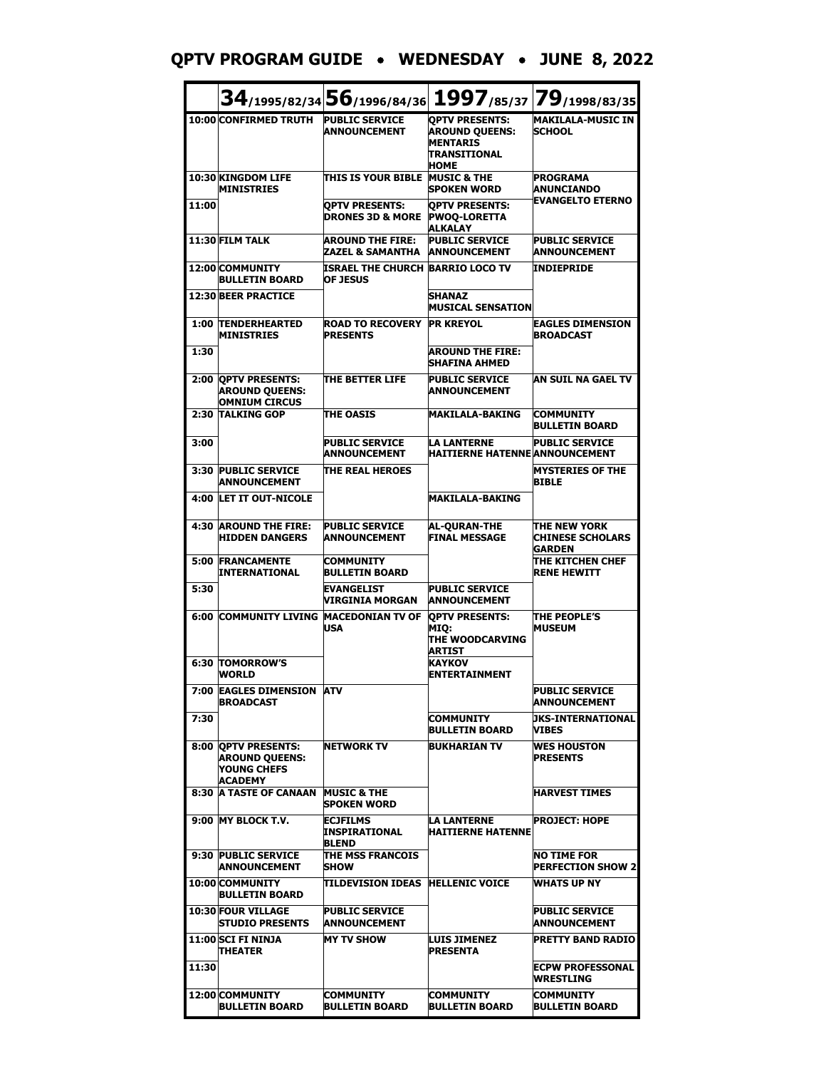## QPTV PROGRAM GUIDE • WEDNESDAY • JUNE 8, 2022

| | 34/1995/82/34 | 56/1996/84/36 | 1997/85/37 | 79/1998/83/35 |
|---|---|---|---|---|
| 10:00 | CONFIRMED TRUTH | PUBLIC SERVICE ANNOUNCEMENT | QPTV PRESENTS: AROUND QUEENS: MENTARIS TRANSITIONAL HOME | MAKILALA-MUSIC IN SCHOOL |
| 10:30 | KINGDOM LIFE MINISTRIES | THIS IS YOUR BIBLE | MUSIC & THE SPOKEN WORD | PROGRAMA ANUNCIANDO EVANGELTO ETERNO |
| 11:00 | | QPTV PRESENTS: DRONES 3D & MORE | QPTV PRESENTS: PWOQ-LORETTA ALKALAY | |
| 11:30 | FILM TALK | AROUND THE FIRE: ZAZEL & SAMANTHA | PUBLIC SERVICE ANNOUNCEMENT | PUBLIC SERVICE ANNOUNCEMENT |
| 12:00 | COMMUNITY BULLETIN BOARD | ISRAEL THE CHURCH OF JESUS | BARRIO LOCO TV | INDIEPRIDE |
| 12:30 | BEER PRACTICE | | SHANAZ MUSICAL SENSATION | |
| 1:00 | TENDERHEARTED MINISTRIES | ROAD TO RECOVERY PRESENTS | PR KREYOL | EAGLES DIMENSION BROADCAST |
| 1:30 | | | AROUND THE FIRE: SHAFINA AHMED | |
| 2:00 | QPTV PRESENTS: AROUND QUEENS: OMNIUM CIRCUS | THE BETTER LIFE | PUBLIC SERVICE ANNOUNCEMENT | AN SUIL NA GAEL TV |
| 2:30 | TALKING GOP | THE OASIS | MAKILALA-BAKING | COMMUNITY BULLETIN BOARD |
| 3:00 | | PUBLIC SERVICE ANNOUNCEMENT | LA LANTERNE HAITIERNE HATENNE | PUBLIC SERVICE ANNOUNCEMENT |
| 3:30 | PUBLIC SERVICE ANNOUNCEMENT | THE REAL HEROES | | MYSTERIES OF THE BIBLE |
| 4:00 | LET IT OUT-NICOLE | | MAKILALA-BAKING | |
| 4:30 | AROUND THE FIRE: HIDDEN DANGERS | PUBLIC SERVICE ANNOUNCEMENT | AL-QURAN-THE FINAL MESSAGE | THE NEW YORK CHINESE SCHOLARS GARDEN |
| 5:00 | FRANCAMENTE INTERNATIONAL | COMMUNITY BULLETIN BOARD | | THE KITCHEN CHEF RENE HEWITT |
| 5:30 | | EVANGELIST VIRGINIA MORGAN | PUBLIC SERVICE ANNOUNCEMENT | |
| 6:00 | COMMUNITY LIVING | MACEDONIAN TV OF USA | QPTV PRESENTS: MIQ: THE WOODCARVING ARTIST | THE PEOPLE'S MUSEUM |
| 6:30 | TOMORROW'S WORLD | | KAYKOV ENTERTAINMENT | |
| 7:00 | EAGLES DIMENSION BROADCAST | ATV | | PUBLIC SERVICE ANNOUNCEMENT |
| 7:30 | | | COMMUNITY BULLETIN BOARD | JKS-INTERNATIONAL VIBES |
| 8:00 | QPTV PRESENTS: AROUND QUEENS: YOUNG CHEFS ACADEMY | NETWORK TV | BUKHARIAN TV | WES HOUSTON PRESENTS |
| 8:30 | A TASTE OF CANAAN | MUSIC & THE SPOKEN WORD | | HARVEST TIMES |
| 9:00 | MY BLOCK T.V. | ECJFILMS INSPIRATIONAL BLEND | LA LANTERNE HAITIERNE HATENNE | PROJECT: HOPE |
| 9:30 | PUBLIC SERVICE ANNOUNCEMENT | THE MSS FRANCOIS SHOW | | NO TIME FOR PERFECTION SHOW 2 |
| 10:00 | COMMUNITY BULLETIN BOARD | TILDEVISION IDEAS | HELLENIC VOICE | WHATS UP NY |
| 10:30 | FOUR VILLAGE STUDIO PRESENTS | PUBLIC SERVICE ANNOUNCEMENT | | PUBLIC SERVICE ANNOUNCEMENT |
| 11:00 | SCI FI NINJA THEATER | MY TV SHOW | LUIS JIMENEZ PRESENTA | PRETTY BAND RADIO |
| 11:30 | | | | ECPW PROFESSONAL WRESTLING |
| 12:00 | COMMUNITY BULLETIN BOARD | COMMUNITY BULLETIN BOARD | COMMUNITY BULLETIN BOARD | COMMUNITY BULLETIN BOARD |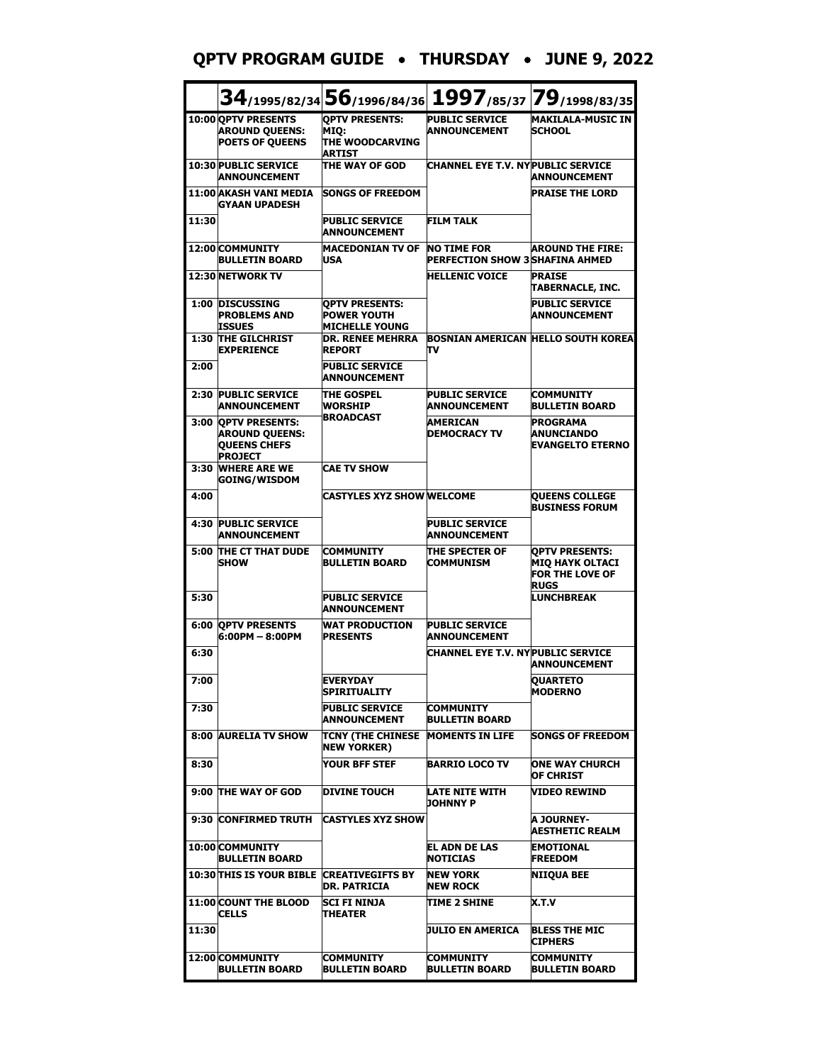# QPTV PROGRAM GUIDE • THURSDAY • JUNE 9, 2022

| | 34/1995/82/34 | 56/1996/84/36 | 1997/85/37 | 79/1998/83/35 |
|---|---|---|---|---|
| 10:00 | QPTV PRESENTS AROUND QUEENS: POETS OF QUEENS | QPTV PRESENTS: MIQ: THE WOODCARVING ARTIST | PUBLIC SERVICE ANNOUNCEMENT | MAKILALA-MUSIC IN SCHOOL |
| 10:30 | PUBLIC SERVICE ANNOUNCEMENT | THE WAY OF GOD | CHANNEL EYE T.V. NY | PUBLIC SERVICE ANNOUNCEMENT |
| 11:00 | AKASH VANI MEDIA GYAAN UPADESH | SONGS OF FREEDOM | | PRAISE THE LORD |
| 11:30 | | PUBLIC SERVICE ANNOUNCEMENT | FILM TALK | |
| 12:00 | COMMUNITY BULLETIN BOARD | MACEDONIAN TV OF USA | NO TIME FOR PERFECTION SHOW 3 | AROUND THE FIRE: SHAFINA AHMED |
| 12:30 | NETWORK TV | | HELLENIC VOICE | PRAISE TABERNACLE, INC. |
| 1:00 | DISCUSSING PROBLEMS AND ISSUES | QPTV PRESENTS: POWER YOUTH MICHELLE YOUNG | | PUBLIC SERVICE ANNOUNCEMENT |
| 1:30 | THE GILCHRIST EXPERIENCE | DR. RENEE MEHRRA REPORT | BOSNIAN AMERICAN TV | HELLO SOUTH KOREA |
| 2:00 | | PUBLIC SERVICE ANNOUNCEMENT | | |
| 2:30 | PUBLIC SERVICE ANNOUNCEMENT | THE GOSPEL WORSHIP BROADCAST | PUBLIC SERVICE ANNOUNCEMENT | COMMUNITY BULLETIN BOARD |
| 3:00 | QPTV PRESENTS: AROUND QUEENS: QUEENS CHEFS PROJECT | | AMERICAN DEMOCRACY TV | PROGRAMA ANUNCIANDO EVANGELTO ETERNO |
| 3:30 | WHERE ARE WE GOING/WISDOM | CAE TV SHOW | | |
| 4:00 | | CASTYLES XYZ SHOW | WELCOME | QUEENS COLLEGE BUSINESS FORUM |
| 4:30 | PUBLIC SERVICE ANNOUNCEMENT | | PUBLIC SERVICE ANNOUNCEMENT | |
| 5:00 | THE CT THAT DUDE SHOW | COMMUNITY BULLETIN BOARD | THE SPECTER OF COMMUNISM | QPTV PRESENTS: MIQ HAYK OLTACI FOR THE LOVE OF RUGS |
| 5:30 | | PUBLIC SERVICE ANNOUNCEMENT | | LUNCHBREAK |
| 6:00 | QPTV PRESENTS 6:00PM – 8:00PM | WAT PRODUCTION PRESENTS | PUBLIC SERVICE ANNOUNCEMENT | |
| 6:30 | | | CHANNEL EYE T.V. NY | PUBLIC SERVICE ANNOUNCEMENT |
| 7:00 | | EVERYDAY SPIRITUALITY | | QUARTETO MODERNO |
| 7:30 | | PUBLIC SERVICE ANNOUNCEMENT | COMMUNITY BULLETIN BOARD | |
| 8:00 | AURELIA TV SHOW | TCNY (THE CHINESE NEW YORKER) | MOMENTS IN LIFE | SONGS OF FREEDOM |
| 8:30 | | YOUR BFF STEF | BARRIO LOCO TV | ONE WAY CHURCH OF CHRIST |
| 9:00 | THE WAY OF GOD | DIVINE TOUCH | LATE NITE WITH JOHNNY P | VIDEO REWIND |
| 9:30 | CONFIRMED TRUTH | CASTYLES XYZ SHOW | | A JOURNEY-AESTHETIC REALM |
| 10:00 | COMMUNITY BULLETIN BOARD | | EL ADN DE LAS NOTICIAS | EMOTIONAL FREEDOM |
| 10:30 | THIS IS YOUR BIBLE | CREATIVEGIFTS BY DR. PATRICIA | NEW YORK NEW ROCK | NIIQUA BEE |
| 11:00 | COUNT THE BLOOD CELLS | SCI FI NINJA THEATER | TIME 2 SHINE | X.T.V |
| 11:30 | | | JULIO EN AMERICA | BLESS THE MIC CIPHERS |
| 12:00 | COMMUNITY BULLETIN BOARD | COMMUNITY BULLETIN BOARD | COMMUNITY BULLETIN BOARD | COMMUNITY BULLETIN BOARD |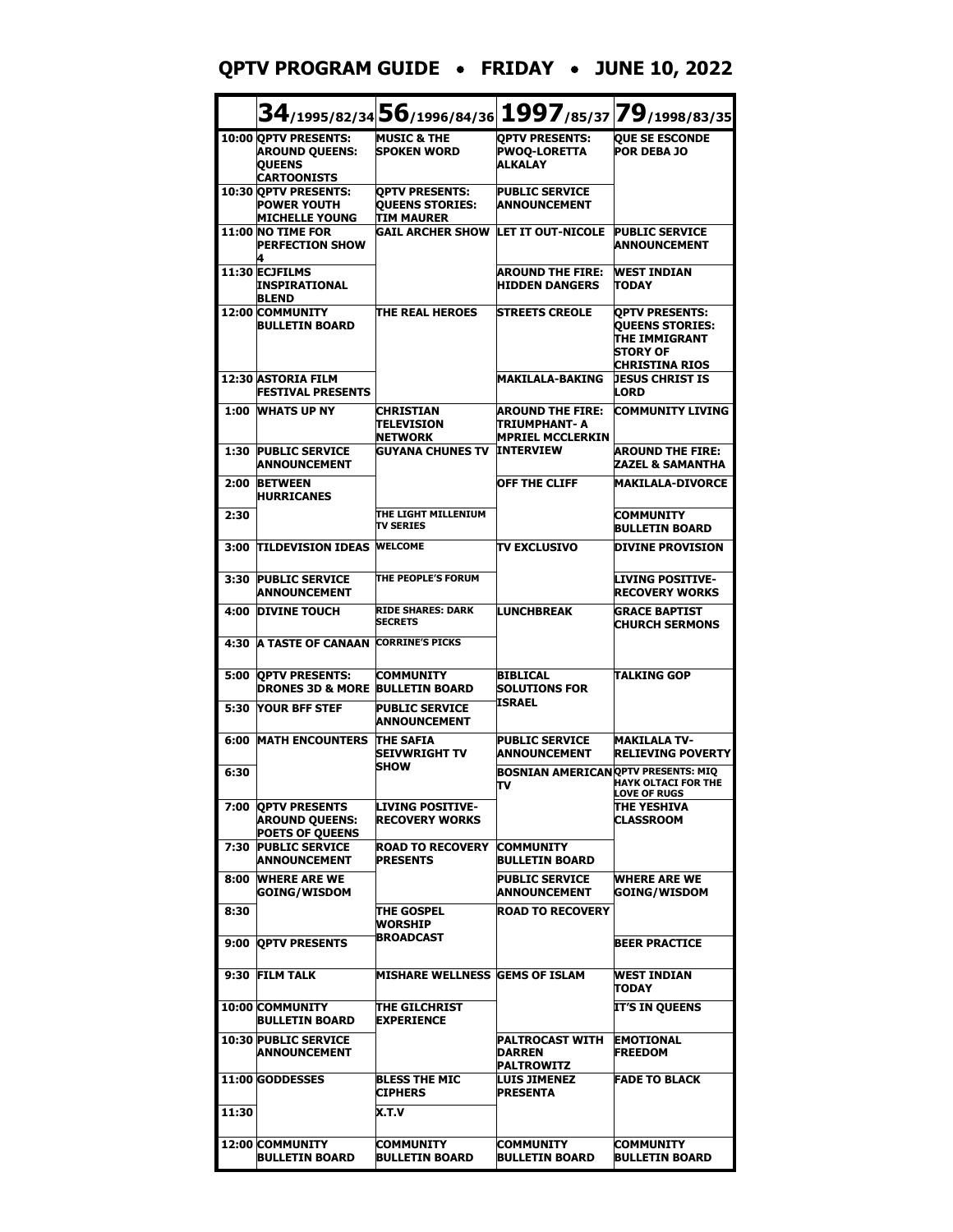# QPTV PROGRAM GUIDE • FRIDAY • JUNE 10, 2022

| | 34/1995/82/34 | 56/1996/84/36 | 1997/85/37 | 79/1998/83/35 |
|---|---|---|---|---|
| 10:00 | QPTV PRESENTS: AROUND QUEENS: QUEENS CARTOONISTS | MUSIC & THE SPOKEN WORD | QPTV PRESENTS: PWOQ-LORETTA ALKALAY | QUE SE ESCONDE POR DEBA JO |
| 10:30 | QPTV PRESENTS: POWER YOUTH MICHELLE YOUNG | QPTV PRESENTS: QUEENS STORIES: TIM MAURER | PUBLIC SERVICE ANNOUNCEMENT | |
| 11:00 | NO TIME FOR PERFECTION SHOW 4 | GAIL ARCHER SHOW | LET IT OUT-NICOLE | PUBLIC SERVICE ANNOUNCEMENT |
| 11:30 | ECJFILMS INSPIRATIONAL BLEND | | AROUND THE FIRE: HIDDEN DANGERS | WEST INDIAN TODAY |
| 12:00 | COMMUNITY BULLETIN BOARD | THE REAL HEROES | STREETS CREOLE | QPTV PRESENTS: QUEENS STORIES: THE IMMIGRANT STORY OF CHRISTINA RIOS |
| 12:30 | ASTORIA FILM FESTIVAL PRESENTS | | MAKILALA-BAKING | JESUS CHRIST IS LORD |
| 1:00 | WHATS UP NY | CHRISTIAN TELEVISION NETWORK | AROUND THE FIRE: TRIUMPHANT- A MPRIEL MCCLERKIN | COMMUNITY LIVING |
| 1:30 | PUBLIC SERVICE ANNOUNCEMENT | GUYANA CHUNES TV | INTERVIEW | AROUND THE FIRE: ZAZEL & SAMANTHA |
| 2:00 | BETWEEN HURRICANES | | OFF THE CLIFF | MAKILALA-DIVORCE |
| 2:30 | | THE LIGHT MILLENIUM TV SERIES | | COMMUNITY BULLETIN BOARD |
| 3:00 | TILDEVISION IDEAS | WELCOME | TV EXCLUSIVO | DIVINE PROVISION |
| 3:30 | PUBLIC SERVICE ANNOUNCEMENT | THE PEOPLE'S FORUM | | LIVING POSITIVE-RECOVERY WORKS |
| 4:00 | DIVINE TOUCH | RIDE SHARES: DARK SECRETS | LUNCHBREAK | GRACE BAPTIST CHURCH SERMONS |
| 4:30 | A TASTE OF CANAAN | CORRINE'S PICKS | | |
| 5:00 | QPTV PRESENTS: DRONES 3D & MORE | COMMUNITY BULLETIN BOARD | BIBLICAL SOLUTIONS FOR ISRAEL | TALKING GOP |
| 5:30 | YOUR BFF STEF | PUBLIC SERVICE ANNOUNCEMENT | | |
| 6:00 | MATH ENCOUNTERS | THE SAFIA SEIVWRIGHT TV SHOW | PUBLIC SERVICE ANNOUNCEMENT | MAKILALA TV-RELIEVING POVERTY |
| 6:30 | | | BOSNIAN AMERICAN TV | QPTV PRESENTS: MIQ HAYK OLTACI FOR THE LOVE OF RUGS |
| 7:00 | QPTV PRESENTS AROUND QUEENS: POETS OF QUEENS | LIVING POSITIVE-RECOVERY WORKS | | THE YESHIVA CLASSROOM |
| 7:30 | PUBLIC SERVICE ANNOUNCEMENT | ROAD TO RECOVERY PRESENTS | COMMUNITY BULLETIN BOARD | |
| 8:00 | WHERE ARE WE GOING/WISDOM | | PUBLIC SERVICE ANNOUNCEMENT | WHERE ARE WE GOING/WISDOM |
| 8:30 | | THE GOSPEL WORSHIP BROADCAST | ROAD TO RECOVERY | |
| 9:00 | QPTV PRESENTS | | | BEER PRACTICE |
| 9:30 | FILM TALK | MISHARE WELLNESS | GEMS OF ISLAM | WEST INDIAN TODAY |
| 10:00 | COMMUNITY BULLETIN BOARD | THE GILCHRIST EXPERIENCE | | IT'S IN QUEENS |
| 10:30 | PUBLIC SERVICE ANNOUNCEMENT | | PALTROCAST WITH DARREN PALTROWITZ | EMOTIONAL FREEDOM |
| 11:00 | GODDESSES | BLESS THE MIC CIPHERS | LUIS JIMENEZ PRESENTA | FADE TO BLACK |
| 11:30 | | X.T.V | | |
| 12:00 | COMMUNITY BULLETIN BOARD | COMMUNITY BULLETIN BOARD | COMMUNITY BULLETIN BOARD | COMMUNITY BULLETIN BOARD |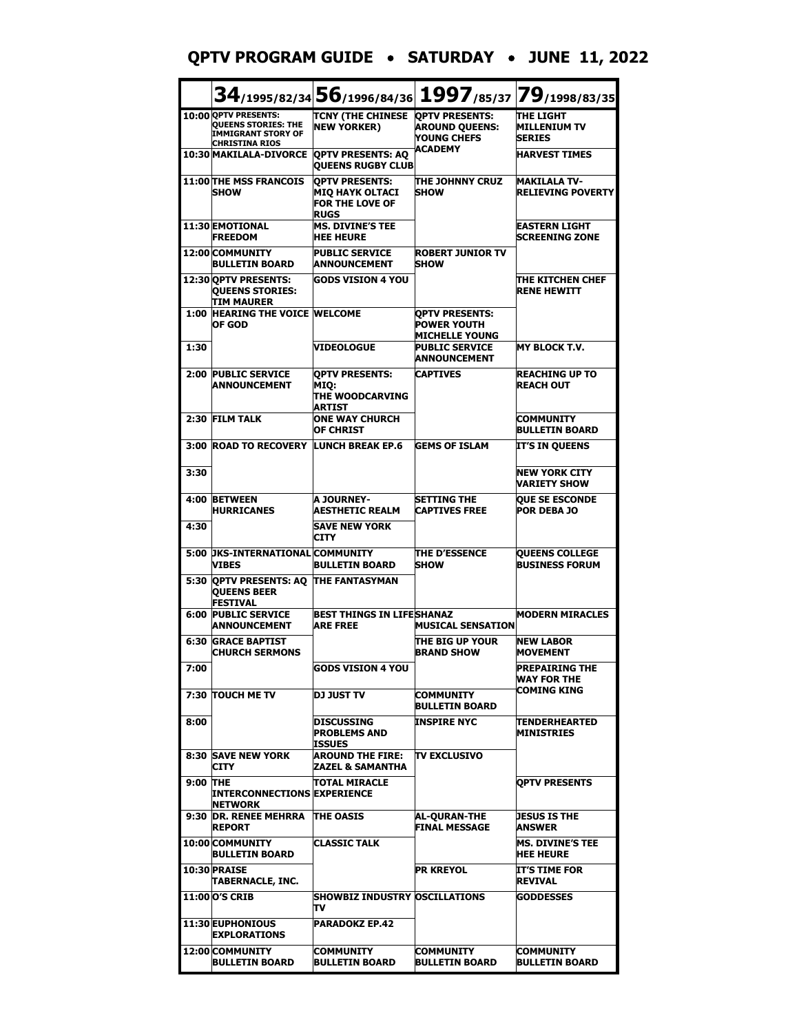# QPTV PROGRAM GUIDE • SATURDAY • JUNE 11, 2022

| | 34/1995/82/34 | 56/1996/84/36 | 1997/85/37 | 79/1998/83/35 |
|---|---|---|---|---|
| 10:00 | QPTV PRESENTS: QUEENS STORIES: THE IMMIGRANT STORY OF CHRISTINA RIOS | TCNY (THE CHINESE NEW YORKER) | QPTV PRESENTS: AROUND QUEENS: YOUNG CHEFS ACADEMY | THE LIGHT MILLENIUM TV SERIES |
| 10:30 | MAKILALA-DIVORCE | QPTV PRESENTS: AQ QUEENS RUGBY CLUB | | HARVEST TIMES |
| 11:00 | THE MSS FRANCOIS SHOW | QPTV PRESENTS: MIQ HAYK OLTACI FOR THE LOVE OF RUGS | THE JOHNNY CRUZ SHOW | MAKILALA TV-RELIEVING POVERTY |
| 11:30 | EMOTIONAL FREEDOM | MS. DIVINE'S TEE HEE HEURE | | EASTERN LIGHT SCREENING ZONE |
| 12:00 | COMMUNITY BULLETIN BOARD | PUBLIC SERVICE ANNOUNCEMENT | ROBERT JUNIOR TV SHOW | |
| 12:30 | QPTV PRESENTS: QUEENS STORIES: TIM MAURER | GODS VISION 4 YOU | | THE KITCHEN CHEF RENE HEWITT |
| 1:00 | HEARING THE VOICE OF GOD | WELCOME | QPTV PRESENTS: POWER YOUTH MICHELLE YOUNG | |
| 1:30 | | VIDEOLOGUE | PUBLIC SERVICE ANNOUNCEMENT | MY BLOCK T.V. |
| 2:00 | PUBLIC SERVICE ANNOUNCEMENT | QPTV PRESENTS: MIQ: THE WOODCARVING ARTIST | CAPTIVES | REACHING UP TO REACH OUT |
| 2:30 | FILM TALK | ONE WAY CHURCH OF CHRIST | | COMMUNITY BULLETIN BOARD |
| 3:00 | ROAD TO RECOVERY | LUNCH BREAK EP.6 | GEMS OF ISLAM | IT'S IN QUEENS |
| 3:30 | | | | NEW YORK CITY VARIETY SHOW |
| 4:00 | BETWEEN HURRICANES | A JOURNEY-AESTHETIC REALM | SETTING THE CAPTIVES FREE | QUE SE ESCONDE POR DEBA JO |
| 4:30 | | SAVE NEW YORK CITY | | |
| 5:00 | JKS-INTERNATIONAL VIBES | COMMUNITY BULLETIN BOARD | THE D'ESSENCE SHOW | QUEENS COLLEGE BUSINESS FORUM |
| 5:30 | QPTV PRESENTS: AQ QUEENS BEER FESTIVAL | THE FANTASYMAN | | |
| 6:00 | PUBLIC SERVICE ANNOUNCEMENT | BEST THINGS IN LIFE ARE FREE | SHANAZ MUSICAL SENSATION | MODERN MIRACLES |
| 6:30 | GRACE BAPTIST CHURCH SERMONS | | THE BIG UP YOUR BRAND SHOW | NEW LABOR MOVEMENT |
| 7:00 | | GODS VISION 4 YOU | | PREPAIRING THE WAY FOR THE COMING KING |
| 7:30 | TOUCH ME TV | DJ JUST TV | COMMUNITY BULLETIN BOARD | |
| 8:00 | | DISCUSSING PROBLEMS AND ISSUES | INSPIRE NYC | TENDERHEARTED MINISTRIES |
| 8:30 | SAVE NEW YORK CITY | AROUND THE FIRE: ZAZEL & SAMANTHA | TV EXCLUSIVO | |
| 9:00 | THE INTERCONNECTIONS NETWORK | TOTAL MIRACLE EXPERIENCE | | QPTV PRESENTS |
| 9:30 | DR. RENEE MEHRRA REPORT | THE OASIS | AL-QURAN-THE FINAL MESSAGE | JESUS IS THE ANSWER |
| 10:00 | COMMUNITY BULLETIN BOARD | CLASSIC TALK | | MS. DIVINE'S TEE HEE HEURE |
| 10:30 | PRAISE TABERNACLE, INC. | | PR KREYOL | IT'S TIME FOR REVIVAL |
| 11:00 | O'S CRIB | SHOWBIZ INDUSTRY TV | OSCILLATIONS | GODDESSES |
| 11:30 | EUPHONIOUS EXPLORATIONS | PARADOKZ EP.42 | | |
| 12:00 | COMMUNITY BULLETIN BOARD | COMMUNITY BULLETIN BOARD | COMMUNITY BULLETIN BOARD | COMMUNITY BULLETIN BOARD |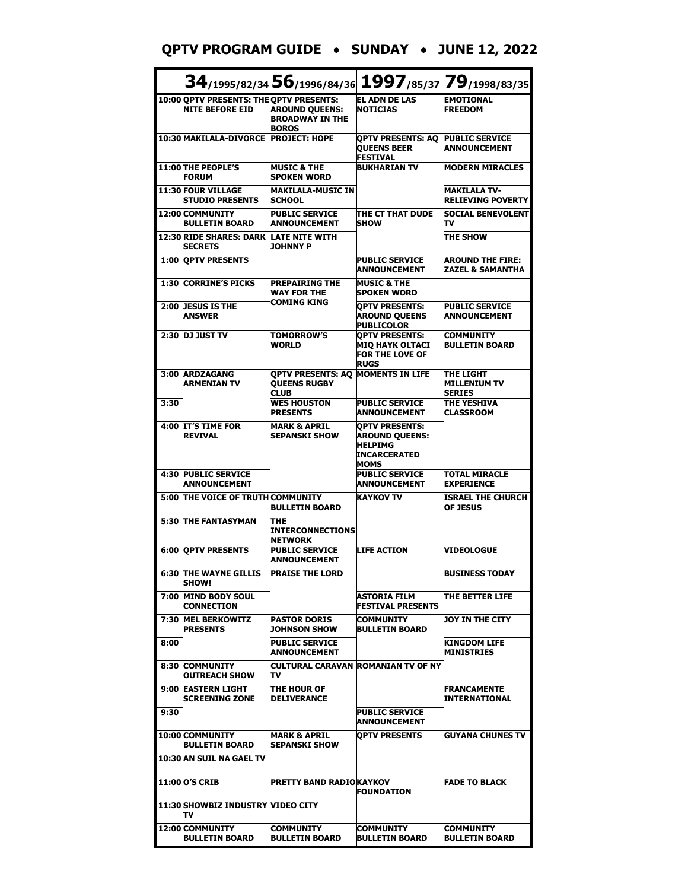## QPTV PROGRAM GUIDE • SUNDAY • JUNE 12, 2022

| | 34/1995/82/34 | 56/1996/84/36 | 1997/85/37 | 79/1998/83/35 |
|---|---|---|---|---|
| 10:00 | QPTV PRESENTS: THE NITE BEFORE EID | QPTV PRESENTS: AROUND QUEENS: BROADWAY IN THE BOROS | EL ADN DE LAS NOTICIAS | EMOTIONAL FREEDOM |
| 10:30 | MAKILALA-DIVORCE | PROJECT: HOPE | QPTV PRESENTS: AQ QUEENS BEER FESTIVAL | PUBLIC SERVICE ANNOUNCEMENT |
| 11:00 | THE PEOPLE'S FORUM | MUSIC & THE SPOKEN WORD | BUKHARIAN TV | MODERN MIRACLES |
| 11:30 | FOUR VILLAGE STUDIO PRESENTS | MAKILALA-MUSIC IN SCHOOL | | MAKILALA TV-RELIEVING POVERTY |
| 12:00 | COMMUNITY BULLETIN BOARD | PUBLIC SERVICE ANNOUNCEMENT | THE CT THAT DUDE SHOW | SOCIAL BENEVOLENT TV |
| 12:30 | RIDE SHARES: DARK SECRETS | LATE NITE WITH JOHNNY P | | THE SHOW |
| 1:00 | QPTV PRESENTS | | PUBLIC SERVICE ANNOUNCEMENT | AROUND THE FIRE: ZAZEL & SAMANTHA |
| 1:30 | CORRINE'S PICKS | PREPAIRING THE WAY FOR THE COMING KING | MUSIC & THE SPOKEN WORD | |
| 2:00 | JESUS IS THE ANSWER | | QPTV PRESENTS: AROUND QUEENS PUBLICOLOR | PUBLIC SERVICE ANNOUNCEMENT |
| 2:30 | DJ JUST TV | TOMORROW'S WORLD | QPTV PRESENTS: MIQ HAYK OLTACI FOR THE LOVE OF RUGS | COMMUNITY BULLETIN BOARD |
| 3:00 | ARDZAGANG ARMENIAN TV | QPTV PRESENTS: AQ QUEENS RUGBY CLUB | MOMENTS IN LIFE | THE LIGHT MILLENIUM TV SERIES |
| 3:30 | | WES HOUSTON PRESENTS | PUBLIC SERVICE ANNOUNCEMENT | THE YESHIVA CLASSROOM |
| 4:00 | IT'S TIME FOR REVIVAL | MARK & APRIL SEPANSKI SHOW | QPTV PRESENTS: AROUND QUEENS: HELPIMG INCARCERATED MOMS | |
| 4:30 | PUBLIC SERVICE ANNOUNCEMENT | | PUBLIC SERVICE ANNOUNCEMENT | TOTAL MIRACLE EXPERIENCE |
| 5:00 | THE VOICE OF TRUTH | COMMUNITY BULLETIN BOARD | KAYKOV TV | ISRAEL THE CHURCH OF JESUS |
| 5:30 | THE FANTASYMAN | THE INTERCONNECTIONS NETWORK | | |
| 6:00 | QPTV PRESENTS | PUBLIC SERVICE ANNOUNCEMENT | LIFE ACTION | VIDEOLOGUE |
| 6:30 | THE WAYNE GILLIS SHOW! | PRAISE THE LORD | | BUSINESS TODAY |
| 7:00 | MIND BODY SOUL CONNECTION | | ASTORIA FILM FESTIVAL PRESENTS | THE BETTER LIFE |
| 7:30 | MEL BERKOWITZ PRESENTS | PASTOR DORIS JOHNSON SHOW | COMMUNITY BULLETIN BOARD | JOY IN THE CITY |
| 8:00 | | PUBLIC SERVICE ANNOUNCEMENT | | KINGDOM LIFE MINISTRIES |
| 8:30 | COMMUNITY OUTREACH SHOW | CULTURAL CARAVAN TV | ROMANIAN TV OF NY | |
| 9:00 | EASTERN LIGHT SCREENING ZONE | THE HOUR OF DELIVERANCE | | FRANCAMENTE INTERNATIONAL |
| 9:30 | | | PUBLIC SERVICE ANNOUNCEMENT | |
| 10:00 | COMMUNITY BULLETIN BOARD | MARK & APRIL SEPANSKI SHOW | QPTV PRESENTS | GUYANA CHUNES TV |
| 10:30 | AN SUIL NA GAEL TV | | | |
| 11:00 | O'S CRIB | PRETTY BAND RADIO | KAYKOV FOUNDATION | FADE TO BLACK |
| 11:30 | SHOWBIZ INDUSTRY TV | VIDEO CITY | | |
| 12:00 | COMMUNITY BULLETIN BOARD | COMMUNITY BULLETIN BOARD | COMMUNITY BULLETIN BOARD | COMMUNITY BULLETIN BOARD |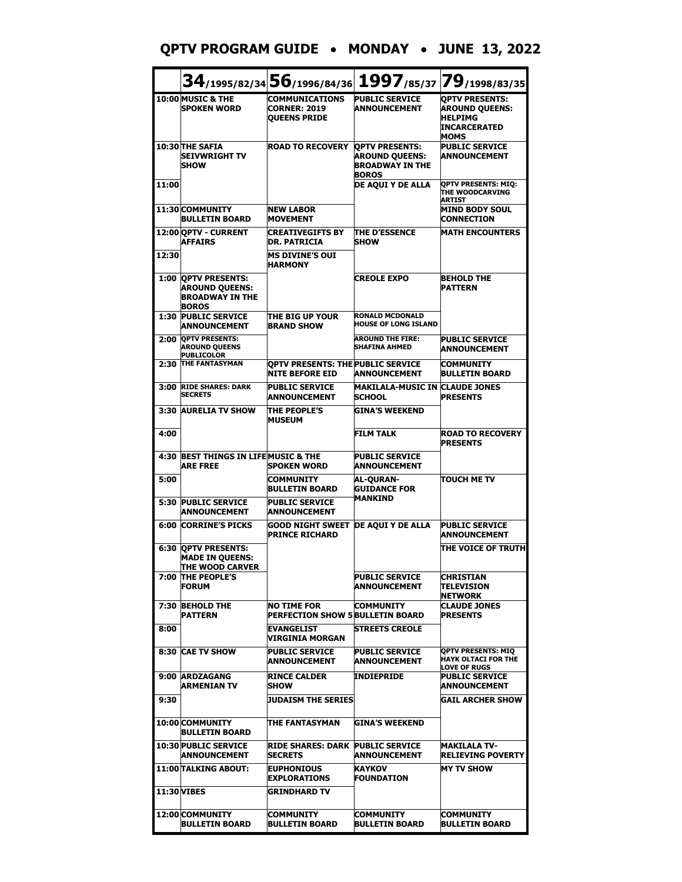# QPTV PROGRAM GUIDE • MONDAY • JUNE 13, 2022

| | 34/1995/82/34 | 56/1996/84/36 | 1997/85/37 | 79/1998/83/35 |
|---|---|---|---|---|
| 10:00 | MUSIC & THE SPOKEN WORD | COMMUNICATIONS CORNER: 2019 QUEENS PRIDE | PUBLIC SERVICE ANNOUNCEMENT | QPTV PRESENTS: AROUND QUEENS: HELPIMG INCARCERATED MOMS |
| 10:30 | THE SAFIA SEIVWRIGHT TV SHOW | ROAD TO RECOVERY | QPTV PRESENTS: AROUND QUEENS: BROADWAY IN THE BOROS | PUBLIC SERVICE ANNOUNCEMENT |
| 11:00 | | | DE AQUI Y DE ALLA | QPTV PRESENTS: MIQ: THE WOODCARVING ARTIST |
| 11:30 | COMMUNITY BULLETIN BOARD | NEW LABOR MOVEMENT | | MIND BODY SOUL CONNECTION |
| 12:00 | QPTV - CURRENT AFFAIRS | CREATIVEGIFTS BY DR. PATRICIA | THE D'ESSENCE SHOW | MATH ENCOUNTERS |
| 12:30 | | MS DIVINE'S OUI HARMONY | | |
| 1:00 | QPTV PRESENTS: AROUND QUEENS: BROADWAY IN THE BOROS | | CREOLE EXPO | BEHOLD THE PATTERN |
| 1:30 | PUBLIC SERVICE ANNOUNCEMENT | THE BIG UP YOUR BRAND SHOW | RONALD MCDONALD HOUSE OF LONG ISLAND | |
| 2:00 | QPTV PRESENTS: AROUND QUEENS PUBLICOLOR | | AROUND THE FIRE: SHAFINA AHMED | PUBLIC SERVICE ANNOUNCEMENT |
| 2:30 | THE FANTASYMAN | QPTV PRESENTS: THE NITE BEFORE EID | PUBLIC SERVICE ANNOUNCEMENT | COMMUNITY BULLETIN BOARD |
| 3:00 | RIDE SHARES: DARK SECRETS | PUBLIC SERVICE ANNOUNCEMENT | MAKILALA-MUSIC IN SCHOOL | CLAUDE JONES PRESENTS |
| 3:30 | AURELIA TV SHOW | THE PEOPLE'S MUSEUM | GINA'S WEEKEND | |
| 4:00 | | | FILM TALK | ROAD TO RECOVERY PRESENTS |
| 4:30 | BEST THINGS IN LIFE ARE FREE | MUSIC & THE SPOKEN WORD | PUBLIC SERVICE ANNOUNCEMENT | |
| 5:00 | | COMMUNITY BULLETIN BOARD | AL-QURAN-GUIDANCE FOR MANKIND | TOUCH ME TV |
| 5:30 | PUBLIC SERVICE ANNOUNCEMENT | PUBLIC SERVICE ANNOUNCEMENT | | |
| 6:00 | CORRINE'S PICKS | GOOD NIGHT SWEET PRINCE RICHARD | DE AQUI Y DE ALLA | PUBLIC SERVICE ANNOUNCEMENT |
| 6:30 | QPTV PRESENTS: MADE IN QUEENS: THE WOOD CARVER | | | THE VOICE OF TRUTH |
| 7:00 | THE PEOPLE'S FORUM | | PUBLIC SERVICE ANNOUNCEMENT | CHRISTIAN TELEVISION NETWORK |
| 7:30 | BEHOLD THE PATTERN | NO TIME FOR PERFECTION SHOW 5 | COMMUNITY BULLETIN BOARD | CLAUDE JONES PRESENTS |
| 8:00 | | EVANGELIST VIRGINIA MORGAN | STREETS CREOLE | |
| 8:30 | CAE TV SHOW | PUBLIC SERVICE ANNOUNCEMENT | PUBLIC SERVICE ANNOUNCEMENT | QPTV PRESENTS: MIQ HAYK OLTACI FOR THE LOVE OF RUGS |
| 9:00 | ARDZAGANG ARMENIAN TV | RINCE CALDER SHOW | INDIEPRIDE | PUBLIC SERVICE ANNOUNCEMENT |
| 9:30 | | JUDAISM THE SERIES | | GAIL ARCHER SHOW |
| 10:00 | COMMUNITY BULLETIN BOARD | THE FANTASYMAN | GINA'S WEEKEND | |
| 10:30 | PUBLIC SERVICE ANNOUNCEMENT | RIDE SHARES: DARK SECRETS | PUBLIC SERVICE ANNOUNCEMENT | MAKILALA TV-RELIEVING POVERTY |
| 11:00 | TALKING ABOUT: | EUPHONIOUS EXPLORATIONS | KAYKOV FOUNDATION | MY TV SHOW |
| 11:30 | VIBES | GRINDHARD TV | | |
| 12:00 | COMMUNITY BULLETIN BOARD | COMMUNITY BULLETIN BOARD | COMMUNITY BULLETIN BOARD | COMMUNITY BULLETIN BOARD |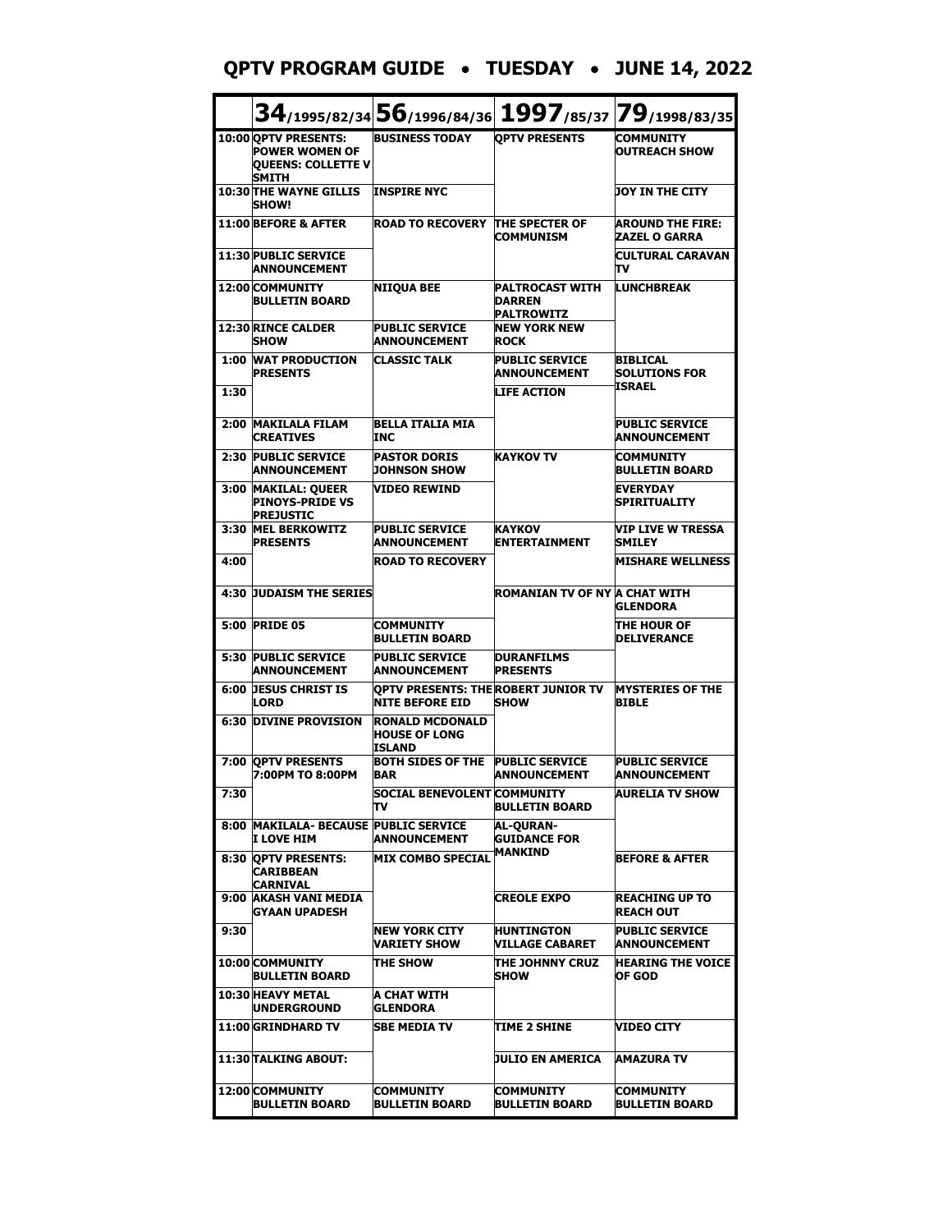# QPTV PROGRAM GUIDE • TUESDAY • JUNE 14, 2022

| | 34/1995/82/34 | 56/1996/84/36 | 1997/85/37 | 79/1998/83/35 |
|---|---|---|---|---|
| 10:00 | QPTV PRESENTS: POWER WOMEN OF QUEENS: COLLETTE V SMITH | BUSINESS TODAY | QPTV PRESENTS | COMMUNITY OUTREACH SHOW |
| 10:30 | THE WAYNE GILLIS SHOW! | INSPIRE NYC | | JOY IN THE CITY |
| 11:00 | BEFORE & AFTER | ROAD TO RECOVERY | THE SPECTER OF COMMUNISM | AROUND THE FIRE: ZAZEL O GARRA |
| 11:30 | PUBLIC SERVICE ANNOUNCEMENT | | | CULTURAL CARAVAN TV |
| 12:00 | COMMUNITY BULLETIN BOARD | NIIQUA BEE | PALTROCAST WITH DARREN PALTROWITZ | LUNCHBREAK |
| 12:30 | RINCE CALDER SHOW | PUBLIC SERVICE ANNOUNCEMENT | NEW YORK NEW ROCK | |
| 1:00 | WAT PRODUCTION PRESENTS | CLASSIC TALK | PUBLIC SERVICE ANNOUNCEMENT | BIBLICAL SOLUTIONS FOR ISRAEL |
| 1:30 | | | LIFE ACTION | |
| 2:00 | MAKILALA FILAM CREATIVES | BELLA ITALIA MIA INC | | PUBLIC SERVICE ANNOUNCEMENT |
| 2:30 | PUBLIC SERVICE ANNOUNCEMENT | PASTOR DORIS JOHNSON SHOW | KAYKOV TV | COMMUNITY BULLETIN BOARD |
| 3:00 | MAKILAL: QUEER PINOYS-PRIDE VS PREJUSTIC | VIDEO REWIND | | EVERYDAY SPIRITUALITY |
| 3:30 | MEL BERKOWITZ PRESENTS | PUBLIC SERVICE ANNOUNCEMENT | KAYKOV ENTERTAINMENT | VIP LIVE W TRESSA SMILEY |
| 4:00 | | ROAD TO RECOVERY | | MISHARE WELLNESS |
| 4:30 | JUDAISM THE SERIES | | ROMANIAN TV OF NY | A CHAT WITH GLENDORA |
| 5:00 | PRIDE 05 | COMMUNITY BULLETIN BOARD | | THE HOUR OF DELIVERANCE |
| 5:30 | PUBLIC SERVICE ANNOUNCEMENT | PUBLIC SERVICE ANNOUNCEMENT | DURANFILMS PRESENTS | |
| 6:00 | JESUS CHRIST IS LORD | QPTV PRESENTS: THE NITE BEFORE EID | ROBERT JUNIOR TV SHOW | MYSTERIES OF THE BIBLE |
| 6:30 | DIVINE PROVISION | RONALD MCDONALD HOUSE OF LONG ISLAND | | |
| 7:00 | QPTV PRESENTS 7:00PM TO 8:00PM | BOTH SIDES OF THE BAR | PUBLIC SERVICE ANNOUNCEMENT | PUBLIC SERVICE ANNOUNCEMENT |
| 7:30 | | SOCIAL BENEVOLENT TV | COMMUNITY BULLETIN BOARD | AURELIA TV SHOW |
| 8:00 | MAKILALA- BECAUSE I LOVE HIM | PUBLIC SERVICE ANNOUNCEMENT | AL-QURAN-GUIDANCE FOR MANKIND | |
| 8:30 | QPTV PRESENTS: CARIBBEAN CARNIVAL | MIX COMBO SPECIAL | | BEFORE & AFTER |
| 9:00 | AKASH VANI MEDIA GYAAN UPADESH | | CREOLE EXPO | REACHING UP TO REACH OUT |
| 9:30 | | NEW YORK CITY VARIETY SHOW | HUNTINGTON VILLAGE CABARET | PUBLIC SERVICE ANNOUNCEMENT |
| 10:00 | COMMUNITY BULLETIN BOARD | THE SHOW | THE JOHNNY CRUZ SHOW | HEARING THE VOICE OF GOD |
| 10:30 | HEAVY METAL UNDERGROUND | A CHAT WITH GLENDORA | | |
| 11:00 | GRINDHARD TV | SBE MEDIA TV | TIME 2 SHINE | VIDEO CITY |
| 11:30 | TALKING ABOUT: | | JULIO EN AMERICA | AMAZURA TV |
| 12:00 | COMMUNITY BULLETIN BOARD | COMMUNITY BULLETIN BOARD | COMMUNITY BULLETIN BOARD | COMMUNITY BULLETIN BOARD |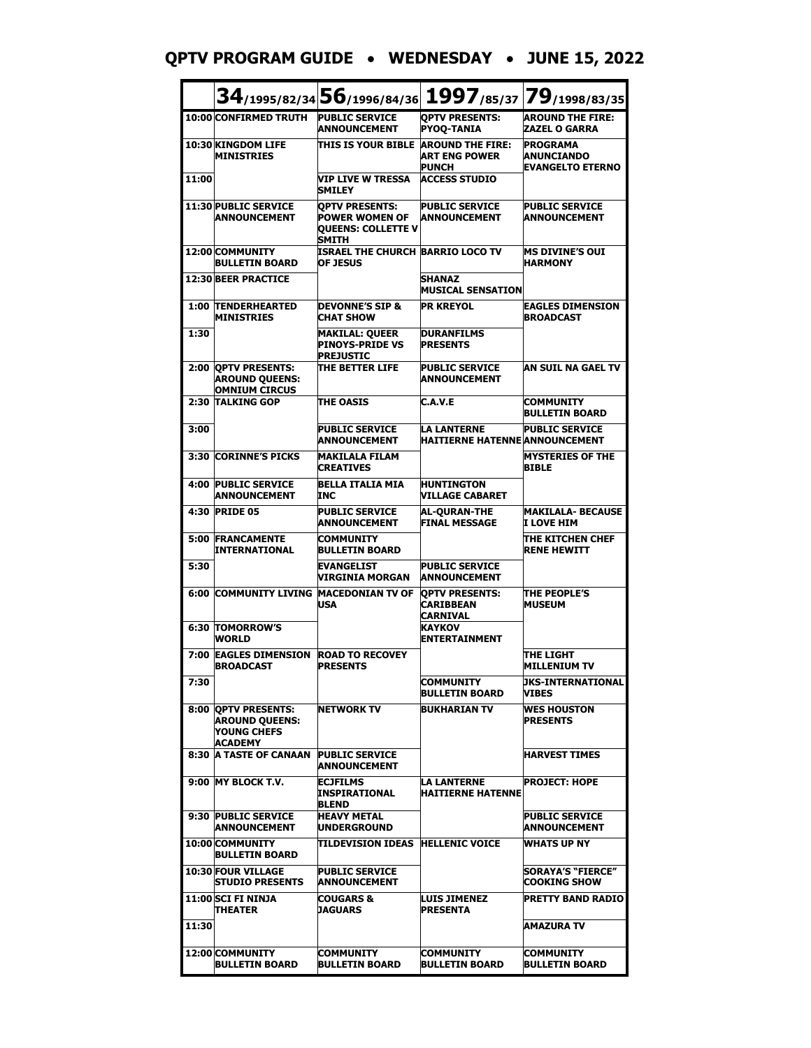# QPTV PROGRAM GUIDE • WEDNESDAY • JUNE 15, 2022

| | 34/1995/82/34 | 56/1996/84/36 | 1997/85/37 | 79/1998/83/35 |
|---|---|---|---|---|
| 10:00 | CONFIRMED TRUTH | PUBLIC SERVICE ANNOUNCEMENT | QPTV PRESENTS: PYOQ-TANIA | AROUND THE FIRE: ZAZEL O GARRA |
| 10:30 | KINGDOM LIFE MINISTRIES | THIS IS YOUR BIBLE | AROUND THE FIRE: ART ENG POWER PUNCH | PROGRAMA ANUNCIANDO EVANGELTO ETERNO |
| 11:00 | | VIP LIVE W TRESSA SMILEY | ACCESS STUDIO | |
| 11:30 | PUBLIC SERVICE ANNOUNCEMENT | QPTV PRESENTS: POWER WOMEN OF QUEENS: COLLETTE V SMITH | PUBLIC SERVICE ANNOUNCEMENT | PUBLIC SERVICE ANNOUNCEMENT |
| 12:00 | COMMUNITY BULLETIN BOARD | ISRAEL THE CHURCH OF JESUS | BARRIO LOCO TV | MS DIVINE'S OUI HARMONY |
| 12:30 | BEER PRACTICE | | SHANAZ MUSICAL SENSATION | |
| 1:00 | TENDERHEARTED MINISTRIES | DEVONNE'S SIP & CHAT SHOW | PR KREYOL | EAGLES DIMENSION BROADCAST |
| 1:30 | | MAKILAL: QUEER PINOYS-PRIDE VS PREJUSTIC | DURANFILMS PRESENTS | |
| 2:00 | QPTV PRESENTS: AROUND QUEENS: OMNIUM CIRCUS | THE BETTER LIFE | PUBLIC SERVICE ANNOUNCEMENT | AN SUIL NA GAEL TV |
| 2:30 | TALKING GOP | THE OASIS | C.A.V.E | COMMUNITY BULLETIN BOARD |
| 3:00 | | PUBLIC SERVICE ANNOUNCEMENT | LA LANTERNE HAITIERNE HATENNE | PUBLIC SERVICE ANNOUNCEMENT |
| 3:30 | CORINNE'S PICKS | MAKILALA FILAM CREATIVES | | MYSTERIES OF THE BIBLE |
| 4:00 | PUBLIC SERVICE ANNOUNCEMENT | BELLA ITALIA MIA INC | HUNTINGTON VILLAGE CABARET | |
| 4:30 | PRIDE 05 | PUBLIC SERVICE ANNOUNCEMENT | AL-QURAN-THE FINAL MESSAGE | MAKILALA- BECAUSE I LOVE HIM |
| 5:00 | FRANCAMENTE INTERNATIONAL | COMMUNITY BULLETIN BOARD | | THE KITCHEN CHEF RENE HEWITT |
| 5:30 | | EVANGELIST VIRGINIA MORGAN | PUBLIC SERVICE ANNOUNCEMENT | |
| 6:00 | COMMUNITY LIVING | MACEDONIAN TV OF USA | QPTV PRESENTS: CARIBBEAN CARNIVAL | THE PEOPLE'S MUSEUM |
| 6:30 | TOMORROW'S WORLD | | KAYKOV ENTERTAINMENT | |
| 7:00 | EAGLES DIMENSION BROADCAST | ROAD TO RECOVEY PRESENTS | | THE LIGHT MILLENIUM TV |
| 7:30 | | | COMMUNITY BULLETIN BOARD | JKS-INTERNATIONAL VIBES |
| 8:00 | QPTV PRESENTS: AROUND QUEENS: YOUNG CHEFS ACADEMY | NETWORK TV | BUKHARIAN TV | WES HOUSTON PRESENTS |
| 8:30 | A TASTE OF CANAAN | PUBLIC SERVICE ANNOUNCEMENT | | HARVEST TIMES |
| 9:00 | MY BLOCK T.V. | ECJFILMS INSPIRATIONAL BLEND | LA LANTERNE HAITIERNE HATENNE | PROJECT: HOPE |
| 9:30 | PUBLIC SERVICE ANNOUNCEMENT | HEAVY METAL UNDERGROUND | | PUBLIC SERVICE ANNOUNCEMENT |
| 10:00 | COMMUNITY BULLETIN BOARD | TILDEVISION IDEAS | HELLENIC VOICE | WHATS UP NY |
| 10:30 | FOUR VILLAGE STUDIO PRESENTS | PUBLIC SERVICE ANNOUNCEMENT | | SORAYA'S "FIERCE" COOKING SHOW |
| 11:00 | SCI FI NINJA THEATER | COUGARS & JAGUARS | LUIS JIMENEZ PRESENTA | PRETTY BAND RADIO |
| 11:30 | | | | AMAZURA TV |
| 12:00 | COMMUNITY BULLETIN BOARD | COMMUNITY BULLETIN BOARD | COMMUNITY BULLETIN BOARD | COMMUNITY BULLETIN BOARD |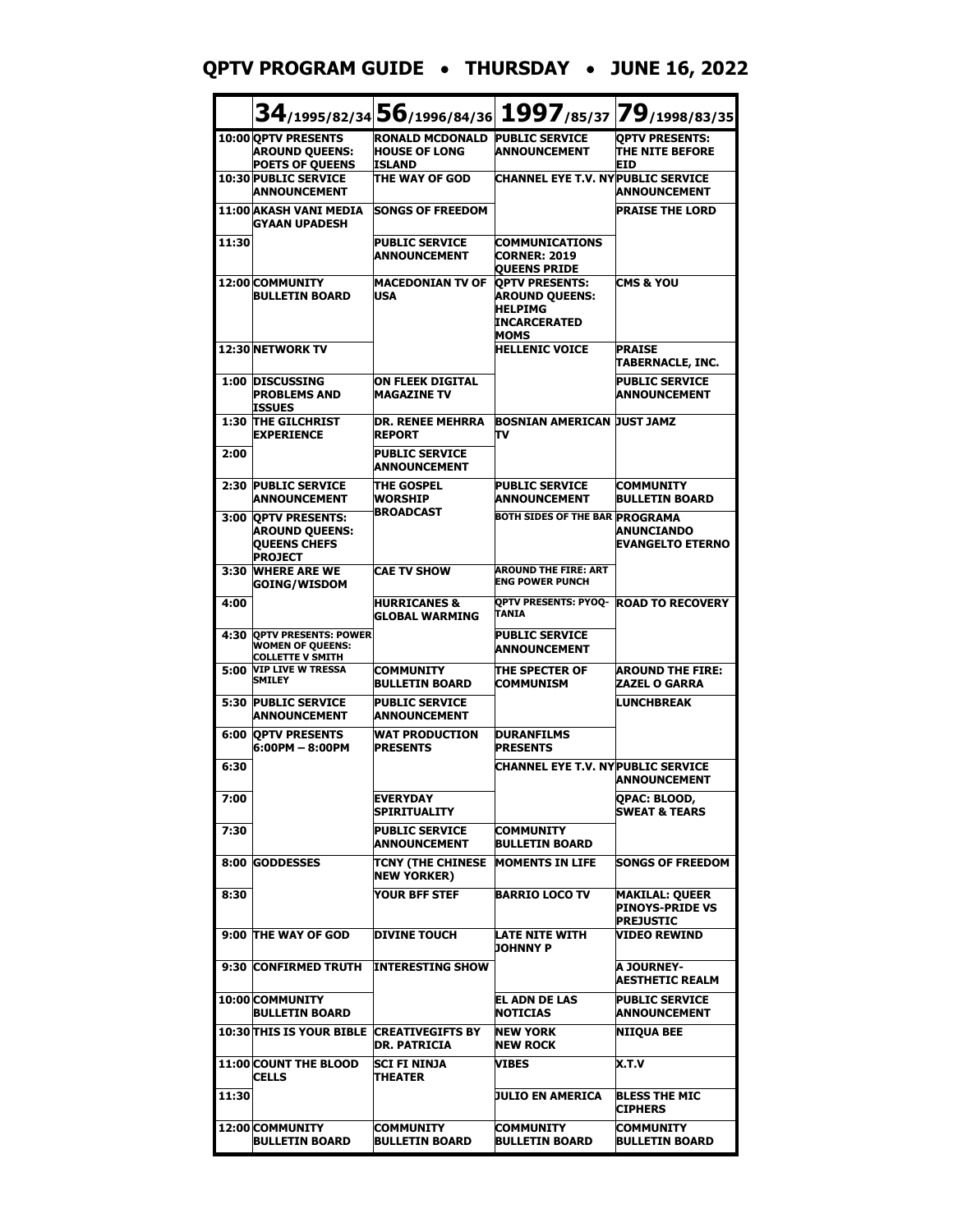# QPTV PROGRAM GUIDE • THURSDAY • JUNE 16, 2022

| | 34/1995/82/34 | 56/1996/84/36 | 1997/85/37 | 79/1998/83/35 |
|---|---|---|---|---|
| 10:00 | QPTV PRESENTS AROUND QUEENS: POETS OF QUEENS | RONALD MCDONALD HOUSE OF LONG ISLAND | PUBLIC SERVICE ANNOUNCEMENT | QPTV PRESENTS: THE NITE BEFORE EID |
| 10:30 | PUBLIC SERVICE ANNOUNCEMENT | THE WAY OF GOD | CHANNEL EYE T.V. NY | PUBLIC SERVICE ANNOUNCEMENT |
| 11:00 | AKASH VANI MEDIA GYAAN UPADESH | SONGS OF FREEDOM | | PRAISE THE LORD |
| 11:30 | | PUBLIC SERVICE ANNOUNCEMENT | COMMUNICATIONS CORNER: 2019 QUEENS PRIDE | |
| 12:00 | COMMUNITY BULLETIN BOARD | MACEDONIAN TV OF USA | QPTV PRESENTS: AROUND QUEENS: HELPIMG INCARCERATED MOMS | CMS & YOU |
| 12:30 | NETWORK TV | | HELLENIC VOICE | PRAISE TABERNACLE, INC. |
| 1:00 | DISCUSSING PROBLEMS AND ISSUES | ON FLEEK DIGITAL MAGAZINE TV | | PUBLIC SERVICE ANNOUNCEMENT |
| 1:30 | THE GILCHRIST EXPERIENCE | DR. RENEE MEHRRA REPORT | BOSNIAN AMERICAN TV | JUST JAMZ |
| 2:00 | | PUBLIC SERVICE ANNOUNCEMENT | | |
| 2:30 | PUBLIC SERVICE ANNOUNCEMENT | THE GOSPEL WORSHIP BROADCAST | PUBLIC SERVICE ANNOUNCEMENT | COMMUNITY BULLETIN BOARD |
| 3:00 | QPTV PRESENTS: AROUND QUEENS: QUEENS CHEFS PROJECT | | BOTH SIDES OF THE BAR | PROGRAMA ANUNCIANDO EVANGELTO ETERNO |
| 3:30 | WHERE ARE WE GOING/WISDOM | CAE TV SHOW | AROUND THE FIRE: ART ENG POWER PUNCH | |
| 4:00 | | HURRICANES & GLOBAL WARMING | QPTV PRESENTS: PYOQ-TANIA | ROAD TO RECOVERY |
| 4:30 | QPTV PRESENTS: POWER WOMEN OF QUEENS: COLLETTE V SMITH | | PUBLIC SERVICE ANNOUNCEMENT | |
| 5:00 | VIP LIVE W TRESSA SMILEY | COMMUNITY BULLETIN BOARD | THE SPECTER OF COMMUNISM | AROUND THE FIRE: ZAZEL O GARRA |
| 5:30 | PUBLIC SERVICE ANNOUNCEMENT | PUBLIC SERVICE ANNOUNCEMENT | | LUNCHBREAK |
| 6:00 | QPTV PRESENTS 6:00PM – 8:00PM | WAT PRODUCTION PRESENTS | DURANFILMS PRESENTS | |
| 6:30 | | | CHANNEL EYE T.V. NY | PUBLIC SERVICE ANNOUNCEMENT |
| 7:00 | | EVERYDAY SPIRITUALITY | | QPAC: BLOOD, SWEAT & TEARS |
| 7:30 | | PUBLIC SERVICE ANNOUNCEMENT | COMMUNITY BULLETIN BOARD | |
| 8:00 | GODDESSES | TCNY (THE CHINESE NEW YORKER) | MOMENTS IN LIFE | SONGS OF FREEDOM |
| 8:30 | | YOUR BFF STEF | BARRIO LOCO TV | MAKILAL: QUEER PINOYS-PRIDE VS PREJUSTIC |
| 9:00 | THE WAY OF GOD | DIVINE TOUCH | LATE NITE WITH JOHNNY P | VIDEO REWIND |
| 9:30 | CONFIRMED TRUTH | INTERESTING SHOW | | A JOURNEY- AESTHETIC REALM |
| 10:00 | COMMUNITY BULLETIN BOARD | | EL ADN DE LAS NOTICIAS | PUBLIC SERVICE ANNOUNCEMENT |
| 10:30 | THIS IS YOUR BIBLE | CREATIVEGIFTS BY DR. PATRICIA | NEW YORK NEW ROCK | NIIQUA BEE |
| 11:00 | COUNT THE BLOOD CELLS | SCI FI NINJA THEATER | VIBES | X.T.V |
| 11:30 | | | JULIO EN AMERICA | BLESS THE MIC CIPHERS |
| 12:00 | COMMUNITY BULLETIN BOARD | COMMUNITY BULLETIN BOARD | COMMUNITY BULLETIN BOARD | COMMUNITY BULLETIN BOARD |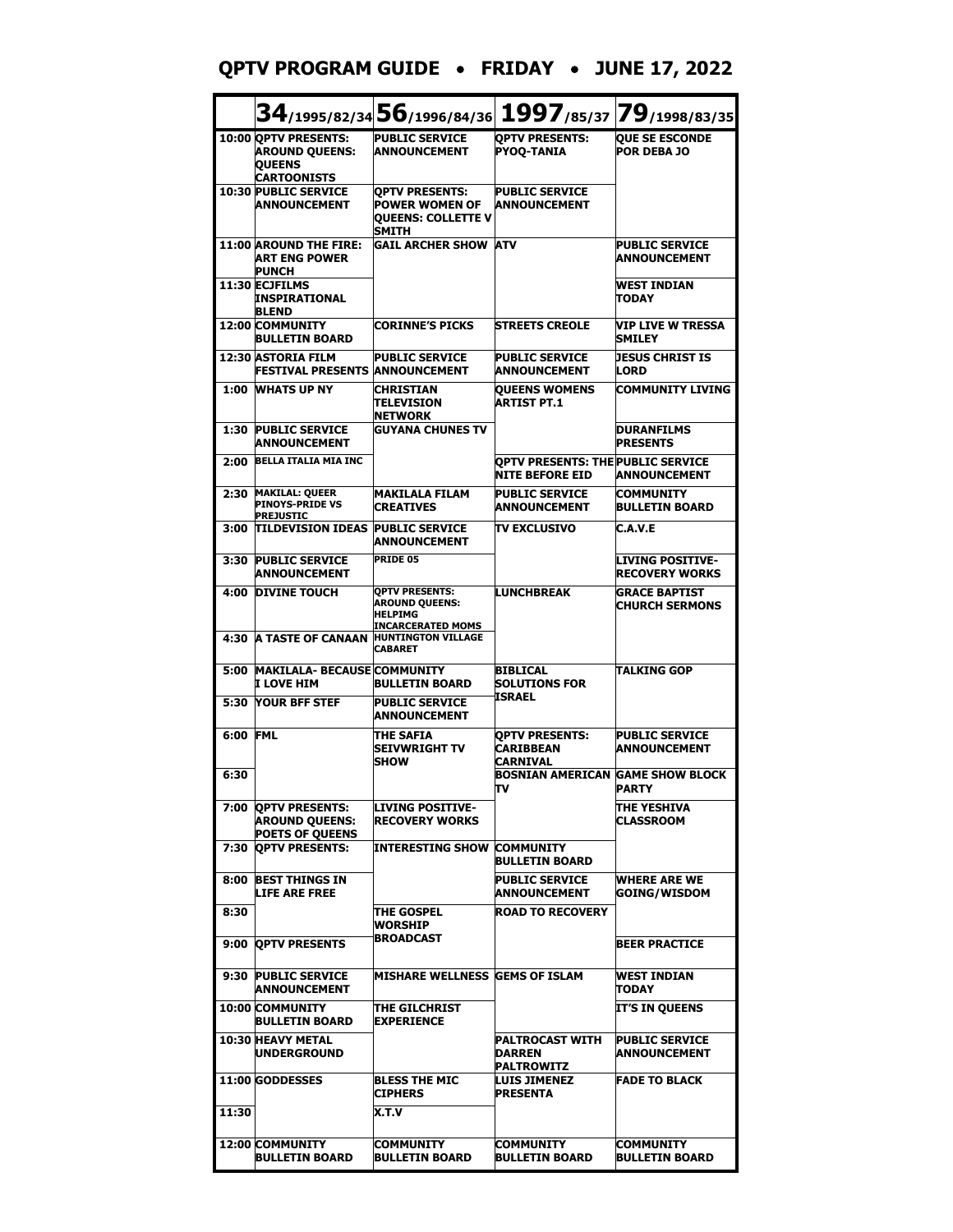# QPTV PROGRAM GUIDE • FRIDAY • JUNE 17, 2022

| | 34/1995/82/34 | 56/1996/84/36 | 1997/85/37 | 79/1998/83/35 |
|---|---|---|---|---|
| 10:00 | QPTV PRESENTS: AROUND QUEENS: QUEENS CARTOONISTS | PUBLIC SERVICE ANNOUNCEMENT | QPTV PRESENTS: PYOQ-TANIA | QUE SE ESCONDE POR DEBA JO |
| 10:30 | PUBLIC SERVICE ANNOUNCEMENT | QPTV PRESENTS: POWER WOMEN OF QUEENS: COLLETTE V SMITH | PUBLIC SERVICE ANNOUNCEMENT | |
| 11:00 | AROUND THE FIRE: ART ENG POWER PUNCH | GAIL ARCHER SHOW | ATV | PUBLIC SERVICE ANNOUNCEMENT |
| 11:30 | ECJFILMS INSPIRATIONAL BLEND | | | WEST INDIAN TODAY |
| 12:00 | COMMUNITY BULLETIN BOARD | CORINNE'S PICKS | STREETS CREOLE | VIP LIVE W TRESSA SMILEY |
| 12:30 | ASTORIA FILM FESTIVAL PRESENTS | PUBLIC SERVICE ANNOUNCEMENT | PUBLIC SERVICE ANNOUNCEMENT | JESUS CHRIST IS LORD |
| 1:00 | WHATS UP NY | CHRISTIAN TELEVISION NETWORK | QUEENS WOMENS ARTIST PT.1 | COMMUNITY LIVING |
| 1:30 | PUBLIC SERVICE ANNOUNCEMENT | GUYANA CHUNES TV | | DURANFILMS PRESENTS |
| 2:00 | BELLA ITALIA MIA INC | | QPTV PRESENTS: THE NITE BEFORE EID | PUBLIC SERVICE ANNOUNCEMENT |
| 2:30 | MAKILAL: QUEER PINOYS-PRIDE VS PREJUSTIC | MAKILALA FILAM CREATIVES | PUBLIC SERVICE ANNOUNCEMENT | COMMUNITY BULLETIN BOARD |
| 3:00 | TILDEVISION IDEAS | PUBLIC SERVICE ANNOUNCEMENT | TV EXCLUSIVO | C.A.V.E |
| 3:30 | PUBLIC SERVICE ANNOUNCEMENT | PRIDE 05 | | LIVING POSITIVE-RECOVERY WORKS |
| 4:00 | DIVINE TOUCH | QPTV PRESENTS: AROUND QUEENS: HELPIMG INCARCERATED MOMS | LUNCHBREAK | GRACE BAPTIST CHURCH SERMONS |
| 4:30 | A TASTE OF CANAAN | HUNTINGTON VILLAGE CABARET | | |
| 5:00 | MAKILALA- BECAUSE I LOVE HIM | COMMUNITY BULLETIN BOARD | BIBLICAL SOLUTIONS FOR ISRAEL | TALKING GOP |
| 5:30 | YOUR BFF STEF | PUBLIC SERVICE ANNOUNCEMENT | | |
| 6:00 | FML | THE SAFIA SEIVWRIGHT TV SHOW | QPTV PRESENTS: CARIBBEAN CARNIVAL | PUBLIC SERVICE ANNOUNCEMENT |
| 6:30 | | | BOSNIAN AMERICAN TV | GAME SHOW BLOCK PARTY |
| 7:00 | QPTV PRESENTS: AROUND QUEENS: POETS OF QUEENS | LIVING POSITIVE-RECOVERY WORKS | | THE YESHIVA CLASSROOM |
| 7:30 | QPTV PRESENTS: | INTERESTING SHOW | COMMUNITY BULLETIN BOARD | |
| 8:00 | BEST THINGS IN LIFE ARE FREE | | PUBLIC SERVICE ANNOUNCEMENT | WHERE ARE WE GOING/WISDOM |
| 8:30 | | THE GOSPEL WORSHIP BROADCAST | ROAD TO RECOVERY | |
| 9:00 | QPTV PRESENTS | | | BEER PRACTICE |
| 9:30 | PUBLIC SERVICE ANNOUNCEMENT | MISHARE WELLNESS | GEMS OF ISLAM | WEST INDIAN TODAY |
| 10:00 | COMMUNITY BULLETIN BOARD | THE GILCHRIST EXPERIENCE | | IT'S IN QUEENS |
| 10:30 | HEAVY METAL UNDERGROUND | | PALTROCAST WITH DARREN PALTROWITZ | PUBLIC SERVICE ANNOUNCEMENT |
| 11:00 | GODDESSES | BLESS THE MIC CIPHERS | LUIS JIMENEZ PRESENTA | FADE TO BLACK |
| 11:30 | | X.T.V | | |
| 12:00 | COMMUNITY BULLETIN BOARD | COMMUNITY BULLETIN BOARD | COMMUNITY BULLETIN BOARD | COMMUNITY BULLETIN BOARD |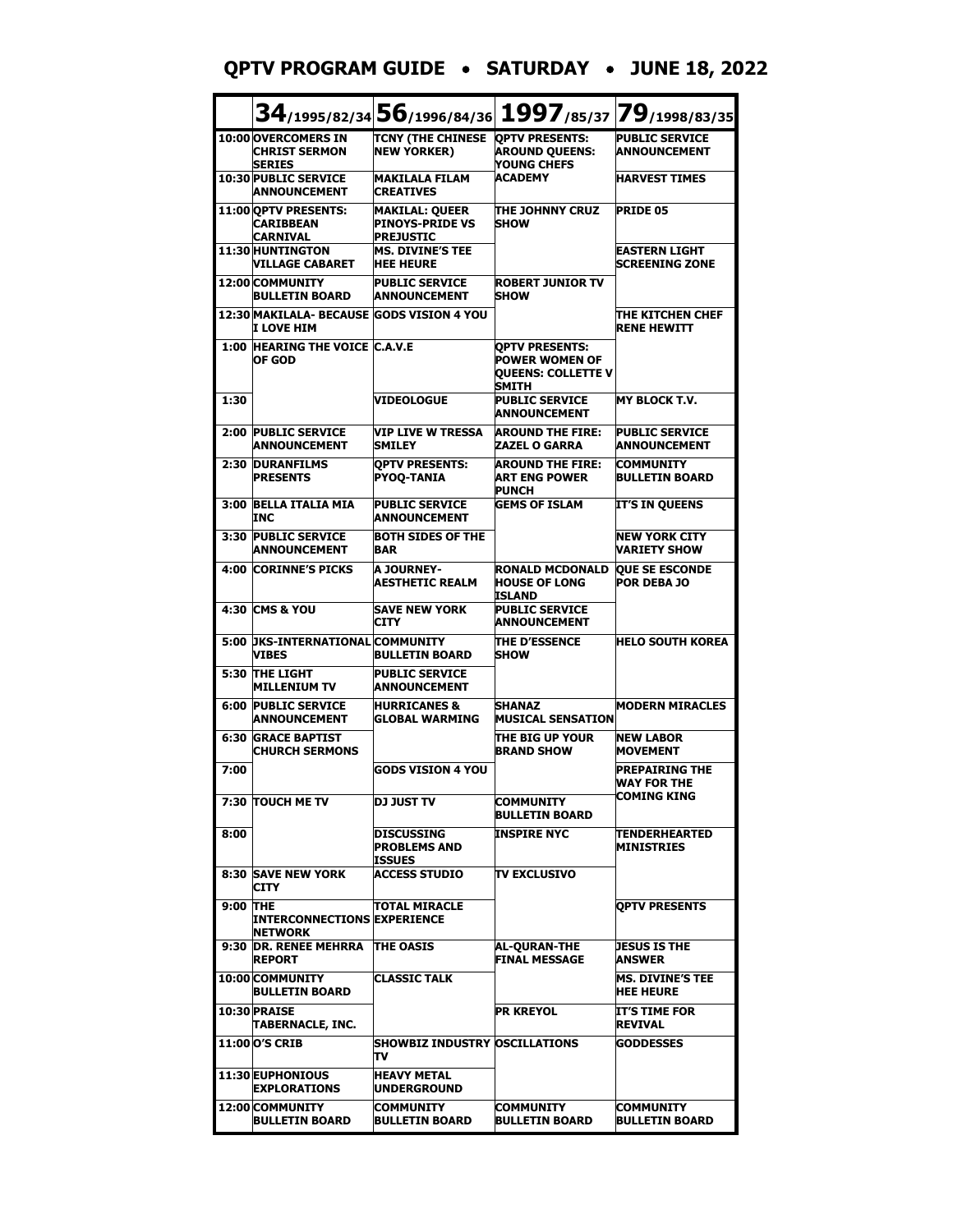# QPTV PROGRAM GUIDE • SATURDAY • JUNE 18, 2022

| | 34/1995/82/34 | 56/1996/84/36 | 1997/85/37 | 79/1998/83/35 |
|---|---|---|---|---|
| 10:00 | OVERCOMERS IN CHRIST SERMON SERIES | TCNY (THE CHINESE NEW YORKER) | QPTV PRESENTS: AROUND QUEENS: YOUNG CHEFS ACADEMY | PUBLIC SERVICE ANNOUNCEMENT |
| 10:30 | PUBLIC SERVICE ANNOUNCEMENT | MAKILALA FILAM CREATIVES | | HARVEST TIMES |
| 11:00 | QPTV PRESENTS: CARIBBEAN CARNIVAL | MAKILAL: QUEER PINOYS-PRIDE VS PREJUSTIC | THE JOHNNY CRUZ SHOW | PRIDE 05 |
| 11:30 | HUNTINGTON VILLAGE CABARET | MS. DIVINE'S TEE HEE HEURE | | EASTERN LIGHT SCREENING ZONE |
| 12:00 | COMMUNITY BULLETIN BOARD | PUBLIC SERVICE ANNOUNCEMENT | ROBERT JUNIOR TV SHOW | |
| 12:30 | MAKILALA- BECAUSE I LOVE HIM | GODS VISION 4 YOU | | THE KITCHEN CHEF RENE HEWITT |
| 1:00 | HEARING THE VOICE OF GOD | C.A.V.E | QPTV PRESENTS: POWER WOMEN OF QUEENS: COLLETTE V SMITH | |
| 1:30 | | VIDEOLOGUE | PUBLIC SERVICE ANNOUNCEMENT | MY BLOCK T.V. |
| 2:00 | PUBLIC SERVICE ANNOUNCEMENT | VIP LIVE W TRESSA SMILEY | AROUND THE FIRE: ZAZEL O GARRA | PUBLIC SERVICE ANNOUNCEMENT |
| 2:30 | DURANFILMS PRESENTS | QPTV PRESENTS: PYOQ-TANIA | AROUND THE FIRE: ART ENG POWER PUNCH | COMMUNITY BULLETIN BOARD |
| 3:00 | BELLA ITALIA MIA INC | PUBLIC SERVICE ANNOUNCEMENT | GEMS OF ISLAM | IT'S IN QUEENS |
| 3:30 | PUBLIC SERVICE ANNOUNCEMENT | BOTH SIDES OF THE BAR | | NEW YORK CITY VARIETY SHOW |
| 4:00 | CORINNE'S PICKS | A JOURNEY-AESTHETIC REALM | RONALD MCDONALD HOUSE OF LONG ISLAND | QUE SE ESCONDE POR DEBA JO |
| 4:30 | CMS & YOU | SAVE NEW YORK CITY | PUBLIC SERVICE ANNOUNCEMENT | |
| 5:00 | JKS-INTERNATIONAL VIBES | COMMUNITY BULLETIN BOARD | THE D'ESSENCE SHOW | HELO SOUTH KOREA |
| 5:30 | THE LIGHT MILLENIUM TV | PUBLIC SERVICE ANNOUNCEMENT | | |
| 6:00 | PUBLIC SERVICE ANNOUNCEMENT | HURRICANES & GLOBAL WARMING | SHANAZ MUSICAL SENSATION | MODERN MIRACLES |
| 6:30 | GRACE BAPTIST CHURCH SERMONS | | THE BIG UP YOUR BRAND SHOW | NEW LABOR MOVEMENT |
| 7:00 | | GODS VISION 4 YOU | | PREPAIRING THE WAY FOR THE COMING KING |
| 7:30 | TOUCH ME TV | DJ JUST TV | COMMUNITY BULLETIN BOARD | |
| 8:00 | | DISCUSSING PROBLEMS AND ISSUES | INSPIRE NYC | TENDERHEARTED MINISTRIES |
| 8:30 | SAVE NEW YORK CITY | ACCESS STUDIO | TV EXCLUSIVO | |
| 9:00 | THE INTERCONNECTIONS NETWORK | TOTAL MIRACLE EXPERIENCE | | QPTV PRESENTS |
| 9:30 | DR. RENEE MEHRRA REPORT | THE OASIS | AL-QURAN-THE FINAL MESSAGE | JESUS IS THE ANSWER |
| 10:00 | COMMUNITY BULLETIN BOARD | CLASSIC TALK | | MS. DIVINE'S TEE HEE HEURE |
| 10:30 | PRAISE TABERNACLE, INC. | | PR KREYOL | IT'S TIME FOR REVIVAL |
| 11:00 | O'S CRIB | SHOWBIZ INDUSTRY TV | OSCILLATIONS | GODDESSES |
| 11:30 | EUPHONIOUS EXPLORATIONS | HEAVY METAL UNDERGROUND | | |
| 12:00 | COMMUNITY BULLETIN BOARD | COMMUNITY BULLETIN BOARD | COMMUNITY BULLETIN BOARD | COMMUNITY BULLETIN BOARD |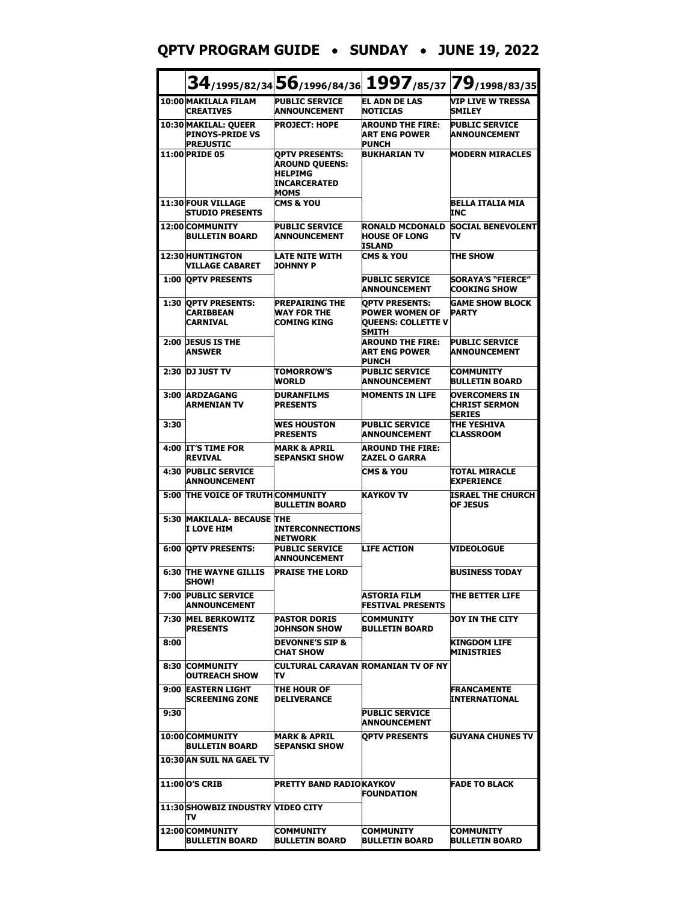# QPTV PROGRAM GUIDE • SUNDAY • JUNE 19, 2022

| | 34/1995/82/34 | 56/1996/84/36 | 1997/85/37 | 79/1998/83/35 |
|---|---|---|---|---|
| 10:00 | MAKILALA FILAM CREATIVES | PUBLIC SERVICE ANNOUNCEMENT | EL ADN DE LAS NOTICIAS | VIP LIVE W TRESSA SMILEY |
| 10:30 | MAKILAL: QUEER PINOYS-PRIDE VS PREJUSTIC | PROJECT: HOPE | AROUND THE FIRE: ART ENG POWER PUNCH | PUBLIC SERVICE ANNOUNCEMENT |
| 11:00 | PRIDE 05 | QPTV PRESENTS: AROUND QUEENS: HELPIMG INCARCERATED MOMS | BUKHARIAN TV | MODERN MIRACLES |
| 11:30 | FOUR VILLAGE STUDIO PRESENTS | CMS & YOU | | BELLA ITALIA MIA INC |
| 12:00 | COMMUNITY BULLETIN BOARD | PUBLIC SERVICE ANNOUNCEMENT | RONALD MCDONALD HOUSE OF LONG ISLAND | SOCIAL BENEVOLENT TV |
| 12:30 | HUNTINGTON VILLAGE CABARET | LATE NITE WITH JOHNNY P | CMS & YOU | THE SHOW |
| 1:00 | QPTV PRESENTS | | PUBLIC SERVICE ANNOUNCEMENT | SORAYA'S "FIERCE" COOKING SHOW |
| 1:30 | QPTV PRESENTS: CARIBBEAN CARNIVAL | PREPAIRING THE WAY FOR THE COMING KING | QPTV PRESENTS: POWER WOMEN OF QUEENS: COLLETTE V SMITH | GAME SHOW BLOCK PARTY |
| 2:00 | JESUS IS THE ANSWER | | AROUND THE FIRE: ART ENG POWER PUNCH | PUBLIC SERVICE ANNOUNCEMENT |
| 2:30 | DJ JUST TV | TOMORROW'S WORLD | PUBLIC SERVICE ANNOUNCEMENT | COMMUNITY BULLETIN BOARD |
| 3:00 | ARDZAGANG ARMENIAN TV | DURANFILMS PRESENTS | MOMENTS IN LIFE | OVERCOMERS IN CHRIST SERMON SERIES |
| 3:30 | | WES HOUSTON PRESENTS | PUBLIC SERVICE ANNOUNCEMENT | THE YESHIVA CLASSROOM |
| 4:00 | IT'S TIME FOR REVIVAL | MARK & APRIL SEPANSKI SHOW | AROUND THE FIRE: ZAZEL O GARRA | |
| 4:30 | PUBLIC SERVICE ANNOUNCEMENT | | CMS & YOU | TOTAL MIRACLE EXPERIENCE |
| 5:00 | THE VOICE OF TRUTH | COMMUNITY BULLETIN BOARD | KAYKOV TV | ISRAEL THE CHURCH OF JESUS |
| 5:30 | MAKILALA- BECAUSE I LOVE HIM | THE INTERCONNECTIONS NETWORK | | |
| 6:00 | QPTV PRESENTS: | PUBLIC SERVICE ANNOUNCEMENT | LIFE ACTION | VIDEOLOGUE |
| 6:30 | THE WAYNE GILLIS SHOW! | PRAISE THE LORD | | BUSINESS TODAY |
| 7:00 | PUBLIC SERVICE ANNOUNCEMENT | | ASTORIA FILM FESTIVAL PRESENTS | THE BETTER LIFE |
| 7:30 | MEL BERKOWITZ PRESENTS | PASTOR DORIS JOHNSON SHOW | COMMUNITY BULLETIN BOARD | JOY IN THE CITY |
| 8:00 | | DEVONNE'S SIP & CHAT SHOW | | KINGDOM LIFE MINISTRIES |
| 8:30 | COMMUNITY OUTREACH SHOW | CULTURAL CARAVAN TV | ROMANIAN TV OF NY | |
| 9:00 | EASTERN LIGHT SCREENING ZONE | THE HOUR OF DELIVERANCE | | FRANCAMENTE INTERNATIONAL |
| 9:30 | | | PUBLIC SERVICE ANNOUNCEMENT | |
| 10:00 | COMMUNITY BULLETIN BOARD | MARK & APRIL SEPANSKI SHOW | QPTV PRESENTS | GUYANA CHUNES TV |
| 10:30 | AN SUIL NA GAEL TV | | | |
| 11:00 | O'S CRIB | PRETTY BAND RADIO | KAYKOV FOUNDATION | FADE TO BLACK |
| 11:30 | SHOWBIZ INDUSTRY TV | VIDEO CITY | | |
| 12:00 | COMMUNITY BULLETIN BOARD | COMMUNITY BULLETIN BOARD | COMMUNITY BULLETIN BOARD | COMMUNITY BULLETIN BOARD |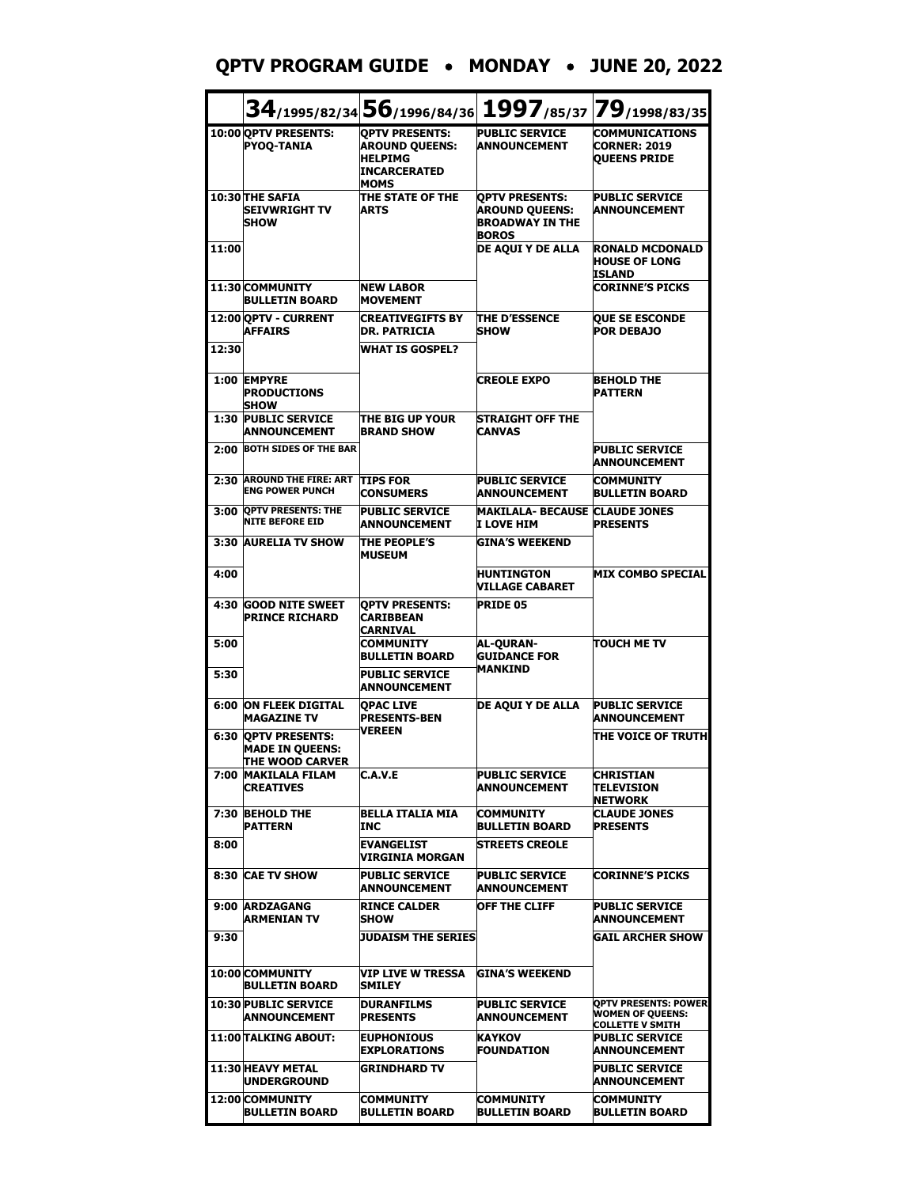## QPTV PROGRAM GUIDE • MONDAY • JUNE 20, 2022

| | 34/1995/82/34 | 56/1996/84/36 | 1997/85/37 | 79/1998/83/35 |
|---|---|---|---|---|
| 10:00 | QPTV PRESENTS: PYOQ-TANIA | QPTV PRESENTS: AROUND QUEENS: HELPIMG INCARCERATED MOMS | PUBLIC SERVICE ANNOUNCEMENT | COMMUNICATIONS CORNER: 2019 QUEENS PRIDE |
| 10:30 | THE SAFIA SEIVWRIGHT TV SHOW | THE STATE OF THE ARTS | QPTV PRESENTS: AROUND QUEENS: BROADWAY IN THE BOROS | PUBLIC SERVICE ANNOUNCEMENT |
| 11:00 | | | DE AQUI Y DE ALLA | RONALD MCDONALD HOUSE OF LONG ISLAND |
| 11:30 | COMMUNITY BULLETIN BOARD | NEW LABOR MOVEMENT | | CORINNE'S PICKS |
| 12:00 | QPTV - CURRENT AFFAIRS | CREATIVEGIFTS BY DR. PATRICIA | THE D'ESSENCE SHOW | QUE SE ESCONDE POR DEBAJO |
| 12:30 | | WHAT IS GOSPEL? | | |
| 1:00 | EMPYRE PRODUCTIONS SHOW | | CREOLE EXPO | BEHOLD THE PATTERN |
| 1:30 | PUBLIC SERVICE ANNOUNCEMENT | THE BIG UP YOUR BRAND SHOW | STRAIGHT OFF THE CANVAS | |
| 2:00 | BOTH SIDES OF THE BAR | | | PUBLIC SERVICE ANNOUNCEMENT |
| 2:30 | AROUND THE FIRE: ART ENG POWER PUNCH | TIPS FOR CONSUMERS | PUBLIC SERVICE ANNOUNCEMENT | COMMUNITY BULLETIN BOARD |
| 3:00 | QPTV PRESENTS: THE NITE BEFORE EID | PUBLIC SERVICE ANNOUNCEMENT | MAKILALA- BECAUSE I LOVE HIM | CLAUDE JONES PRESENTS |
| 3:30 | AURELIA TV SHOW | THE PEOPLE'S MUSEUM | GINA'S WEEKEND | |
| 4:00 | | | HUNTINGTON VILLAGE CABARET | MIX COMBO SPECIAL |
| 4:30 | GOOD NITE SWEET PRINCE RICHARD | QPTV PRESENTS: CARIBBEAN CARNIVAL | PRIDE 05 | |
| 5:00 | | COMMUNITY BULLETIN BOARD | AL-QURAN- GUIDANCE FOR MANKIND | TOUCH ME TV |
| 5:30 | | PUBLIC SERVICE ANNOUNCEMENT | | |
| 6:00 | ON FLEEK DIGITAL MAGAZINE TV | QPAC LIVE PRESENTS-BEN VEREEN | DE AQUI Y DE ALLA | PUBLIC SERVICE ANNOUNCEMENT |
| 6:30 | QPTV PRESENTS: MADE IN QUEENS: THE WOOD CARVER | | | THE VOICE OF TRUTH |
| 7:00 | MAKILALA FILAM CREATIVES | C.A.V.E | PUBLIC SERVICE ANNOUNCEMENT | CHRISTIAN TELEVISION NETWORK |
| 7:30 | BEHOLD THE PATTERN | BELLA ITALIA MIA INC | COMMUNITY BULLETIN BOARD | CLAUDE JONES PRESENTS |
| 8:00 | | EVANGELIST VIRGINIA MORGAN | STREETS CREOLE | |
| 8:30 | CAE TV SHOW | PUBLIC SERVICE ANNOUNCEMENT | PUBLIC SERVICE ANNOUNCEMENT | CORINNE'S PICKS |
| 9:00 | ARDZAGANG ARMENIAN TV | RINCE CALDER SHOW | OFF THE CLIFF | PUBLIC SERVICE ANNOUNCEMENT |
| 9:30 | | JUDAISM THE SERIES | | GAIL ARCHER SHOW |
| 10:00 | COMMUNITY BULLETIN BOARD | VIP LIVE W TRESSA SMILEY | GINA'S WEEKEND | |
| 10:30 | PUBLIC SERVICE ANNOUNCEMENT | DURANFILMS PRESENTS | PUBLIC SERVICE ANNOUNCEMENT | QPTV PRESENTS: POWER WOMEN OF QUEENS: COLLETTE V SMITH |
| 11:00 | TALKING ABOUT: | EUPHONIOUS EXPLORATIONS | KAYKOV FOUNDATION | PUBLIC SERVICE ANNOUNCEMENT |
| 11:30 | HEAVY METAL UNDERGROUND | GRINDHARD TV | | PUBLIC SERVICE ANNOUNCEMENT |
| 12:00 | COMMUNITY BULLETIN BOARD | COMMUNITY BULLETIN BOARD | COMMUNITY BULLETIN BOARD | COMMUNITY BULLETIN BOARD |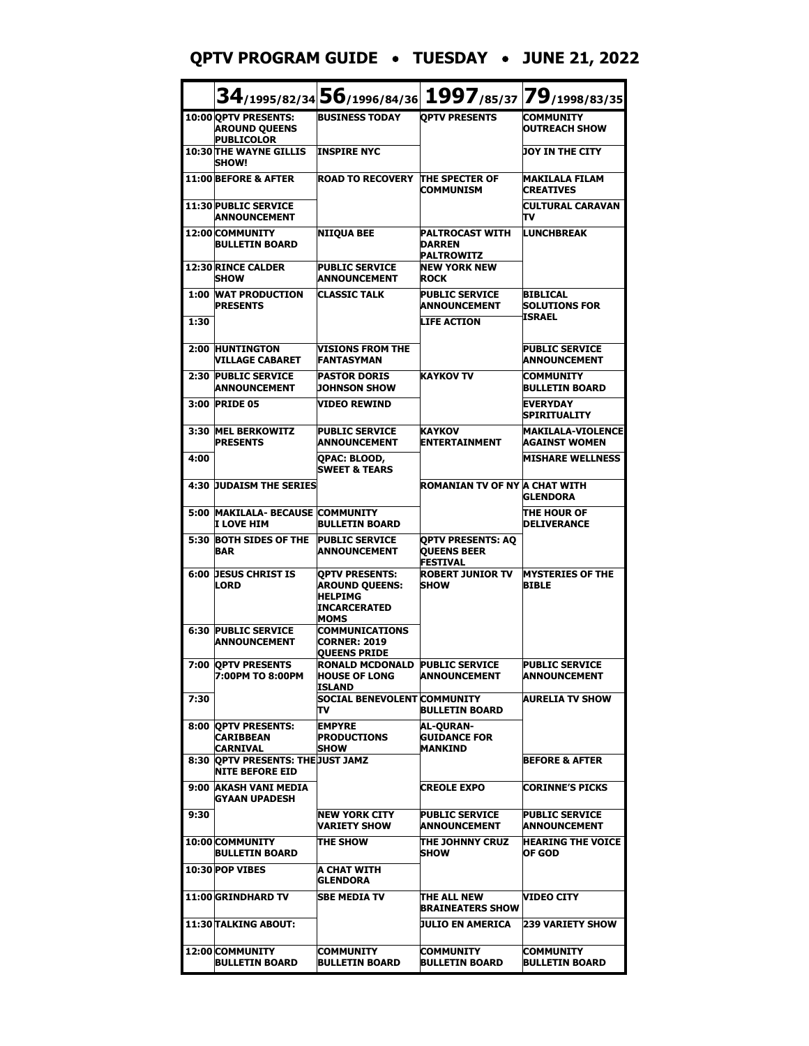## QPTV PROGRAM GUIDE • TUESDAY • JUNE 21, 2022

| | 34/1995/82/34 | 56/1996/84/36 | 1997/85/37 | 79/1998/83/35 |
|---|---|---|---|---|
| 10:00 | QPTV PRESENTS: AROUND QUEENS PUBLICOLOR | BUSINESS TODAY | QPTV PRESENTS | COMMUNITY OUTREACH SHOW |
| 10:30 | THE WAYNE GILLIS SHOW! | INSPIRE NYC | | JOY IN THE CITY |
| 11:00 | BEFORE & AFTER | ROAD TO RECOVERY | THE SPECTER OF COMMUNISM | MAKILALA FILAM CREATIVES |
| 11:30 | PUBLIC SERVICE ANNOUNCEMENT | | | CULTURAL CARAVAN TV |
| 12:00 | COMMUNITY BULLETIN BOARD | NIIQUA BEE | PALTROCAST WITH DARREN PALTROWITZ | LUNCHBREAK |
| 12:30 | RINCE CALDER SHOW | PUBLIC SERVICE ANNOUNCEMENT | NEW YORK NEW ROCK | |
| 1:00 | WAT PRODUCTION PRESENTS | CLASSIC TALK | PUBLIC SERVICE ANNOUNCEMENT | BIBLICAL SOLUTIONS FOR ISRAEL |
| 1:30 | | | LIFE ACTION | |
| 2:00 | HUNTINGTON VILLAGE CABARET | VISIONS FROM THE FANTASYMAN | | PUBLIC SERVICE ANNOUNCEMENT |
| 2:30 | PUBLIC SERVICE ANNOUNCEMENT | PASTOR DORIS JOHNSON SHOW | KAYKOV TV | COMMUNITY BULLETIN BOARD |
| 3:00 | PRIDE 05 | VIDEO REWIND | | EVERYDAY SPIRITUALITY |
| 3:30 | MEL BERKOWITZ PRESENTS | PUBLIC SERVICE ANNOUNCEMENT | KAYKOV ENTERTAINMENT | MAKILALA-VIOLENCE AGAINST WOMEN |
| 4:00 | | QPAC: BLOOD, SWEET & TEARS | | MISHARE WELLNESS |
| 4:30 | JUDAISM THE SERIES | | ROMANIAN TV OF NY | A CHAT WITH GLENDORA |
| 5:00 | MAKILALA- BECAUSE I LOVE HIM | COMMUNITY BULLETIN BOARD | | THE HOUR OF DELIVERANCE |
| 5:30 | BOTH SIDES OF THE BAR | PUBLIC SERVICE ANNOUNCEMENT | QPTV PRESENTS: AQ QUEENS BEER FESTIVAL | |
| 6:00 | JESUS CHRIST IS LORD | QPTV PRESENTS: AROUND QUEENS: HELPIMG INCARCERATED MOMS | ROBERT JUNIOR TV SHOW | MYSTERIES OF THE BIBLE |
| 6:30 | PUBLIC SERVICE ANNOUNCEMENT | COMMUNICATIONS CORNER: 2019 QUEENS PRIDE | | |
| 7:00 | QPTV PRESENTS 7:00PM TO 8:00PM | RONALD MCDONALD HOUSE OF LONG ISLAND | PUBLIC SERVICE ANNOUNCEMENT | PUBLIC SERVICE ANNOUNCEMENT |
| 7:30 | | SOCIAL BENEVOLENT TV | COMMUNITY BULLETIN BOARD | AURELIA TV SHOW |
| 8:00 | QPTV PRESENTS: CARIBBEAN CARNIVAL | EMPYRE PRODUCTIONS SHOW | AL-QURAN- GUIDANCE FOR MANKIND | |
| 8:30 | QPTV PRESENTS: THE NITE BEFORE EID | JUST JAMZ | | BEFORE & AFTER |
| 9:00 | AKASH VANI MEDIA GYAAN UPADESH | | CREOLE EXPO | CORINNE'S PICKS |
| 9:30 | | NEW YORK CITY VARIETY SHOW | PUBLIC SERVICE ANNOUNCEMENT | PUBLIC SERVICE ANNOUNCEMENT |
| 10:00 | COMMUNITY BULLETIN BOARD | THE SHOW | THE JOHNNY CRUZ SHOW | HEARING THE VOICE OF GOD |
| 10:30 | POP VIBES | A CHAT WITH GLENDORA | | |
| 11:00 | GRINDHARD TV | SBE MEDIA TV | THE ALL NEW BRAINEATERS SHOW | VIDEO CITY |
| 11:30 | TALKING ABOUT: | | JULIO EN AMERICA | 239 VARIETY SHOW |
| 12:00 | COMMUNITY BULLETIN BOARD | COMMUNITY BULLETIN BOARD | COMMUNITY BULLETIN BOARD | COMMUNITY BULLETIN BOARD |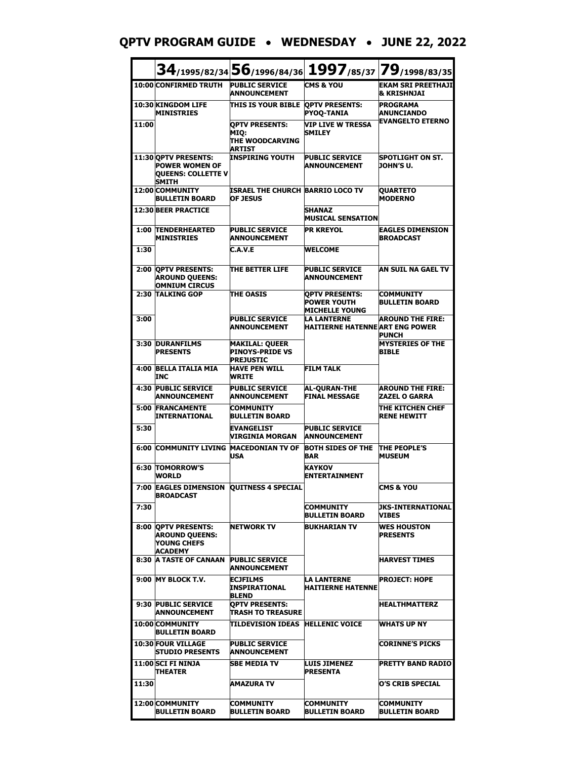# QPTV PROGRAM GUIDE • WEDNESDAY • JUNE 22, 2022

| | 34/1995/82/34 | 56/1996/84/36 | 1997/85/37 | 79/1998/83/35 |
|---|---|---|---|---|
| 10:00 | CONFIRMED TRUTH | PUBLIC SERVICE ANNOUNCEMENT | CMS & YOU | EKAM SRI PREETHAJI & KRISHNJAI |
| 10:30 | KINGDOM LIFE MINISTRIES | THIS IS YOUR BIBLE | QPTV PRESENTS: PYOQ-TANIA | PROGRAMA ANUNCIANDO EVANGELTO ETERNO |
| 11:00 | | QPTV PRESENTS: MIQ: THE WOODCARVING ARTIST | VIP LIVE W TRESSA SMILEY | |
| 11:30 | QPTV PRESENTS: POWER WOMEN OF QUEENS: COLLETTE V SMITH | INSPIRING YOUTH | PUBLIC SERVICE ANNOUNCEMENT | SPOTLIGHT ON ST. JOHN'S U. |
| 12:00 | COMMUNITY BULLETIN BOARD | ISRAEL THE CHURCH OF JESUS | BARRIO LOCO TV | QUARTETO MODERNO |
| 12:30 | BEER PRACTICE | | SHANAZ MUSICAL SENSATION | |
| 1:00 | TENDERHEARTED MINISTRIES | PUBLIC SERVICE ANNOUNCEMENT | PR KREYOL | EAGLES DIMENSION BROADCAST |
| 1:30 | | C.A.V.E | WELCOME | |
| 2:00 | QPTV PRESENTS: AROUND QUEENS: OMNIUM CIRCUS | THE BETTER LIFE | PUBLIC SERVICE ANNOUNCEMENT | AN SUIL NA GAEL TV |
| 2:30 | TALKING GOP | THE OASIS | QPTV PRESENTS: POWER YOUTH MICHELLE YOUNG | COMMUNITY BULLETIN BOARD |
| 3:00 | | PUBLIC SERVICE ANNOUNCEMENT | LA LANTERNE HAITIERNE HATENNE | AROUND THE FIRE: ART ENG POWER PUNCH |
| 3:30 | DURANFILMS PRESENTS | MAKILAL: QUEER PINOYS-PRIDE VS PREJUSTIC | | MYSTERIES OF THE BIBLE |
| 4:00 | BELLA ITALIA MIA INC | HAVE PEN WILL WRITE | FILM TALK | |
| 4:30 | PUBLIC SERVICE ANNOUNCEMENT | PUBLIC SERVICE ANNOUNCEMENT | AL-QURAN-THE FINAL MESSAGE | AROUND THE FIRE: ZAZEL O GARRA |
| 5:00 | FRANCAMENTE INTERNATIONAL | COMMUNITY BULLETIN BOARD | | THE KITCHEN CHEF RENE HEWITT |
| 5:30 | | EVANGELIST VIRGINIA MORGAN | PUBLIC SERVICE ANNOUNCEMENT | |
| 6:00 | COMMUNITY LIVING | MACEDONIAN TV OF USA | BOTH SIDES OF THE BAR | THE PEOPLE'S MUSEUM |
| 6:30 | TOMORROW'S WORLD | | KAYKOV ENTERTAINMENT | |
| 7:00 | EAGLES DIMENSION BROADCAST | QUITNESS 4 SPECIAL | | CMS & YOU |
| 7:30 | | | COMMUNITY BULLETIN BOARD | JKS-INTERNATIONAL VIBES |
| 8:00 | QPTV PRESENTS: AROUND QUEENS: YOUNG CHEFS ACADEMY | NETWORK TV | BUKHARIAN TV | WES HOUSTON PRESENTS |
| 8:30 | A TASTE OF CANAAN | PUBLIC SERVICE ANNOUNCEMENT | | HARVEST TIMES |
| 9:00 | MY BLOCK T.V. | ECJFILMS INSPIRATIONAL BLEND | LA LANTERNE HAITIERNE HATENNE | PROJECT: HOPE |
| 9:30 | PUBLIC SERVICE ANNOUNCEMENT | QPTV PRESENTS: TRASH TO TREASURE | | HEALTHMATTERZ |
| 10:00 | COMMUNITY BULLETIN BOARD | TILDEVISION IDEAS | HELLENIC VOICE | WHATS UP NY |
| 10:30 | FOUR VILLAGE STUDIO PRESENTS | PUBLIC SERVICE ANNOUNCEMENT | | CORINNE'S PICKS |
| 11:00 | SCI FI NINJA THEATER | SBE MEDIA TV | LUIS JIMENEZ PRESENTA | PRETTY BAND RADIO |
| 11:30 | | AMAZURA TV | | O'S CRIB SPECIAL |
| 12:00 | COMMUNITY BULLETIN BOARD | COMMUNITY BULLETIN BOARD | COMMUNITY BULLETIN BOARD | COMMUNITY BULLETIN BOARD |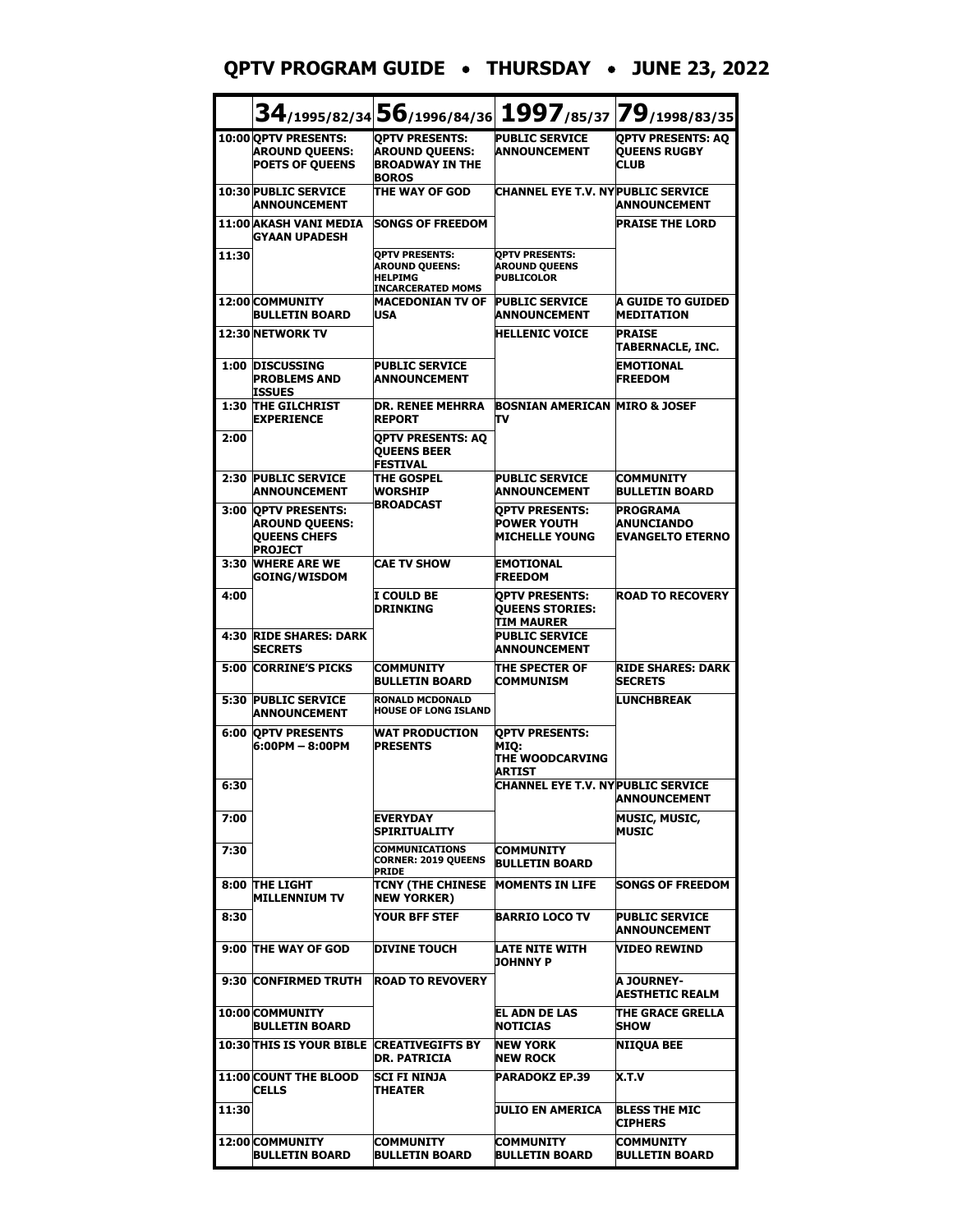# QPTV PROGRAM GUIDE • THURSDAY • JUNE 23, 2022

| | 34/1995/82/34 | 56/1996/84/36 | 1997/85/37 | 79/1998/83/35 |
|---|---|---|---|---|
| 10:00 | QPTV PRESENTS: AROUND QUEENS: POETS OF QUEENS | QPTV PRESENTS: AROUND QUEENS: BROADWAY IN THE BOROS | PUBLIC SERVICE ANNOUNCEMENT | QPTV PRESENTS: AQ QUEENS RUGBY CLUB |
| 10:30 | PUBLIC SERVICE ANNOUNCEMENT | THE WAY OF GOD | CHANNEL EYE T.V. NY | PUBLIC SERVICE ANNOUNCEMENT |
| 11:00 | AKASH VANI MEDIA GYAAN UPADESH | SONGS OF FREEDOM | | PRAISE THE LORD |
| 11:30 | | QPTV PRESENTS: AROUND QUEENS: HELPIMG INCARCERATED MOMS | QPTV PRESENTS: AROUND QUEENS PUBLICOLOR | |
| 12:00 | COMMUNITY BULLETIN BOARD | MACEDONIAN TV OF USA | PUBLIC SERVICE ANNOUNCEMENT | A GUIDE TO GUIDED MEDITATION |
| 12:30 | NETWORK TV | | HELLENIC VOICE | PRAISE TABERNACLE, INC. |
| 1:00 | DISCUSSING PROBLEMS AND ISSUES | PUBLIC SERVICE ANNOUNCEMENT | | EMOTIONAL FREEDOM |
| 1:30 | THE GILCHRIST EXPERIENCE | DR. RENEE MEHRRA REPORT | BOSNIAN AMERICAN TV | MIRO & JOSEF |
| 2:00 | | QPTV PRESENTS: AQ QUEENS BEER FESTIVAL | | |
| 2:30 | PUBLIC SERVICE ANNOUNCEMENT | THE GOSPEL WORSHIP BROADCAST | PUBLIC SERVICE ANNOUNCEMENT | COMMUNITY BULLETIN BOARD |
| 3:00 | QPTV PRESENTS: AROUND QUEENS: QUEENS CHEFS PROJECT | | QPTV PRESENTS: POWER YOUTH MICHELLE YOUNG | PROGRAMA ANUNCIANDO EVANGELTO ETERNO |
| 3:30 | WHERE ARE WE GOING/WISDOM | CAE TV SHOW | EMOTIONAL FREEDOM | |
| 4:00 | | I COULD BE DRINKING | QPTV PRESENTS: QUEENS STORIES: TIM MAURER | ROAD TO RECOVERY |
| 4:30 | RIDE SHARES: DARK SECRETS | | PUBLIC SERVICE ANNOUNCEMENT | |
| 5:00 | CORRINE'S PICKS | COMMUNITY BULLETIN BOARD | THE SPECTER OF COMMUNISM | RIDE SHARES: DARK SECRETS |
| 5:30 | PUBLIC SERVICE ANNOUNCEMENT | RONALD MCDONALD HOUSE OF LONG ISLAND | | LUNCHBREAK |
| 6:00 | QPTV PRESENTS 6:00PM – 8:00PM | WAT PRODUCTION PRESENTS | QPTV PRESENTS: MIQ: THE WOODCARVING ARTIST | |
| 6:30 | | | CHANNEL EYE T.V. NY | PUBLIC SERVICE ANNOUNCEMENT |
| 7:00 | | EVERYDAY SPIRITUALITY | | MUSIC, MUSIC, MUSIC |
| 7:30 | | COMMUNICATIONS CORNER: 2019 QUEENS PRIDE | COMMUNITY BULLETIN BOARD | |
| 8:00 | THE LIGHT MILLENNIUM TV | TCNY (THE CHINESE NEW YORKER) | MOMENTS IN LIFE | SONGS OF FREEDOM |
| 8:30 | | YOUR BFF STEF | BARRIO LOCO TV | PUBLIC SERVICE ANNOUNCEMENT |
| 9:00 | THE WAY OF GOD | DIVINE TOUCH | LATE NITE WITH JOHNNY P | VIDEO REWIND |
| 9:30 | CONFIRMED TRUTH | ROAD TO REVOVERY | | A JOURNEY- AESTHETIC REALM |
| 10:00 | COMMUNITY BULLETIN BOARD | | EL ADN DE LAS NOTICIAS | THE GRACE GRELLA SHOW |
| 10:30 | THIS IS YOUR BIBLE | CREATIVEGIFTS BY DR. PATRICIA | NEW YORK NEW ROCK | NIIQUA BEE |
| 11:00 | COUNT THE BLOOD CELLS | SCI FI NINJA THEATER | PARADOKZ EP.39 | X.T.V |
| 11:30 | | | JULIO EN AMERICA | BLESS THE MIC CIPHERS |
| 12:00 | COMMUNITY BULLETIN BOARD | COMMUNITY BULLETIN BOARD | COMMUNITY BULLETIN BOARD | COMMUNITY BULLETIN BOARD |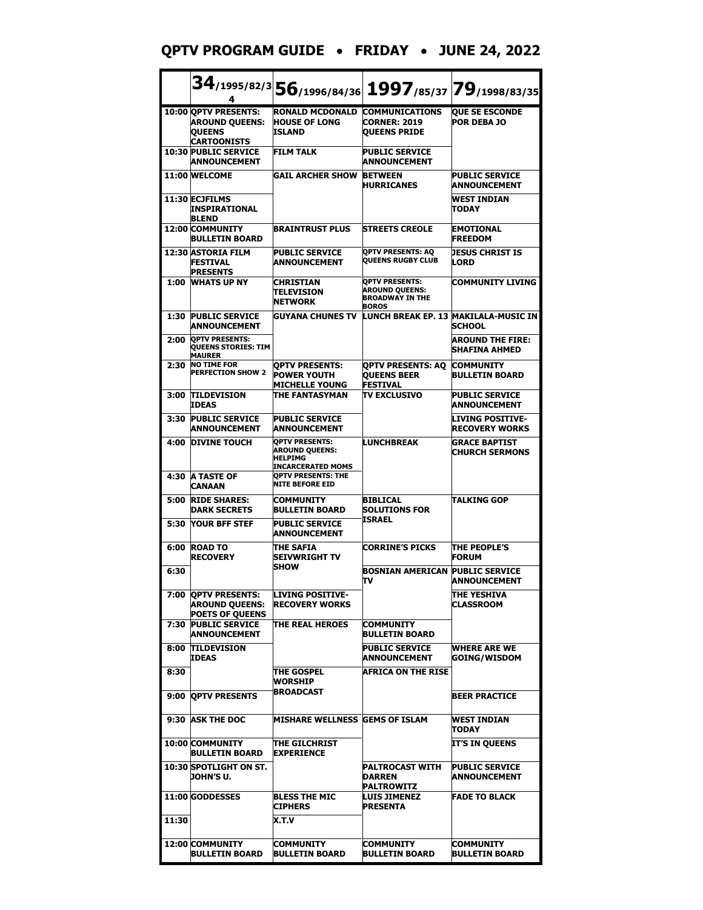# QPTV PROGRAM GUIDE • FRIDAY • JUNE 24, 2022

| | 34/1995/82/34 | 56/1996/84/36 | 1997/85/37 | 79/1998/83/35 |
|---|---|---|---|---|
| 10:00 | QPTV PRESENTS: AROUND QUEENS: QUEENS CARTOONISTS | RONALD MCDONALD HOUSE OF LONG ISLAND | COMMUNICATIONS CORNER: 2019 QUEENS PRIDE | QUE SE ESCONDE POR DEBA JO |
| 10:30 | PUBLIC SERVICE ANNOUNCEMENT | FILM TALK | PUBLIC SERVICE ANNOUNCEMENT | |
| 11:00 | WELCOME | GAIL ARCHER SHOW | BETWEEN HURRICANES | PUBLIC SERVICE ANNOUNCEMENT |
| 11:30 | ECJFILMS INSPIRATIONAL BLEND | | | WEST INDIAN TODAY |
| 12:00 | COMMUNITY BULLETIN BOARD | BRAINTRUST PLUS | STREETS CREOLE | EMOTIONAL FREEDOM |
| 12:30 | ASTORIA FILM FESTIVAL PRESENTS | PUBLIC SERVICE ANNOUNCEMENT | QPTV PRESENTS: AQ QUEENS RUGBY CLUB | JESUS CHRIST IS LORD |
| 1:00 | WHATS UP NY | CHRISTIAN TELEVISION NETWORK | QPTV PRESENTS: AROUND QUEENS: BROADWAY IN THE BOROS | COMMUNITY LIVING |
| 1:30 | PUBLIC SERVICE ANNOUNCEMENT | GUYANA CHUNES TV | LUNCH BREAK EP. 13 | MAKILALA-MUSIC IN SCHOOL |
| 2:00 | QPTV PRESENTS: QUEENS STORIES: TIM MAURER | | | AROUND THE FIRE: SHAFINA AHMED |
| 2:30 | NO TIME FOR PERFECTION SHOW 2 | QPTV PRESENTS: POWER YOUTH MICHELLE YOUNG | QPTV PRESENTS: AQ QUEENS BEER FESTIVAL | COMMUNITY BULLETIN BOARD |
| 3:00 | TILDEVISION IDEAS | THE FANTASYMAN | TV EXCLUSIVO | PUBLIC SERVICE ANNOUNCEMENT |
| 3:30 | PUBLIC SERVICE ANNOUNCEMENT | PUBLIC SERVICE ANNOUNCEMENT | | LIVING POSITIVE-RECOVERY WORKS |
| 4:00 | DIVINE TOUCH | QPTV PRESENTS: AROUND QUEENS: HELPIMG INCARCERATED MOMS | LUNCHBREAK | GRACE BAPTIST CHURCH SERMONS |
| 4:30 | A TASTE OF CANAAN | QPTV PRESENTS: THE NITE BEFORE EID | | |
| 5:00 | RIDE SHARES: DARK SECRETS | COMMUNITY BULLETIN BOARD | BIBLICAL SOLUTIONS FOR ISRAEL | TALKING GOP |
| 5:30 | YOUR BFF STEF | PUBLIC SERVICE ANNOUNCEMENT | | |
| 6:00 | ROAD TO RECOVERY | THE SAFIA SEIVWRIGHT TV SHOW | CORRINE'S PICKS | THE PEOPLE'S FORUM |
| 6:30 | | | BOSNIAN AMERICAN TV | PUBLIC SERVICE ANNOUNCEMENT |
| 7:00 | QPTV PRESENTS: AROUND QUEENS: POETS OF QUEENS | LIVING POSITIVE-RECOVERY WORKS | | THE YESHIVA CLASSROOM |
| 7:30 | PUBLIC SERVICE ANNOUNCEMENT | THE REAL HEROES | COMMUNITY BULLETIN BOARD | |
| 8:00 | TILDEVISION IDEAS | | PUBLIC SERVICE ANNOUNCEMENT | WHERE ARE WE GOING/WISDOM |
| 8:30 | | THE GOSPEL WORSHIP BROADCAST | AFRICA ON THE RISE | |
| 9:00 | QPTV PRESENTS | | | BEER PRACTICE |
| 9:30 | ASK THE DOC | MISHARE WELLNESS | GEMS OF ISLAM | WEST INDIAN TODAY |
| 10:00 | COMMUNITY BULLETIN BOARD | THE GILCHRIST EXPERIENCE | | IT'S IN QUEENS |
| 10:30 | SPOTLIGHT ON ST. JOHN'S U. | | PALTROCAST WITH DARREN PALTROWITZ | PUBLIC SERVICE ANNOUNCEMENT |
| 11:00 | GODDESSES | BLESS THE MIC CIPHERS | LUIS JIMENEZ PRESENTA | FADE TO BLACK |
| 11:30 | | X.T.V | | |
| 12:00 | COMMUNITY BULLETIN BOARD | COMMUNITY BULLETIN BOARD | COMMUNITY BULLETIN BOARD | COMMUNITY BULLETIN BOARD |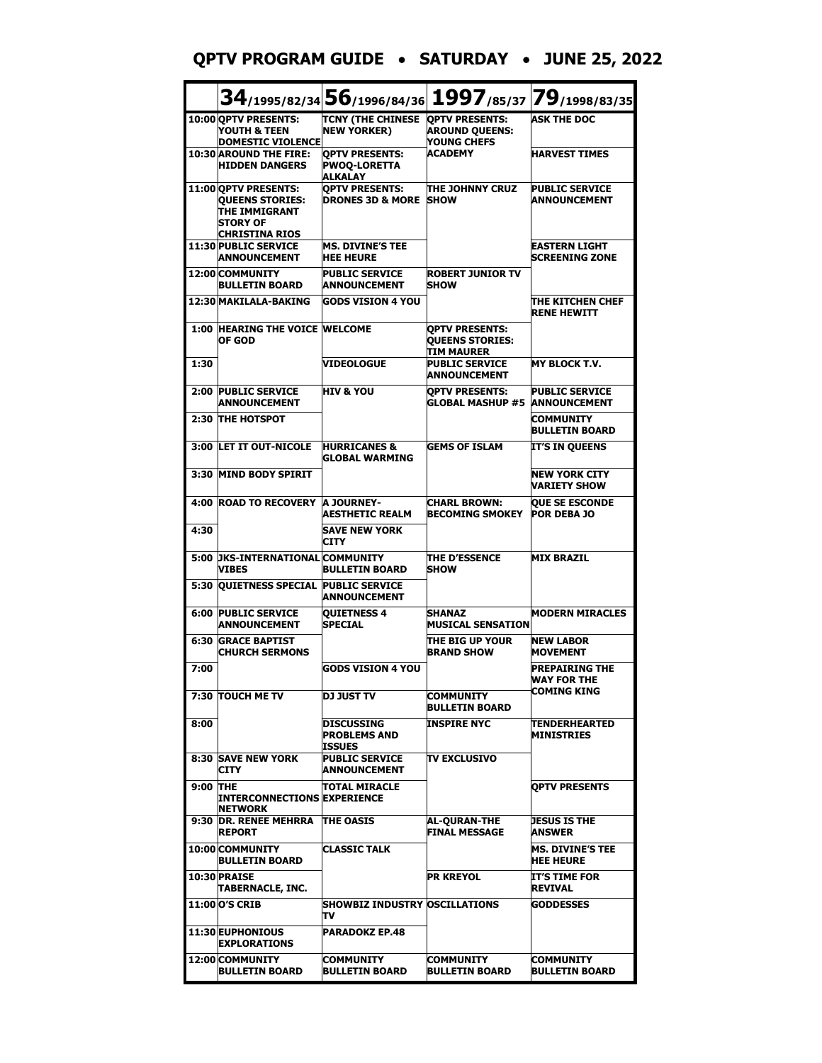# QPTV PROGRAM GUIDE • SATURDAY • JUNE 25, 2022

| | 34/1995/82/34 | 56/1996/84/36 | 1997/85/37 | 79/1998/83/35 |
|---|---|---|---|---|
| 10:00 | QPTV PRESENTS: YOUTH & TEEN DOMESTIC VIOLENCE | TCNY (THE CHINESE NEW YORKER) | QPTV PRESENTS: AROUND QUEENS: YOUNG CHEFS ACADEMY | ASK THE DOC |
| 10:30 | AROUND THE FIRE: HIDDEN DANGERS | QPTV PRESENTS: PWOQ-LORETTA ALKALAY | | HARVEST TIMES |
| 11:00 | QPTV PRESENTS: QUEENS STORIES: THE IMMIGRANT STORY OF CHRISTINA RIOS | QPTV PRESENTS: DRONES 3D & MORE | THE JOHNNY CRUZ SHOW | PUBLIC SERVICE ANNOUNCEMENT |
| 11:30 | PUBLIC SERVICE ANNOUNCEMENT | MS. DIVINE'S TEE HEE HEURE | | EASTERN LIGHT SCREENING ZONE |
| 12:00 | COMMUNITY BULLETIN BOARD | PUBLIC SERVICE ANNOUNCEMENT | ROBERT JUNIOR TV SHOW | |
| 12:30 | MAKILALA-BAKING | GODS VISION 4 YOU | | THE KITCHEN CHEF RENE HEWITT |
| 1:00 | HEARING THE VOICE OF GOD | WELCOME | QPTV PRESENTS: QUEENS STORIES: TIM MAURER | |
| 1:30 | | VIDEOLOGUE | PUBLIC SERVICE ANNOUNCEMENT | MY BLOCK T.V. |
| 2:00 | PUBLIC SERVICE ANNOUNCEMENT | HIV & YOU | QPTV PRESENTS: GLOBAL MASHUP #5 | PUBLIC SERVICE ANNOUNCEMENT |
| 2:30 | THE HOTSPOT | | | COMMUNITY BULLETIN BOARD |
| 3:00 | LET IT OUT-NICOLE | HURRICANES & GLOBAL WARMING | GEMS OF ISLAM | IT'S IN QUEENS |
| 3:30 | MIND BODY SPIRIT | | | NEW YORK CITY VARIETY SHOW |
| 4:00 | ROAD TO RECOVERY | A JOURNEY-AESTHETIC REALM | CHARL BROWN: BECOMING SMOKEY | QUE SE ESCONDE POR DEBA JO |
| 4:30 | | SAVE NEW YORK CITY | | |
| 5:00 | JKS-INTERNATIONAL VIBES | COMMUNITY BULLETIN BOARD | THE D'ESSENCE SHOW | MIX BRAZIL |
| 5:30 | QUIETNESS SPECIAL | PUBLIC SERVICE ANNOUNCEMENT | | |
| 6:00 | PUBLIC SERVICE ANNOUNCEMENT | QUIETNESS 4 SPECIAL | SHANAZ MUSICAL SENSATION | MODERN MIRACLES |
| 6:30 | GRACE BAPTIST CHURCH SERMONS | | THE BIG UP YOUR BRAND SHOW | NEW LABOR MOVEMENT |
| 7:00 | | GODS VISION 4 YOU | | PREPAIRING THE WAY FOR THE COMING KING |
| 7:30 | TOUCH ME TV | DJ JUST TV | COMMUNITY BULLETIN BOARD | |
| 8:00 | | DISCUSSING PROBLEMS AND ISSUES | INSPIRE NYC | TENDERHEARTED MINISTRIES |
| 8:30 | SAVE NEW YORK CITY | PUBLIC SERVICE ANNOUNCEMENT | TV EXCLUSIVO | |
| 9:00 | THE INTERCONNECTIONS NETWORK | TOTAL MIRACLE EXPERIENCE | | QPTV PRESENTS |
| 9:30 | DR. RENEE MEHRRA REPORT | THE OASIS | AL-QURAN-THE FINAL MESSAGE | JESUS IS THE ANSWER |
| 10:00 | COMMUNITY BULLETIN BOARD | CLASSIC TALK | | MS. DIVINE'S TEE HEE HEURE |
| 10:30 | PRAISE TABERNACLE, INC. | | PR KREYOL | IT'S TIME FOR REVIVAL |
| 11:00 | O'S CRIB | SHOWBIZ INDUSTRY TV | OSCILLATIONS | GODDESSES |
| 11:30 | EUPHONIOUS EXPLORATIONS | PARADOKZ EP.48 | | |
| 12:00 | COMMUNITY BULLETIN BOARD | COMMUNITY BULLETIN BOARD | COMMUNITY BULLETIN BOARD | COMMUNITY BULLETIN BOARD |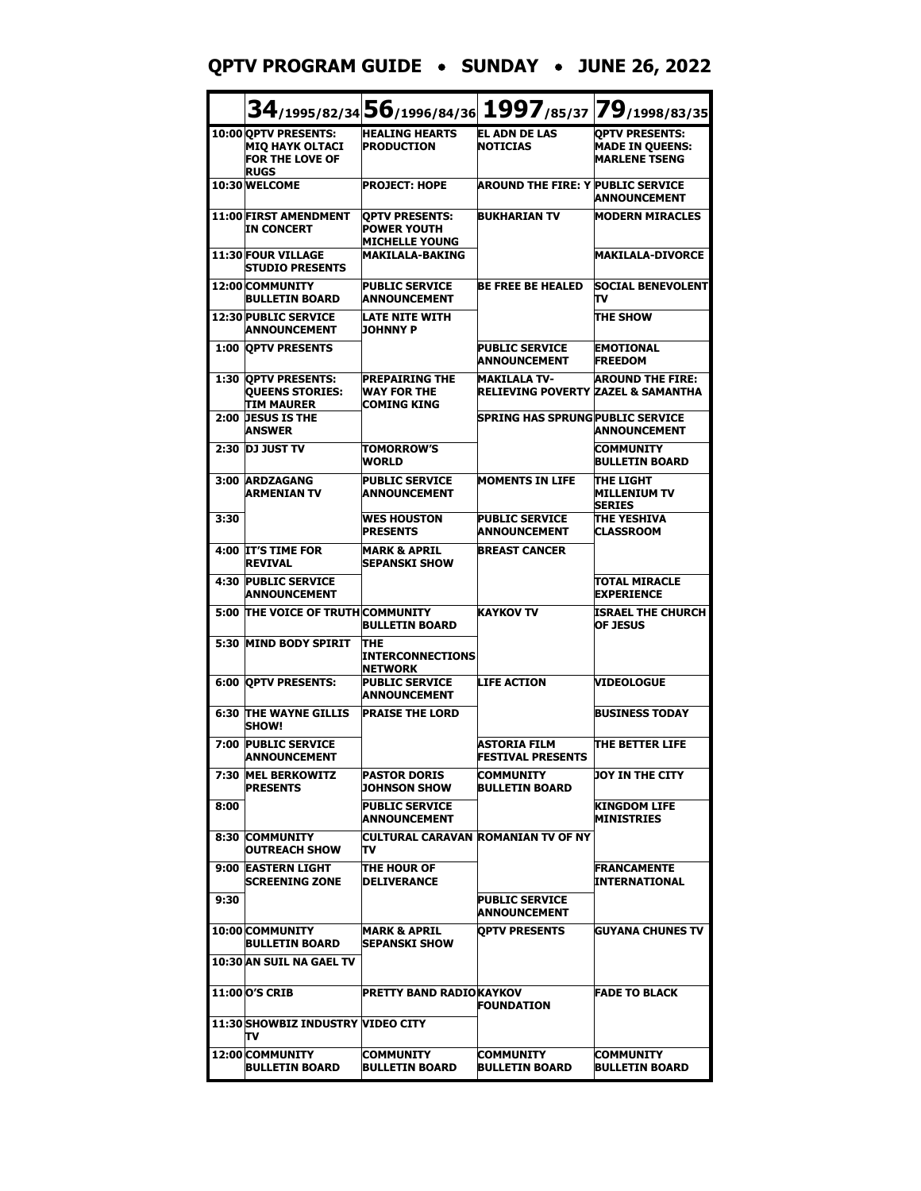# QPTV PROGRAM GUIDE • SUNDAY • JUNE 26, 2022

| | 34/1995/82/34 | 56/1996/84/36 | 1997/85/37 | 79/1998/83/35 |
|---|---|---|---|---|
| 10:00 | QPTV PRESENTS: MIQ HAYK OLTACI FOR THE LOVE OF RUGS | HEALING HEARTS PRODUCTION | EL ADN DE LAS NOTICIAS | QPTV PRESENTS: MADE IN QUEENS: MARLENE TSENG |
| 10:30 | WELCOME | PROJECT: HOPE | AROUND THE FIRE: Y | PUBLIC SERVICE ANNOUNCEMENT |
| 11:00 | FIRST AMENDMENT IN CONCERT | QPTV PRESENTS: POWER YOUTH MICHELLE YOUNG | BUKHARIAN TV | MODERN MIRACLES |
| 11:30 | FOUR VILLAGE STUDIO PRESENTS | MAKILALA-BAKING | | MAKILALA-DIVORCE |
| 12:00 | COMMUNITY BULLETIN BOARD | PUBLIC SERVICE ANNOUNCEMENT | BE FREE BE HEALED | SOCIAL BENEVOLENT TV |
| 12:30 | PUBLIC SERVICE ANNOUNCEMENT | LATE NITE WITH JOHNNY P | | THE SHOW |
| 1:00 | QPTV PRESENTS | | PUBLIC SERVICE ANNOUNCEMENT | EMOTIONAL FREEDOM |
| 1:30 | QPTV PRESENTS: QUEENS STORIES: TIM MAURER | PREPAIRING THE WAY FOR THE COMING KING | MAKILALA TV-RELIEVING POVERTY | AROUND THE FIRE: ZAZEL & SAMANTHA |
| 2:00 | JESUS IS THE ANSWER | | SPRING HAS SPRUNG | PUBLIC SERVICE ANNOUNCEMENT |
| 2:30 | DJ JUST TV | TOMORROW'S WORLD | | COMMUNITY BULLETIN BOARD |
| 3:00 | ARDZAGANG ARMENIAN TV | PUBLIC SERVICE ANNOUNCEMENT | MOMENTS IN LIFE | THE LIGHT MILLENIUM TV SERIES |
| 3:30 | | WES HOUSTON PRESENTS | PUBLIC SERVICE ANNOUNCEMENT | THE YESHIVA CLASSROOM |
| 4:00 | IT'S TIME FOR REVIVAL | MARK & APRIL SEPANSKI SHOW | BREAST CANCER | |
| 4:30 | PUBLIC SERVICE ANNOUNCEMENT | | | TOTAL MIRACLE EXPERIENCE |
| 5:00 | THE VOICE OF TRUTH | COMMUNITY BULLETIN BOARD | KAYKOV TV | ISRAEL THE CHURCH OF JESUS |
| 5:30 | MIND BODY SPIRIT | THE INTERCONNECTIONS NETWORK | | |
| 6:00 | QPTV PRESENTS: | PUBLIC SERVICE ANNOUNCEMENT | LIFE ACTION | VIDEOLOGUE |
| 6:30 | THE WAYNE GILLIS SHOW! | PRAISE THE LORD | | BUSINESS TODAY |
| 7:00 | PUBLIC SERVICE ANNOUNCEMENT | | ASTORIA FILM FESTIVAL PRESENTS | THE BETTER LIFE |
| 7:30 | MEL BERKOWITZ PRESENTS | PASTOR DORIS JOHNSON SHOW | COMMUNITY BULLETIN BOARD | JOY IN THE CITY |
| 8:00 | | PUBLIC SERVICE ANNOUNCEMENT | | KINGDOM LIFE MINISTRIES |
| 8:30 | COMMUNITY OUTREACH SHOW | CULTURAL CARAVAN TV | ROMANIAN TV OF NY | |
| 9:00 | EASTERN LIGHT SCREENING ZONE | THE HOUR OF DELIVERANCE | | FRANCAMENTE INTERNATIONAL |
| 9:30 | | | PUBLIC SERVICE ANNOUNCEMENT | |
| 10:00 | COMMUNITY BULLETIN BOARD | MARK & APRIL SEPANSKI SHOW | QPTV PRESENTS | GUYANA CHUNES TV |
| 10:30 | AN SUIL NA GAEL TV | | | |
| 11:00 | O'S CRIB | PRETTY BAND RADIO | KAYKOV FOUNDATION | FADE TO BLACK |
| 11:30 | SHOWBIZ INDUSTRY TV | VIDEO CITY | | |
| 12:00 | COMMUNITY BULLETIN BOARD | COMMUNITY BULLETIN BOARD | COMMUNITY BULLETIN BOARD | COMMUNITY BULLETIN BOARD |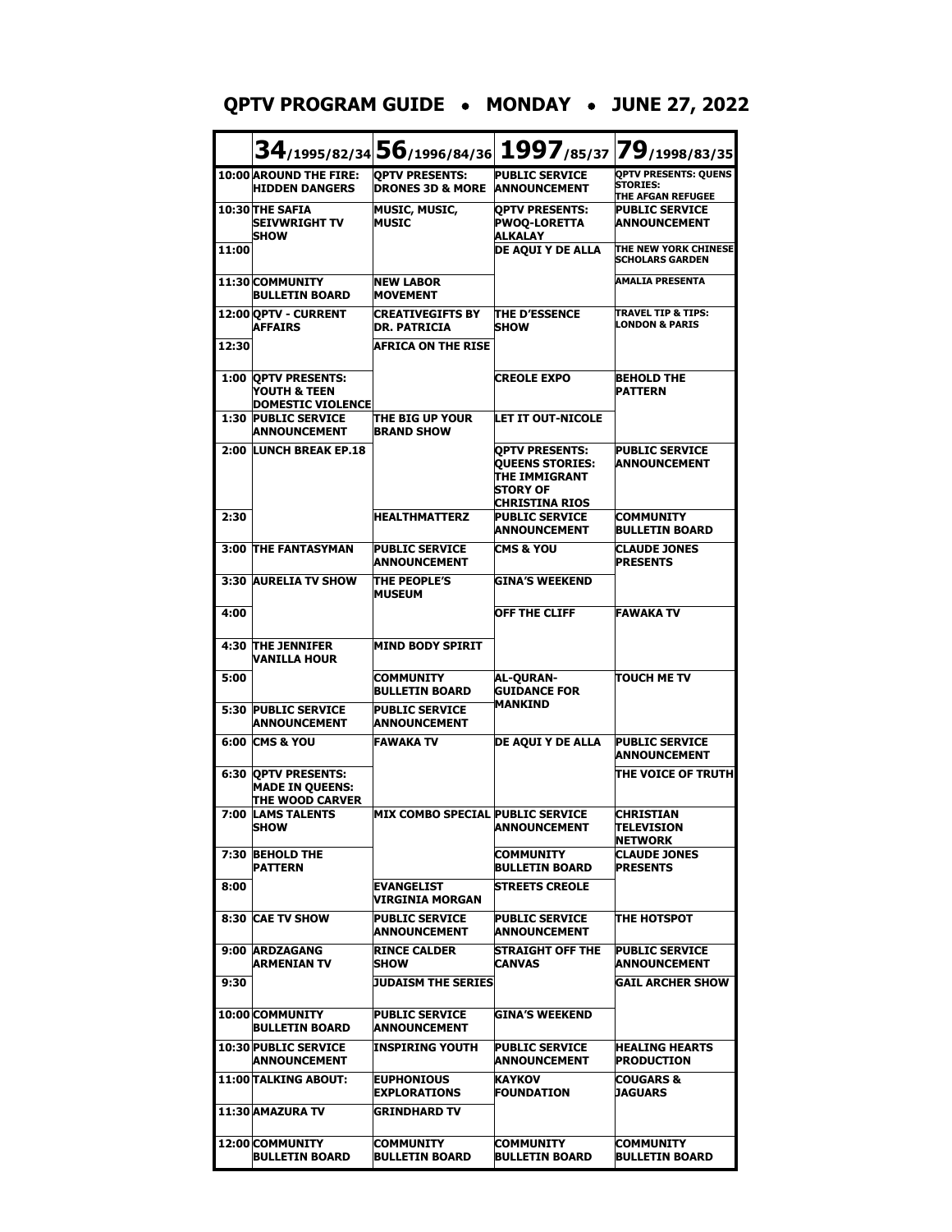# QPTV PROGRAM GUIDE • MONDAY • JUNE 27, 2022

| | 34/1995/82/34 | 56/1996/84/36 | 1997/85/37 | 79/1998/83/35 |
|---|---|---|---|---|
| 10:00 | AROUND THE FIRE: HIDDEN DANGERS | QPTV PRESENTS: DRONES 3D & MORE | PUBLIC SERVICE ANNOUNCEMENT | QPTV PRESENTS: QUENS STORIES: THE AFGAN REFUGEE |
| 10:30 | THE SAFIA SEIVWRIGHT TV SHOW | MUSIC, MUSIC, MUSIC | QPTV PRESENTS: PWOQ-LORETTA ALKALAY | PUBLIC SERVICE ANNOUNCEMENT |
| 11:00 | | | DE AQUI Y DE ALLA | THE NEW YORK CHINESE SCHOLARS GARDEN |
| 11:30 | COMMUNITY BULLETIN BOARD | NEW LABOR MOVEMENT | | AMALIA PRESENTA |
| 12:00 | QPTV - CURRENT AFFAIRS | CREATIVEGIFTS BY DR. PATRICIA | THE D'ESSENCE SHOW | TRAVEL TIP & TIPS: LONDON & PARIS |
| 12:30 | | AFRICA ON THE RISE | | |
| 1:00 | QPTV PRESENTS: YOUTH & TEEN DOMESTIC VIOLENCE | | CREOLE EXPO | BEHOLD THE PATTERN |
| 1:30 | PUBLIC SERVICE ANNOUNCEMENT | THE BIG UP YOUR BRAND SHOW | LET IT OUT-NICOLE | |
| 2:00 | LUNCH BREAK EP.18 | | QPTV PRESENTS: QUEENS STORIES: THE IMMIGRANT STORY OF CHRISTINA RIOS | PUBLIC SERVICE ANNOUNCEMENT |
| 2:30 | | HEALTHMATTERZ | PUBLIC SERVICE ANNOUNCEMENT | COMMUNITY BULLETIN BOARD |
| 3:00 | THE FANTASYMAN | PUBLIC SERVICE ANNOUNCEMENT | CMS & YOU | CLAUDE JONES PRESENTS |
| 3:30 | AURELIA TV SHOW | THE PEOPLE'S MUSEUM | GINA'S WEEKEND | |
| 4:00 | | | OFF THE CLIFF | FAWAKA TV |
| 4:30 | THE JENNIFER VANILLA HOUR | MIND BODY SPIRIT | | |
| 5:00 | | COMMUNITY BULLETIN BOARD | AL-QURAN-GUIDANCE FOR MANKIND | TOUCH ME TV |
| 5:30 | PUBLIC SERVICE ANNOUNCEMENT | PUBLIC SERVICE ANNOUNCEMENT | | |
| 6:00 | CMS & YOU | FAWAKA TV | DE AQUI Y DE ALLA | PUBLIC SERVICE ANNOUNCEMENT |
| 6:30 | QPTV PRESENTS: MADE IN QUEENS: THE WOOD CARVER | | | THE VOICE OF TRUTH |
| 7:00 | LAMS TALENTS SHOW | MIX COMBO SPECIAL | PUBLIC SERVICE ANNOUNCEMENT | CHRISTIAN TELEVISION NETWORK |
| 7:30 | BEHOLD THE PATTERN | | COMMUNITY BULLETIN BOARD | CLAUDE JONES PRESENTS |
| 8:00 | | EVANGELIST VIRGINIA MORGAN | STREETS CREOLE | |
| 8:30 | CAE TV SHOW | PUBLIC SERVICE ANNOUNCEMENT | PUBLIC SERVICE ANNOUNCEMENT | THE HOTSPOT |
| 9:00 | ARDZAGANG ARMENIAN TV | RINCE CALDER SHOW | STRAIGHT OFF THE CANVAS | PUBLIC SERVICE ANNOUNCEMENT |
| 9:30 | | JUDAISM THE SERIES | | GAIL ARCHER SHOW |
| 10:00 | COMMUNITY BULLETIN BOARD | PUBLIC SERVICE ANNOUNCEMENT | GINA'S WEEKEND | |
| 10:30 | PUBLIC SERVICE ANNOUNCEMENT | INSPIRING YOUTH | PUBLIC SERVICE ANNOUNCEMENT | HEALING HEARTS PRODUCTION |
| 11:00 | TALKING ABOUT: | EUPHONIOUS EXPLORATIONS | KAYKOV FOUNDATION | COUGARS & JAGUARS |
| 11:30 | AMAZURA TV | GRINDHARD TV | | |
| 12:00 | COMMUNITY BULLETIN BOARD | COMMUNITY BULLETIN BOARD | COMMUNITY BULLETIN BOARD | COMMUNITY BULLETIN BOARD |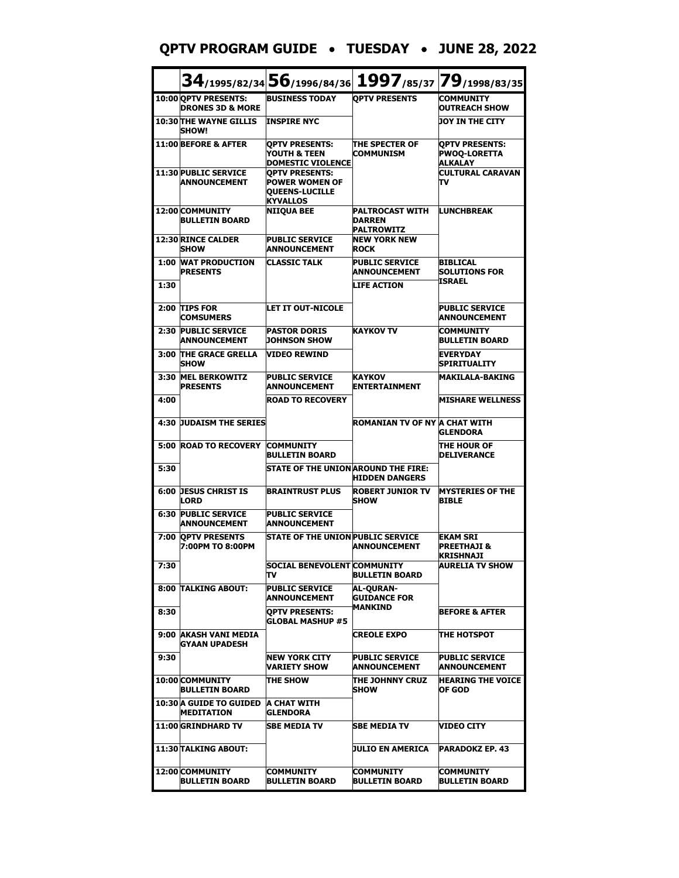# QPTV PROGRAM GUIDE • TUESDAY • JUNE 28, 2022

| | 34/1995/82/34 | 56/1996/84/36 | 1997/85/37 | 79/1998/83/35 |
|---|---|---|---|---|
| 10:00 | QPTV PRESENTS: DRONES 3D & MORE | BUSINESS TODAY | QPTV PRESENTS | COMMUNITY OUTREACH SHOW |
| 10:30 | THE WAYNE GILLIS SHOW! | INSPIRE NYC | | JOY IN THE CITY |
| 11:00 | BEFORE & AFTER | QPTV PRESENTS: YOUTH & TEEN DOMESTIC VIOLENCE | THE SPECTER OF COMMUNISM | QPTV PRESENTS: PWOQ-LORETTA ALKALAY |
| 11:30 | PUBLIC SERVICE ANNOUNCEMENT | QPTV PRESENTS: POWER WOMEN OF QUEENS-LUCILLE KYVALLOS | | CULTURAL CARAVAN TV |
| 12:00 | COMMUNITY BULLETIN BOARD | NIIQUA BEE | PALTROCAST WITH DARREN PALTROWITZ | LUNCHBREAK |
| 12:30 | RINCE CALDER SHOW | PUBLIC SERVICE ANNOUNCEMENT | NEW YORK NEW ROCK | |
| 1:00 | WAT PRODUCTION PRESENTS | CLASSIC TALK | PUBLIC SERVICE ANNOUNCEMENT | BIBLICAL SOLUTIONS FOR ISRAEL |
| 1:30 | | | LIFE ACTION | |
| 2:00 | TIPS FOR COMSUMERS | LET IT OUT-NICOLE | | PUBLIC SERVICE ANNOUNCEMENT |
| 2:30 | PUBLIC SERVICE ANNOUNCEMENT | PASTOR DORIS JOHNSON SHOW | KAYKOV TV | COMMUNITY BULLETIN BOARD |
| 3:00 | THE GRACE GRELLA SHOW | VIDEO REWIND | | EVERYDAY SPIRITUALITY |
| 3:30 | MEL BERKOWITZ PRESENTS | PUBLIC SERVICE ANNOUNCEMENT | KAYKOV ENTERTAINMENT | MAKILALA-BAKING |
| 4:00 | | ROAD TO RECOVERY | | MISHARE WELLNESS |
| 4:30 | JUDAISM THE SERIES | | ROMANIAN TV OF NY | A CHAT WITH GLENDORA |
| 5:00 | ROAD TO RECOVERY | COMMUNITY BULLETIN BOARD | | THE HOUR OF DELIVERANCE |
| 5:30 | | STATE OF THE UNION | AROUND THE FIRE: HIDDEN DANGERS | |
| 6:00 | JESUS CHRIST IS LORD | BRAINTRUST PLUS | ROBERT JUNIOR TV SHOW | MYSTERIES OF THE BIBLE |
| 6:30 | PUBLIC SERVICE ANNOUNCEMENT | PUBLIC SERVICE ANNOUNCEMENT | | |
| 7:00 | QPTV PRESENTS 7:00PM TO 8:00PM | STATE OF THE UNION | PUBLIC SERVICE ANNOUNCEMENT | EKAM SRI PREETHAJI & KRISHNAJI |
| 7:30 | | SOCIAL BENEVOLENT TV | COMMUNITY BULLETIN BOARD | AURELIA TV SHOW |
| 8:00 | TALKING ABOUT: | PUBLIC SERVICE ANNOUNCEMENT | AL-QURAN-GUIDANCE FOR MANKIND | |
| 8:30 | | QPTV PRESENTS: GLOBAL MASHUP #5 | | BEFORE & AFTER |
| 9:00 | AKASH VANI MEDIA GYAAN UPADESH | | CREOLE EXPO | THE HOTSPOT |
| 9:30 | | NEW YORK CITY VARIETY SHOW | PUBLIC SERVICE ANNOUNCEMENT | PUBLIC SERVICE ANNOUNCEMENT |
| 10:00 | COMMUNITY BULLETIN BOARD | THE SHOW | THE JOHNNY CRUZ SHOW | HEARING THE VOICE OF GOD |
| 10:30 | A GUIDE TO GUIDED MEDITATION | A CHAT WITH GLENDORA | | |
| 11:00 | GRINDHARD TV | SBE MEDIA TV | SBE MEDIA TV | VIDEO CITY |
| 11:30 | TALKING ABOUT: | | JULIO EN AMERICA | PARADOKZ EP. 43 |
| 12:00 | COMMUNITY BULLETIN BOARD | COMMUNITY BULLETIN BOARD | COMMUNITY BULLETIN BOARD | COMMUNITY BULLETIN BOARD |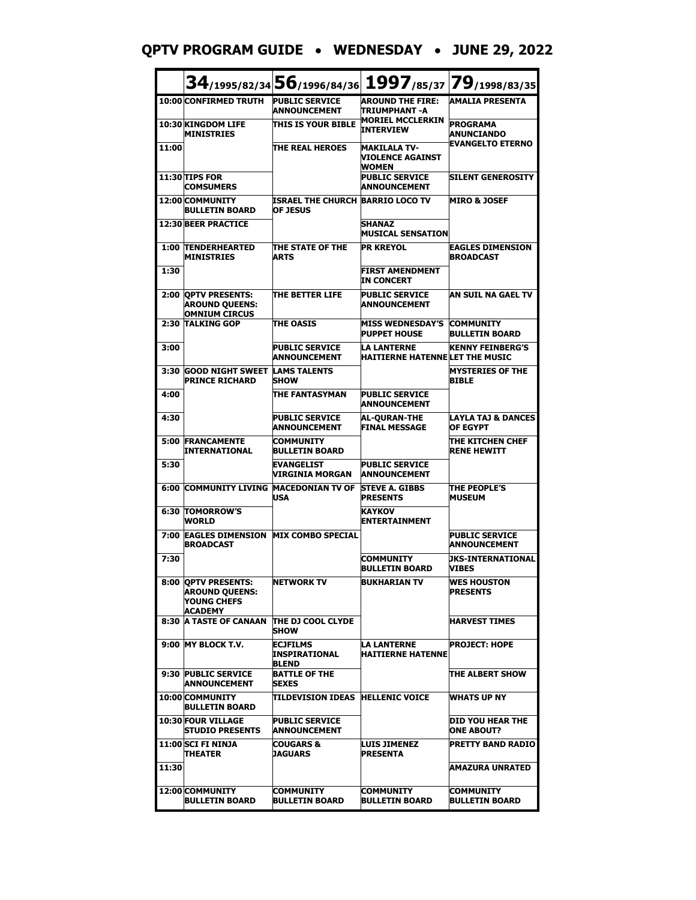# QPTV PROGRAM GUIDE • WEDNESDAY • JUNE 29, 2022

| | 34/1995/82/34 | 56/1996/84/36 | 1997/85/37 | 79/1998/83/35 |
|---|---|---|---|---|
| 10:00 | CONFIRMED TRUTH | PUBLIC SERVICE ANNOUNCEMENT | AROUND THE FIRE: TRIUMPHANT -A MORIEL MCCLERKIN INTERVIEW | AMALIA PRESENTA |
| 10:30 | KINGDOM LIFE MINISTRIES | THIS IS YOUR BIBLE | | PROGRAMA ANUNCIANDO EVANGELTO ETERNO |
| 11:00 | | THE REAL HEROES | MAKILALA TV-VIOLENCE AGAINST WOMEN | |
| 11:30 | TIPS FOR COMSUMERS | | PUBLIC SERVICE ANNOUNCEMENT | SILENT GENEROSITY |
| 12:00 | COMMUNITY BULLETIN BOARD | ISRAEL THE CHURCH OF JESUS | BARRIO LOCO TV | MIRO & JOSEF |
| 12:30 | BEER PRACTICE | | SHANAZ MUSICAL SENSATION | |
| 1:00 | TENDERHEARTED MINISTRIES | THE STATE OF THE ARTS | PR KREYOL | EAGLES DIMENSION BROADCAST |
| 1:30 | | | FIRST AMENDMENT IN CONCERT | |
| 2:00 | QPTV PRESENTS: AROUND QUEENS: OMNIUM CIRCUS | THE BETTER LIFE | PUBLIC SERVICE ANNOUNCEMENT | AN SUIL NA GAEL TV |
| 2:30 | TALKING GOP | THE OASIS | MISS WEDNESDAY'S PUPPET HOUSE | COMMUNITY BULLETIN BOARD |
| 3:00 | | PUBLIC SERVICE ANNOUNCEMENT | LA LANTERNE HAITIERNE HATENNE | KENNY FEINBERG'S LET THE MUSIC |
| 3:30 | GOOD NIGHT SWEET PRINCE RICHARD | LAMS TALENTS SHOW | | MYSTERIES OF THE BIBLE |
| 4:00 | | THE FANTASYMAN | PUBLIC SERVICE ANNOUNCEMENT | |
| 4:30 | | PUBLIC SERVICE ANNOUNCEMENT | AL-QURAN-THE FINAL MESSAGE | LAYLA TAJ & DANCES OF EGYPT |
| 5:00 | FRANCAMENTE INTERNATIONAL | COMMUNITY BULLETIN BOARD | | THE KITCHEN CHEF RENE HEWITT |
| 5:30 | | EVANGELIST VIRGINIA MORGAN | PUBLIC SERVICE ANNOUNCEMENT | |
| 6:00 | COMMUNITY LIVING | MACEDONIAN TV OF USA | STEVE A. GIBBS PRESENTS | THE PEOPLE'S MUSEUM |
| 6:30 | TOMORROW'S WORLD | | KAYKOV ENTERTAINMENT | |
| 7:00 | EAGLES DIMENSION BROADCAST | MIX COMBO SPECIAL | | PUBLIC SERVICE ANNOUNCEMENT |
| 7:30 | | | COMMUNITY BULLETIN BOARD | JKS-INTERNATIONAL VIBES |
| 8:00 | QPTV PRESENTS: AROUND QUEENS: YOUNG CHEFS ACADEMY | NETWORK TV | BUKHARIAN TV | WES HOUSTON PRESENTS |
| 8:30 | A TASTE OF CANAAN | THE DJ COOL CLYDE SHOW | | HARVEST TIMES |
| 9:00 | MY BLOCK T.V. | ECJFILMS INSPIRATIONAL BLEND | LA LANTERNE HAITIERNE HATENNE | PROJECT: HOPE |
| 9:30 | PUBLIC SERVICE ANNOUNCEMENT | BATTLE OF THE SEXES | | THE ALBERT SHOW |
| 10:00 | COMMUNITY BULLETIN BOARD | TILDEVISION IDEAS | HELLENIC VOICE | WHATS UP NY |
| 10:30 | FOUR VILLAGE STUDIO PRESENTS | PUBLIC SERVICE ANNOUNCEMENT | | DID YOU HEAR THE ONE ABOUT? |
| 11:00 | SCI FI NINJA THEATER | COUGARS & JAGUARS | LUIS JIMENEZ PRESENTA | PRETTY BAND RADIO |
| 11:30 | | | | AMAZURA UNRATED |
| 12:00 | COMMUNITY BULLETIN BOARD | COMMUNITY BULLETIN BOARD | COMMUNITY BULLETIN BOARD | COMMUNITY BULLETIN BOARD |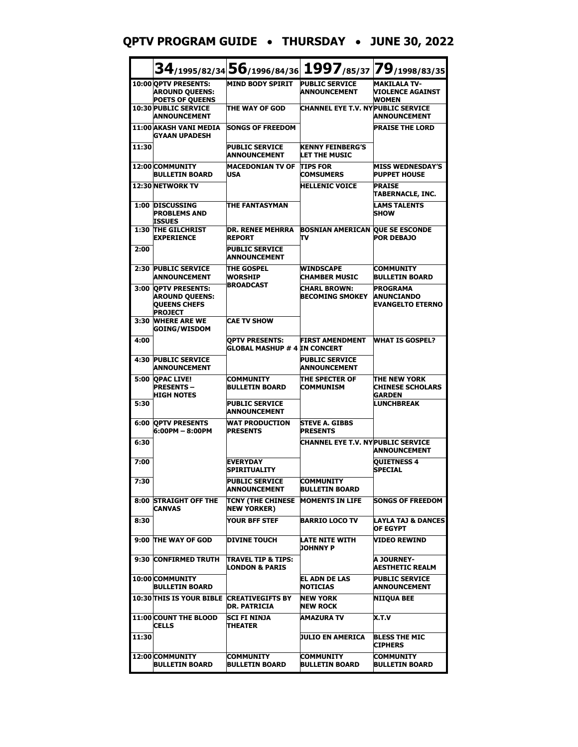# QPTV PROGRAM GUIDE • THURSDAY • JUNE 30, 2022

| | 34/1995/82/34 | 56/1996/84/36 | 1997/85/37 | 79/1998/83/35 |
|---|---|---|---|---|
| 10:00 | QPTV PRESENTS: AROUND QUEENS: POETS OF QUEENS | MIND BODY SPIRIT | PUBLIC SERVICE ANNOUNCEMENT | MAKILALA TV- VIOLENCE AGAINST WOMEN |
| 10:30 | PUBLIC SERVICE ANNOUNCEMENT | THE WAY OF GOD | CHANNEL EYE T.V. NY | PUBLIC SERVICE ANNOUNCEMENT |
| 11:00 | AKASH VANI MEDIA GYAAN UPADESH | SONGS OF FREEDOM | | PRAISE THE LORD |
| 11:30 | | PUBLIC SERVICE ANNOUNCEMENT | KENNY FEINBERG'S LET THE MUSIC | |
| 12:00 | COMMUNITY BULLETIN BOARD | MACEDONIAN TV OF USA | TIPS FOR COMSUMERS | MISS WEDNESDAY'S PUPPET HOUSE |
| 12:30 | NETWORK TV | | HELLENIC VOICE | PRAISE TABERNACLE, INC. |
| 1:00 | DISCUSSING PROBLEMS AND ISSUES | THE FANTASYMAN | | LAMS TALENTS SHOW |
| 1:30 | THE GILCHRIST EXPERIENCE | DR. RENEE MEHRRA REPORT | BOSNIAN AMERICAN TV | QUE SE ESCONDE POR DEBAJO |
| 2:00 | | PUBLIC SERVICE ANNOUNCEMENT | | |
| 2:30 | PUBLIC SERVICE ANNOUNCEMENT | THE GOSPEL WORSHIP BROADCAST | WINDSCAPE CHAMBER MUSIC | COMMUNITY BULLETIN BOARD |
| 3:00 | QPTV PRESENTS: AROUND QUEENS: QUEENS CHEFS PROJECT | | CHARL BROWN: BECOMING SMOKEY | PROGRAMA ANUNCIANDO EVANGELTO ETERNO |
| 3:30 | WHERE ARE WE GOING/WISDOM | CAE TV SHOW | | |
| 4:00 | | QPTV PRESENTS: GLOBAL MASHUP # 4 | FIRST AMENDMENT IN CONCERT | WHAT IS GOSPEL? |
| 4:30 | PUBLIC SERVICE ANNOUNCEMENT | | PUBLIC SERVICE ANNOUNCEMENT | |
| 5:00 | QPAC LIVE! PRESENTS – HIGH NOTES | COMMUNITY BULLETIN BOARD | THE SPECTER OF COMMUNISM | THE NEW YORK CHINESE SCHOLARS GARDEN |
| 5:30 | | PUBLIC SERVICE ANNOUNCEMENT | | LUNCHBREAK |
| 6:00 | QPTV PRESENTS 6:00PM – 8:00PM | WAT PRODUCTION PRESENTS | STEVE A. GIBBS PRESENTS | |
| 6:30 | | | CHANNEL EYE T.V. NY | PUBLIC SERVICE ANNOUNCEMENT |
| 7:00 | | EVERYDAY SPIRITUALITY | | QUIETNESS 4 SPECIAL |
| 7:30 | | PUBLIC SERVICE ANNOUNCEMENT | COMMUNITY BULLETIN BOARD | |
| 8:00 | STRAIGHT OFF THE CANVAS | TCNY (THE CHINESE NEW YORKER) | MOMENTS IN LIFE | SONGS OF FREEDOM |
| 8:30 | | YOUR BFF STEF | BARRIO LOCO TV | LAYLA TAJ & DANCES OF EGYPT |
| 9:00 | THE WAY OF GOD | DIVINE TOUCH | LATE NITE WITH JOHNNY P | VIDEO REWIND |
| 9:30 | CONFIRMED TRUTH | TRAVEL TIP & TIPS: LONDON & PARIS | | A JOURNEY- AESTHETIC REALM |
| 10:00 | COMMUNITY BULLETIN BOARD | | EL ADN DE LAS NOTICIAS | PUBLIC SERVICE ANNOUNCEMENT |
| 10:30 | THIS IS YOUR BIBLE | CREATIVEGIFTS BY DR. PATRICIA | NEW YORK NEW ROCK | NIIQUA BEE |
| 11:00 | COUNT THE BLOOD CELLS | SCI FI NINJA THEATER | AMAZURA TV | X.T.V |
| 11:30 | | | JULIO EN AMERICA | BLESS THE MIC CIPHERS |
| 12:00 | COMMUNITY BULLETIN BOARD | COMMUNITY BULLETIN BOARD | COMMUNITY BULLETIN BOARD | COMMUNITY BULLETIN BOARD |